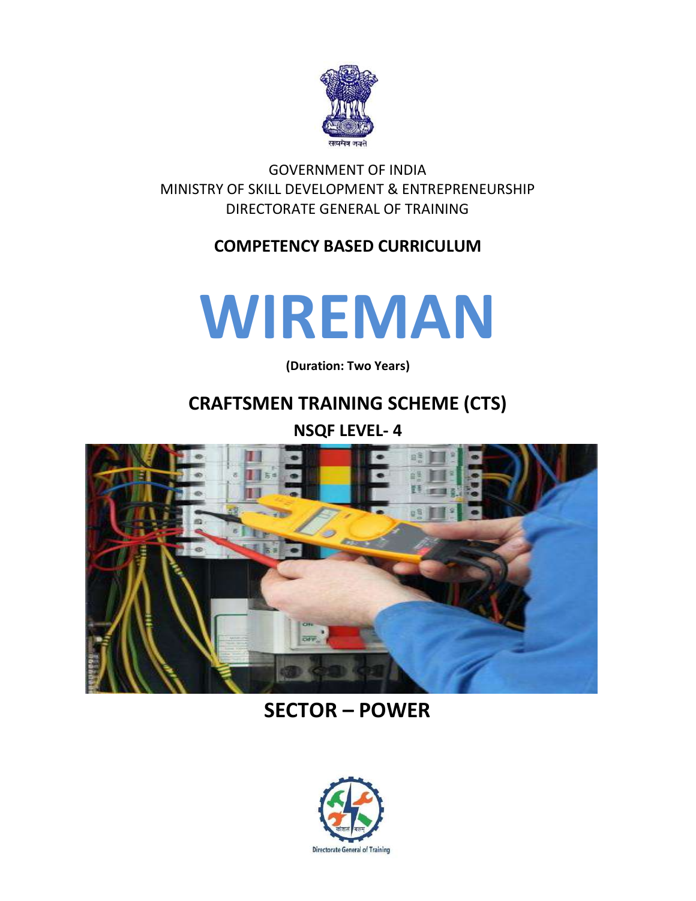सत्यमेव जयते

GOVERNMENT OF INDIA
MINISTRY OF SKILL DEVELOPMENT & ENTREPRENEURSHIP
DIRECTORATE GENERAL OF TRAINING

**COMPETENCY BASED CURRICULUM**

# WIREMAN

**(Duration: Two Years)**

## CRAFTSMEN TRAINING SCHEME (CTS)

**NSQF LEVEL- 4**

## SECTOR – POWER

कौशल बलम

Directorate General of Training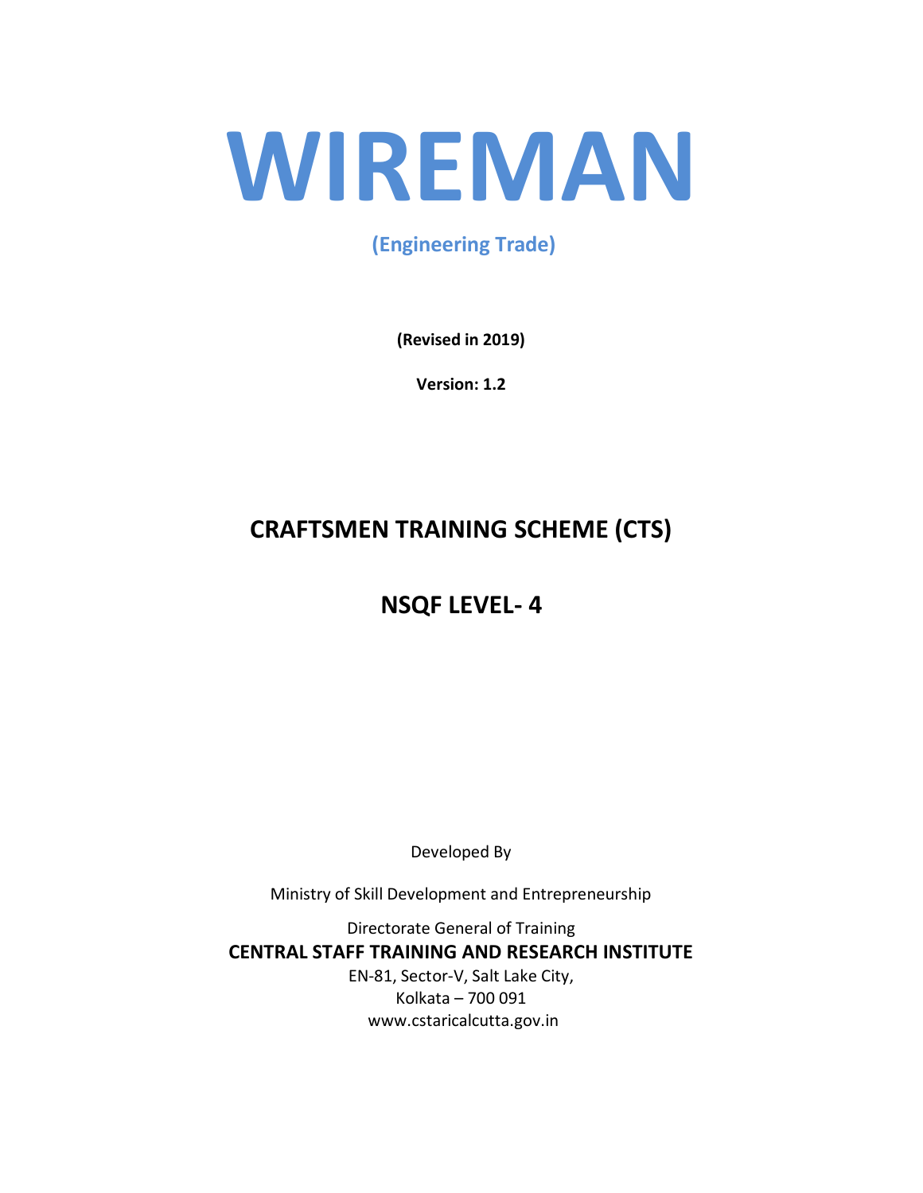# WIREMAN

**(Engineering Trade)**

**(Revised in 2019)**

**Version: 1.2**

## CRAFTSMEN TRAINING SCHEME (CTS)

## NSQF LEVEL- 4

Developed By

Ministry of Skill Development and Entrepreneurship

Directorate General of Training

**CENTRAL STAFF TRAINING AND RESEARCH INSTITUTE**

EN-81, Sector-V, Salt Lake City,
Kolkata – 700 091
www.cstaricalcutta.gov.in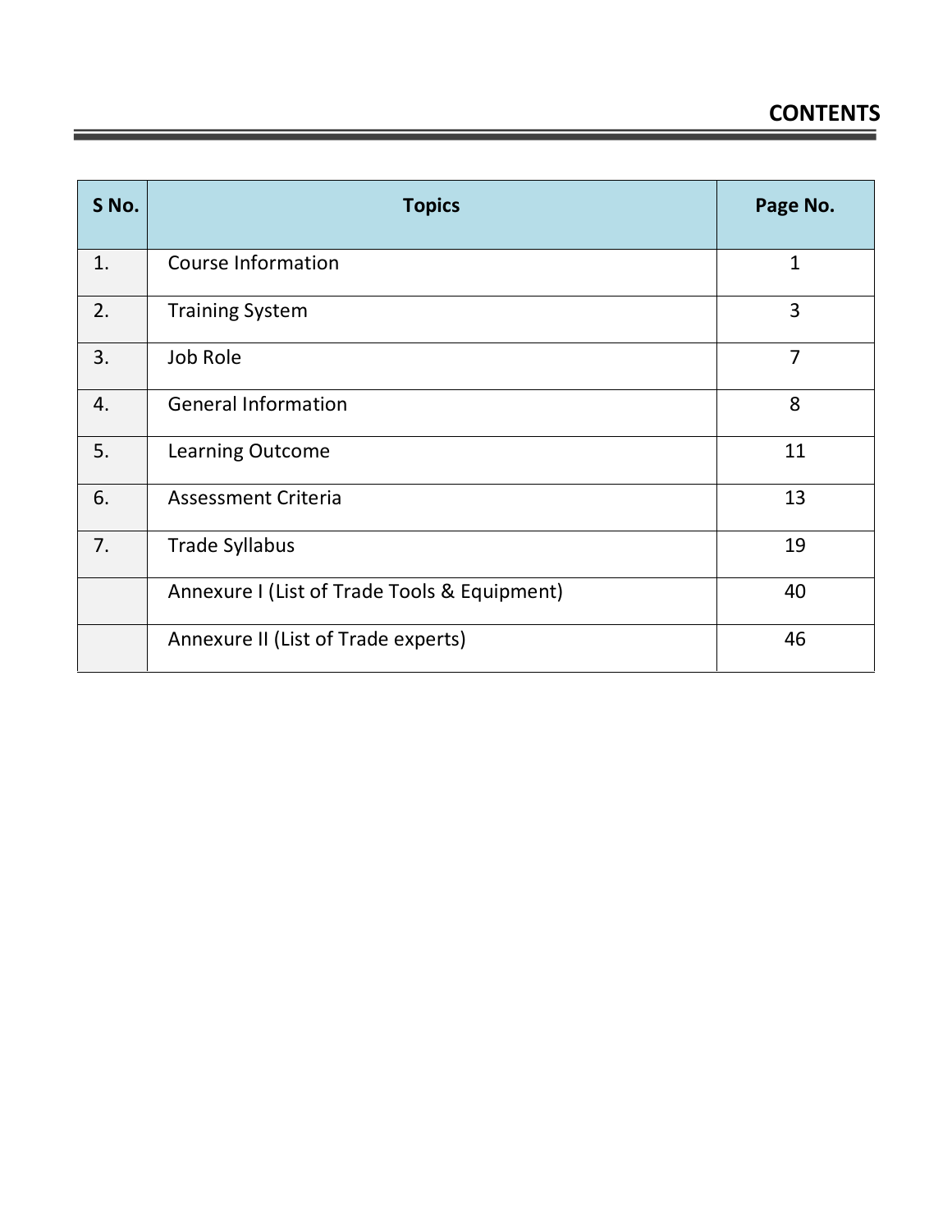# CONTENTS

| S No. | Topics | Page No. |
|---|---|---|
| 1. | Course Information | 1 |
| 2. | Training System | 3 |
| 3. | Job Role | 7 |
| 4. | General Information | 8 |
| 5. | Learning Outcome | 11 |
| 6. | Assessment Criteria | 13 |
| 7. | Trade Syllabus | 19 |
| | Annexure I (List of Trade Tools & Equipment) | 40 |
| | Annexure II (List of Trade experts) | 46 |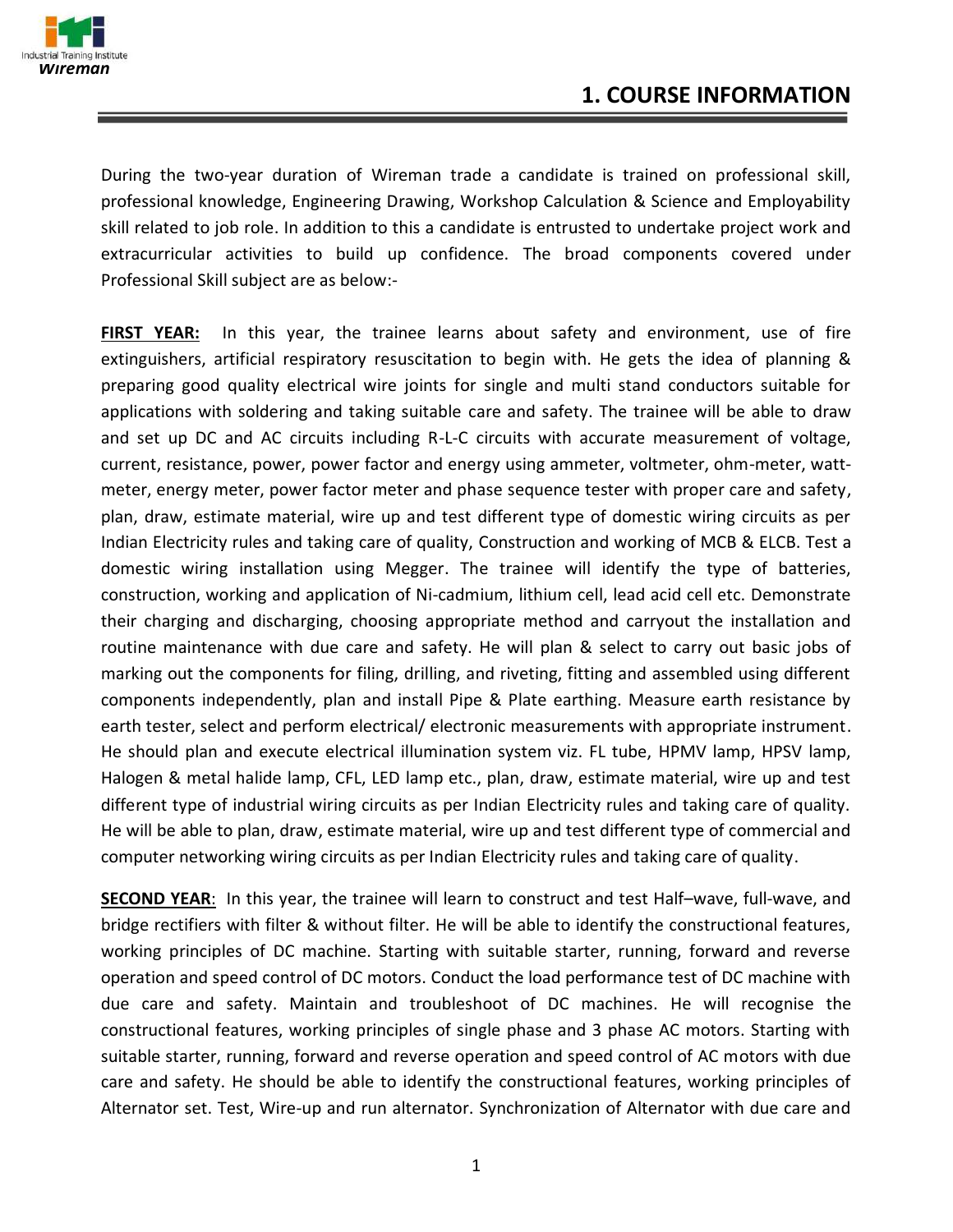# 1. COURSE INFORMATION

During the two-year duration of Wireman trade a candidate is trained on professional skill, professional knowledge, Engineering Drawing, Workshop Calculation & Science and Employability skill related to job role. In addition to this a candidate is entrusted to undertake project work and extracurricular activities to build up confidence. The broad components covered under Professional Skill subject are as below:-

**FIRST YEAR:** In this year, the trainee learns about safety and environment, use of fire extinguishers, artificial respiratory resuscitation to begin with. He gets the idea of planning & preparing good quality electrical wire joints for single and multi stand conductors suitable for applications with soldering and taking suitable care and safety. The trainee will be able to draw and set up DC and AC circuits including R-L-C circuits with accurate measurement of voltage, current, resistance, power, power factor and energy using ammeter, voltmeter, ohm-meter, watt-meter, energy meter, power factor meter and phase sequence tester with proper care and safety, plan, draw, estimate material, wire up and test different type of domestic wiring circuits as per Indian Electricity rules and taking care of quality, Construction and working of MCB & ELCB. Test a domestic wiring installation using Megger. The trainee will identify the type of batteries, construction, working and application of Ni-cadmium, lithium cell, lead acid cell etc. Demonstrate their charging and discharging, choosing appropriate method and carryout the installation and routine maintenance with due care and safety. He will plan & select to carry out basic jobs of marking out the components for filing, drilling, and riveting, fitting and assembled using different components independently, plan and install Pipe & Plate earthing. Measure earth resistance by earth tester, select and perform electrical/ electronic measurements with appropriate instrument. He should plan and execute electrical illumination system viz. FL tube, HPMV lamp, HPSV lamp, Halogen & metal halide lamp, CFL, LED lamp etc., plan, draw, estimate material, wire up and test different type of industrial wiring circuits as per Indian Electricity rules and taking care of quality. He will be able to plan, draw, estimate material, wire up and test different type of commercial and computer networking wiring circuits as per Indian Electricity rules and taking care of quality.

**SECOND YEAR**: In this year, the trainee will learn to construct and test Half–wave, full-wave, and bridge rectifiers with filter & without filter. He will be able to identify the constructional features, working principles of DC machine. Starting with suitable starter, running, forward and reverse operation and speed control of DC motors. Conduct the load performance test of DC machine with due care and safety. Maintain and troubleshoot of DC machines. He will recognise the constructional features, working principles of single phase and 3 phase AC motors. Starting with suitable starter, running, forward and reverse operation and speed control of AC motors with due care and safety. He should be able to identify the constructional features, working principles of Alternator set. Test, Wire-up and run alternator. Synchronization of Alternator with due care and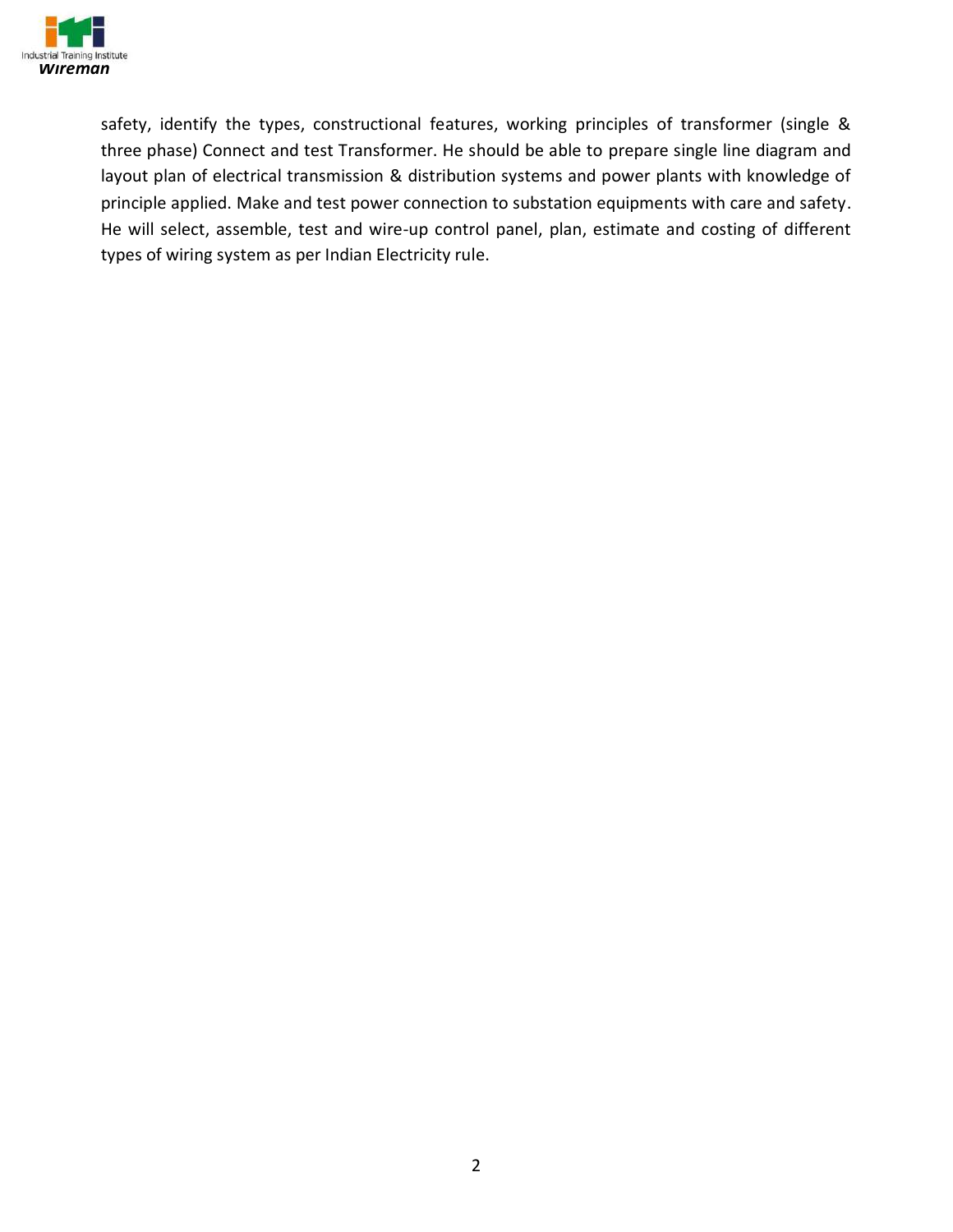safety, identify the types, constructional features, working principles of transformer (single & three phase) Connect and test Transformer. He should be able to prepare single line diagram and layout plan of electrical transmission & distribution systems and power plants with knowledge of principle applied. Make and test power connection to substation equipments with care and safety. He will select, assemble, test and wire-up control panel, plan, estimate and costing of different types of wiring system as per Indian Electricity rule.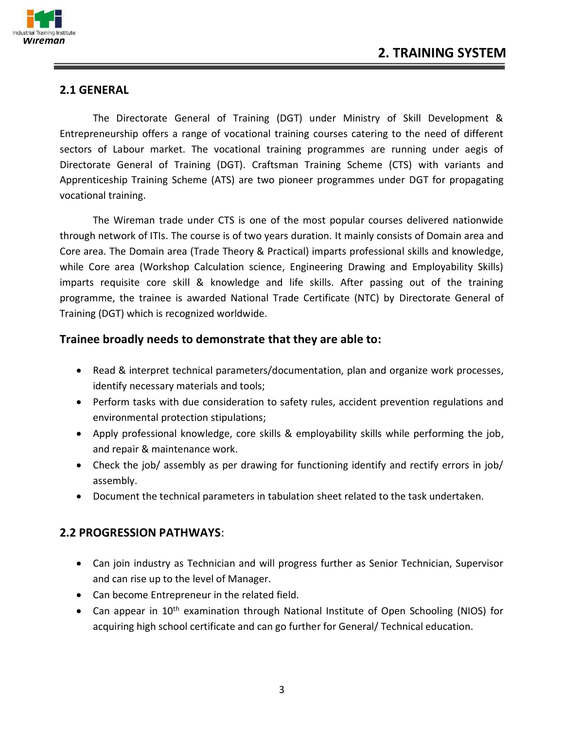# 2. TRAINING SYSTEM

## 2.1 GENERAL

The Directorate General of Training (DGT) under Ministry of Skill Development & Entrepreneurship offers a range of vocational training courses catering to the need of different sectors of Labour market. The vocational training programmes are running under aegis of Directorate General of Training (DGT). Craftsman Training Scheme (CTS) with variants and Apprenticeship Training Scheme (ATS) are two pioneer programmes under DGT for propagating vocational training.

The Wireman trade under CTS is one of the most popular courses delivered nationwide through network of ITIs. The course is of two years duration. It mainly consists of Domain area and Core area. The Domain area (Trade Theory & Practical) imparts professional skills and knowledge, while Core area (Workshop Calculation science, Engineering Drawing and Employability Skills) imparts requisite core skill & knowledge and life skills. After passing out of the training programme, the trainee is awarded National Trade Certificate (NTC) by Directorate General of Training (DGT) which is recognized worldwide.

### Trainee broadly needs to demonstrate that they are able to:

- Read & interpret technical parameters/documentation, plan and organize work processes, identify necessary materials and tools;
- Perform tasks with due consideration to safety rules, accident prevention regulations and environmental protection stipulations;
- Apply professional knowledge, core skills & employability skills while performing the job, and repair & maintenance work.
- Check the job/ assembly as per drawing for functioning identify and rectify errors in job/ assembly.
- Document the technical parameters in tabulation sheet related to the task undertaken.

## 2.2 PROGRESSION PATHWAYS:

- Can join industry as Technician and will progress further as Senior Technician, Supervisor and can rise up to the level of Manager.
- Can become Entrepreneur in the related field.
- Can appear in 10th examination through National Institute of Open Schooling (NIOS) for acquiring high school certificate and can go further for General/ Technical education.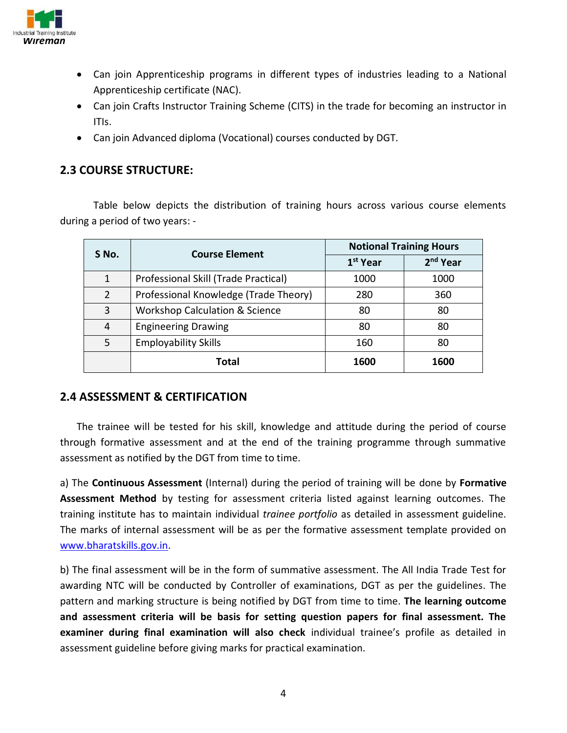- Can join Apprenticeship programs in different types of industries leading to a National Apprenticeship certificate (NAC).
- Can join Crafts Instructor Training Scheme (CITS) in the trade for becoming an instructor in ITIs.
- Can join Advanced diploma (Vocational) courses conducted by DGT.

## 2.3 COURSE STRUCTURE:

Table below depicts the distribution of training hours across various course elements during a period of two years: -

| S No. | Course Element | Notional Training Hours | |
|---|---|---|---|
| | | 1st Year | 2nd Year |
| 1 | Professional Skill (Trade Practical) | 1000 | 1000 |
| 2 | Professional Knowledge (Trade Theory) | 280 | 360 |
| 3 | Workshop Calculation & Science | 80 | 80 |
| 4 | Engineering Drawing | 80 | 80 |
| 5 | Employability Skills | 160 | 80 |
| | **Total** | **1600** | **1600** |

## 2.4 ASSESSMENT & CERTIFICATION

The trainee will be tested for his skill, knowledge and attitude during the period of course through formative assessment and at the end of the training programme through summative assessment as notified by the DGT from time to time.

a) The **Continuous Assessment** (Internal) during the period of training will be done by **Formative Assessment Method** by testing for assessment criteria listed against learning outcomes. The training institute has to maintain individual *trainee portfolio* as detailed in assessment guideline. The marks of internal assessment will be as per the formative assessment template provided on www.bharatskills.gov.in.

b) The final assessment will be in the form of summative assessment. The All India Trade Test for awarding NTC will be conducted by Controller of examinations, DGT as per the guidelines. The pattern and marking structure is being notified by DGT from time to time. **The learning outcome and assessment criteria will be basis for setting question papers for final assessment. The examiner during final examination will also check** individual trainee's profile as detailed in assessment guideline before giving marks for practical examination.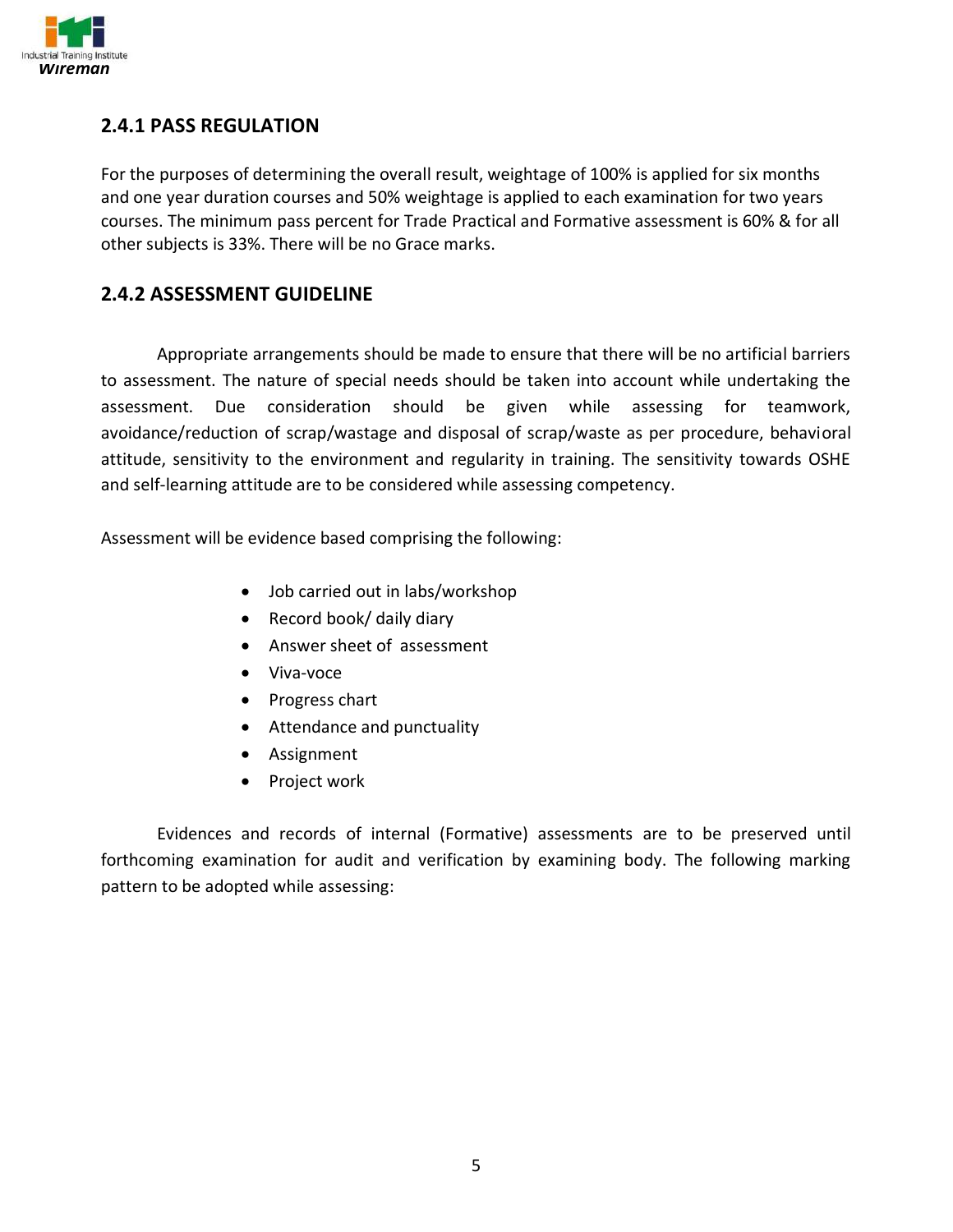### 2.4.1 PASS REGULATION

For the purposes of determining the overall result, weightage of 100% is applied for six months and one year duration courses and 50% weightage is applied to each examination for two years courses. The minimum pass percent for Trade Practical and Formative assessment is 60% & for all other subjects is 33%. There will be no Grace marks.

### 2.4.2 ASSESSMENT GUIDELINE

Appropriate arrangements should be made to ensure that there will be no artificial barriers to assessment. The nature of special needs should be taken into account while undertaking the assessment. Due consideration should be given while assessing for teamwork, avoidance/reduction of scrap/wastage and disposal of scrap/waste as per procedure, behavioral attitude, sensitivity to the environment and regularity in training. The sensitivity towards OSHE and self-learning attitude are to be considered while assessing competency.

Assessment will be evidence based comprising the following:

- Job carried out in labs/workshop
- Record book/ daily diary
- Answer sheet of assessment
- Viva-voce
- Progress chart
- Attendance and punctuality
- Assignment
- Project work

Evidences and records of internal (Formative) assessments are to be preserved until forthcoming examination for audit and verification by examining body. The following marking pattern to be adopted while assessing: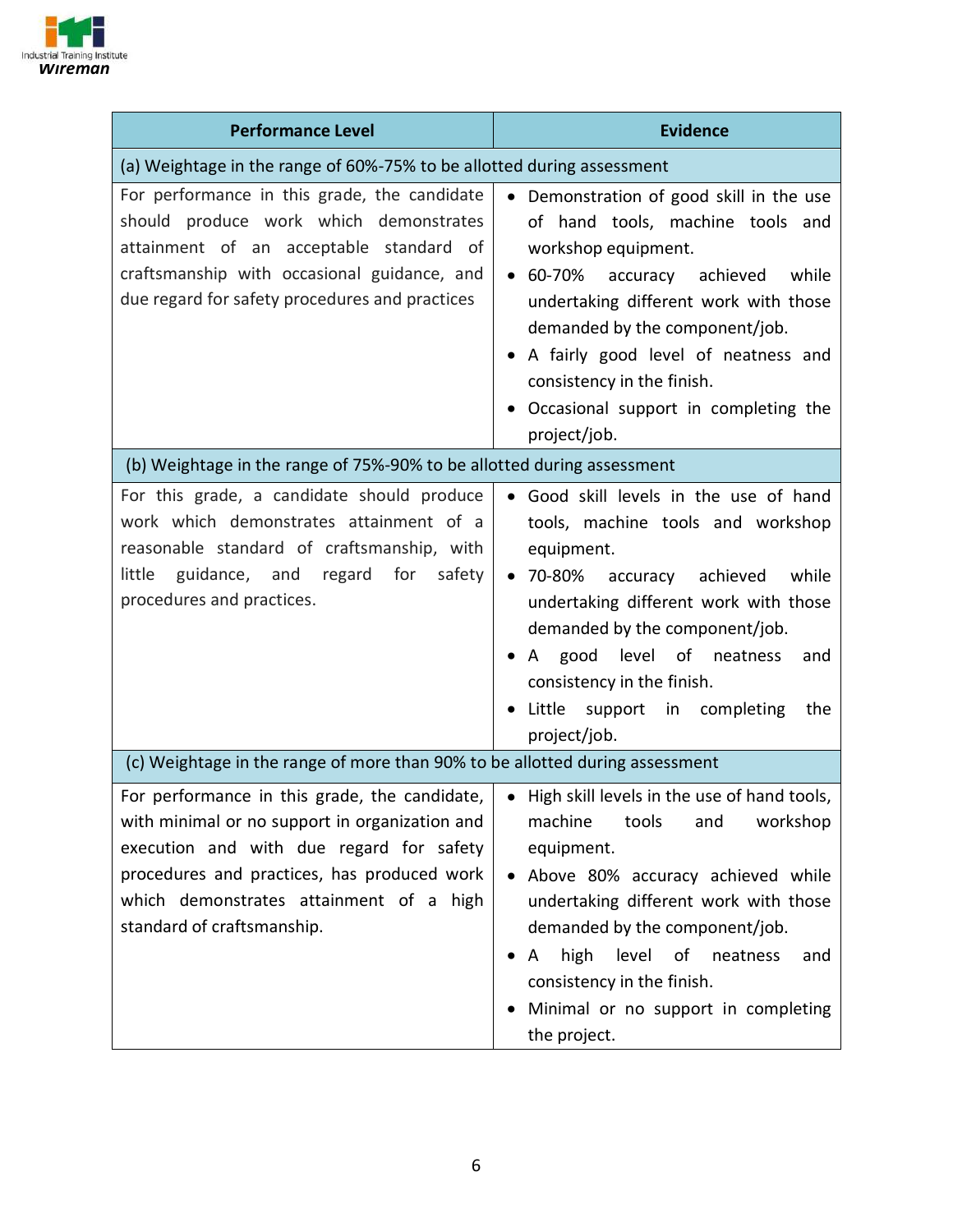| Performance Level | Evidence |
|---|---|
| (a) Weightage in the range of 60%-75% to be allotted during assessment | |
| For performance in this grade, the candidate should produce work which demonstrates attainment of an acceptable standard of craftsmanship with occasional guidance, and due regard for safety procedures and practices | • Demonstration of good skill in the use of hand tools, machine tools and workshop equipment.<br>• 60-70% accuracy achieved while undertaking different work with those demanded by the component/job.<br>• A fairly good level of neatness and consistency in the finish.<br>• Occasional support in completing the project/job. |
| (b) Weightage in the range of 75%-90% to be allotted during assessment | |
| For this grade, a candidate should produce work which demonstrates attainment of a reasonable standard of craftsmanship, with little guidance, and regard for safety procedures and practices. | • Good skill levels in the use of hand tools, machine tools and workshop equipment.<br>• 70-80% accuracy achieved while undertaking different work with those demanded by the component/job.<br>• A good level of neatness and consistency in the finish.<br>• Little support in completing the project/job. |
| (c) Weightage in the range of more than 90% to be allotted during assessment | |
| For performance in this grade, the candidate, with minimal or no support in organization and execution and with due regard for safety procedures and practices, has produced work which demonstrates attainment of a high standard of craftsmanship. | • High skill levels in the use of hand tools, machine tools and workshop equipment.<br>• Above 80% accuracy achieved while undertaking different work with those demanded by the component/job.<br>• A high level of neatness and consistency in the finish.<br>• Minimal or no support in completing the project. |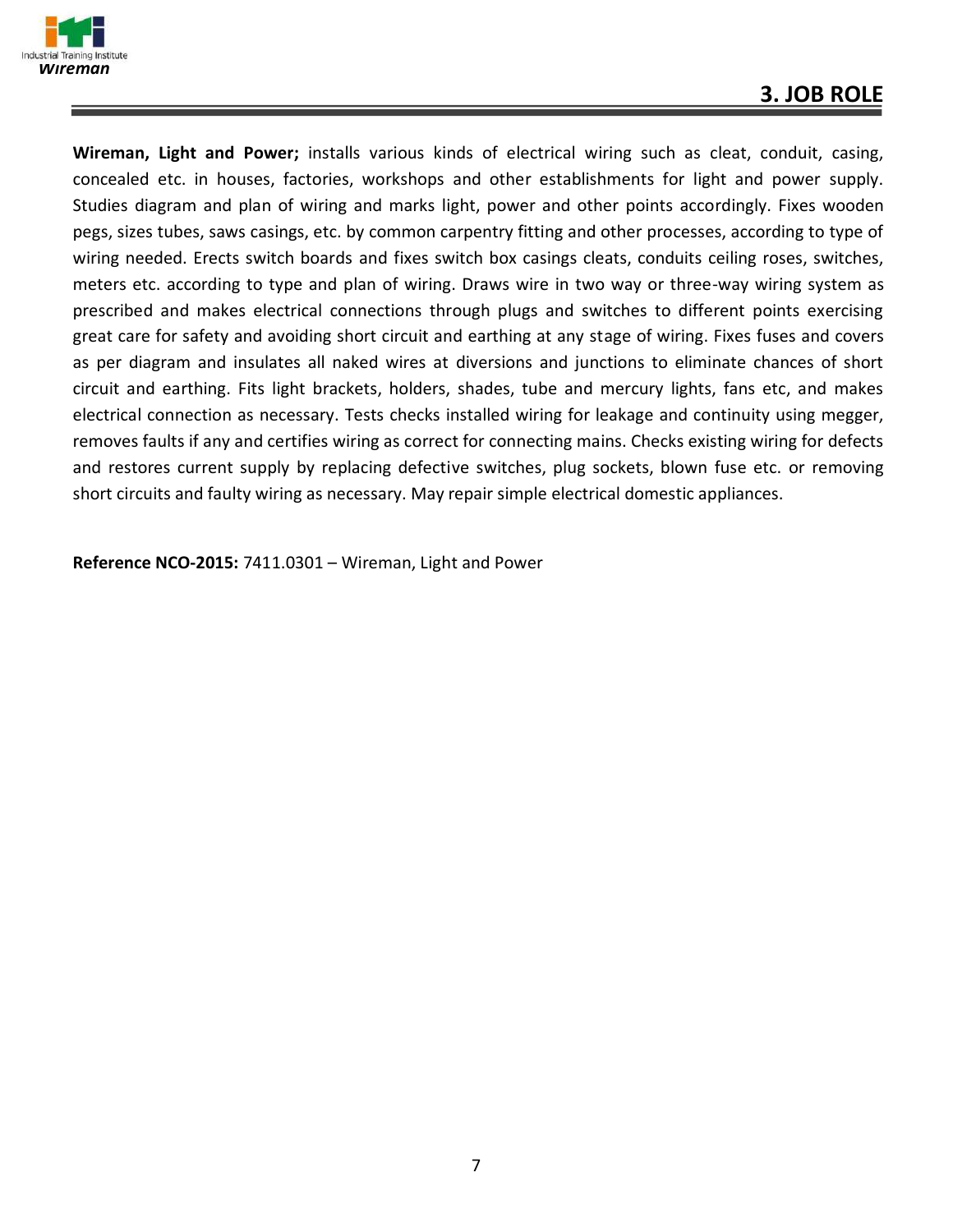## 3. JOB ROLE

**Wireman, Light and Power;** installs various kinds of electrical wiring such as cleat, conduit, casing, concealed etc. in houses, factories, workshops and other establishments for light and power supply. Studies diagram and plan of wiring and marks light, power and other points accordingly. Fixes wooden pegs, sizes tubes, saws casings, etc. by common carpentry fitting and other processes, according to type of wiring needed. Erects switch boards and fixes switch box casings cleats, conduits ceiling roses, switches, meters etc. according to type and plan of wiring. Draws wire in two way or three-way wiring system as prescribed and makes electrical connections through plugs and switches to different points exercising great care for safety and avoiding short circuit and earthing at any stage of wiring. Fixes fuses and covers as per diagram and insulates all naked wires at diversions and junctions to eliminate chances of short circuit and earthing. Fits light brackets, holders, shades, tube and mercury lights, fans etc, and makes electrical connection as necessary. Tests checks installed wiring for leakage and continuity using megger, removes faults if any and certifies wiring as correct for connecting mains. Checks existing wiring for defects and restores current supply by replacing defective switches, plug sockets, blown fuse etc. or removing short circuits and faulty wiring as necessary. May repair simple electrical domestic appliances.

**Reference NCO-2015:** 7411.0301 – Wireman, Light and Power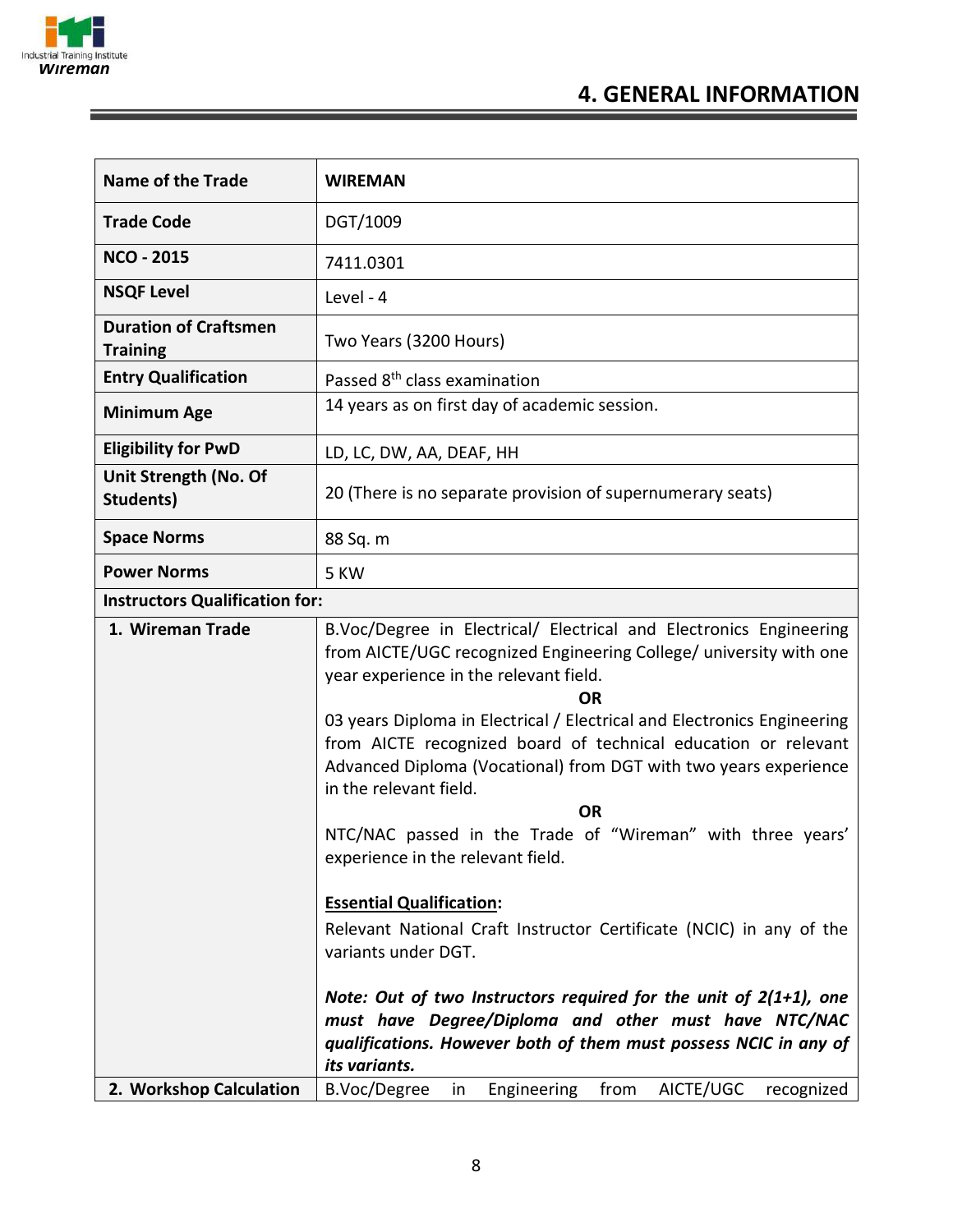# 4. GENERAL INFORMATION

| Name of the Trade | WIREMAN |
|---|---|
| Trade Code | DGT/1009 |
| NCO - 2015 | 7411.0301 |
| NSQF Level | Level - 4 |
| Duration of Craftsmen Training | Two Years (3200 Hours) |
| Entry Qualification | Passed 8th class examination |
| Minimum Age | 14 years as on first day of academic session. |
| Eligibility for PwD | LD, LC, DW, AA, DEAF, HH |
| Unit Strength (No. Of Students) | 20 (There is no separate provision of supernumerary seats) |
| Space Norms | 88 Sq. m |
| Power Norms | 5 KW |
| **Instructors Qualification for:** | |
| 1. Wireman Trade | B.Voc/Degree in Electrical/ Electrical and Electronics Engineering from AICTE/UGC recognized Engineering College/ university with one year experience in the relevant field.<br>**OR**<br>03 years Diploma in Electrical / Electrical and Electronics Engineering from AICTE recognized board of technical education or relevant Advanced Diploma (Vocational) from DGT with two years experience in the relevant field.<br>**OR**<br>NTC/NAC passed in the Trade of "Wireman" with three years' experience in the relevant field.<br><br>**Essential Qualification:**<br>Relevant National Craft Instructor Certificate (NCIC) in any of the variants under DGT.<br><br>***Note: Out of two Instructors required for the unit of 2(1+1), one must have Degree/Diploma and other must have NTC/NAC qualifications. However both of them must possess NCIC in any of its variants.*** |
| 2. Workshop Calculation | B.Voc/Degree in Engineering from AICTE/UGC recognized |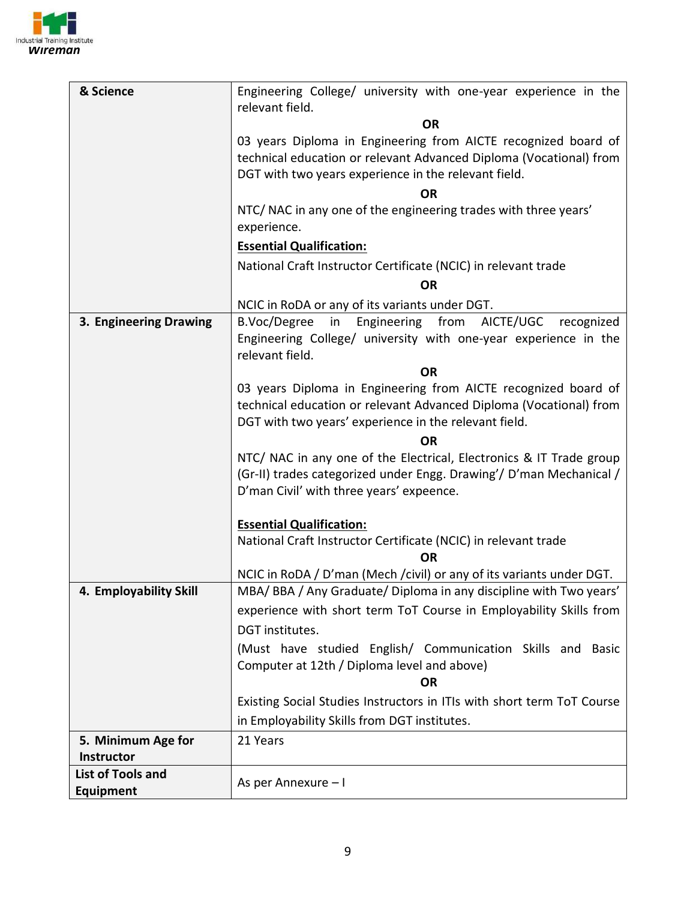| & Science | Engineering College/ university with one-year experience in the relevant field.<br>**OR**<br>03 years Diploma in Engineering from AICTE recognized board of technical education or relevant Advanced Diploma (Vocational) from DGT with two years experience in the relevant field.<br>**OR**<br>NTC/ NAC in any one of the engineering trades with three years' experience.<br>**Essential Qualification:**<br>National Craft Instructor Certificate (NCIC) in relevant trade<br>**OR**<br>NCIC in RoDA or any of its variants under DGT. |
|---|---|
| **3. Engineering Drawing** | B.Voc/Degree in Engineering from AICTE/UGC recognized Engineering College/ university with one-year experience in the relevant field.<br>**OR**<br>03 years Diploma in Engineering from AICTE recognized board of technical education or relevant Advanced Diploma (Vocational) from DGT with two years' experience in the relevant field.<br>**OR**<br>NTC/ NAC in any one of the Electrical, Electronics & IT Trade group (Gr-II) trades categorized under Engg. Drawing'/ D'man Mechanical / D'man Civil' with three years' expeence.<br>**Essential Qualification:**<br>National Craft Instructor Certificate (NCIC) in relevant trade<br>**OR**<br>NCIC in RoDA / D'man (Mech /civil) or any of its variants under DGT. |
| **4. Employability Skill** | MBA/ BBA / Any Graduate/ Diploma in any discipline with Two years' experience with short term ToT Course in Employability Skills from DGT institutes.<br>(Must have studied English/ Communication Skills and Basic Computer at 12th / Diploma level and above)<br>**OR**<br>Existing Social Studies Instructors in ITIs with short term ToT Course in Employability Skills from DGT institutes. |
| **5. Minimum Age for Instructor** | 21 Years |
| **List of Tools and Equipment** | As per Annexure – I |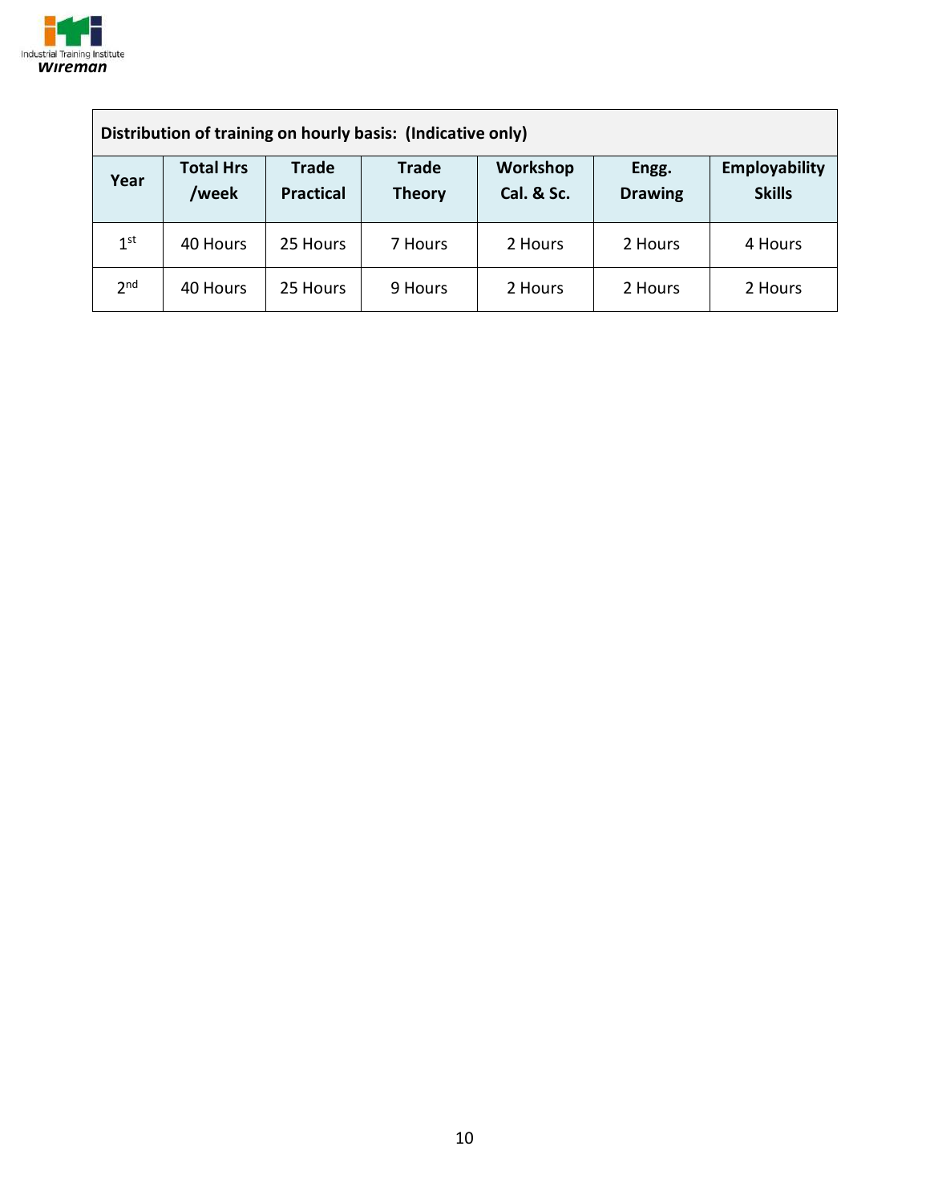| Distribution of training on hourly basis: (Indicative only) | | | | | | |
|---|---|---|---|---|---|---|
| **Year** | **Total Hrs /week** | **Trade Practical** | **Trade Theory** | **Workshop Cal. & Sc.** | **Engg. Drawing** | **Employability Skills** |
| 1st | 40 Hours | 25 Hours | 7 Hours | 2 Hours | 2 Hours | 4 Hours |
| 2nd | 40 Hours | 25 Hours | 9 Hours | 2 Hours | 2 Hours | 2 Hours |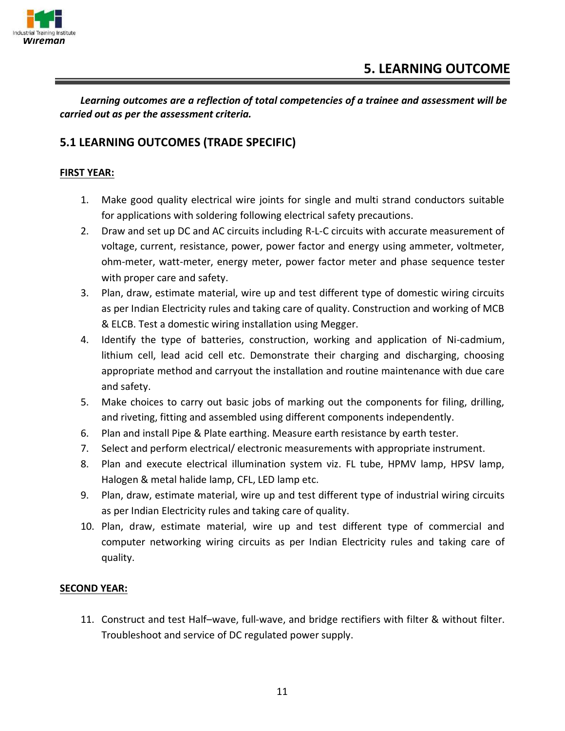# 5. LEARNING OUTCOME

***Learning outcomes are a reflection of total competencies of a trainee and assessment will be carried out as per the assessment criteria.***

## 5.1 LEARNING OUTCOMES (TRADE SPECIFIC)

**FIRST YEAR:**

1. Make good quality electrical wire joints for single and multi strand conductors suitable for applications with soldering following electrical safety precautions.
2. Draw and set up DC and AC circuits including R-L-C circuits with accurate measurement of voltage, current, resistance, power, power factor and energy using ammeter, voltmeter, ohm-meter, watt-meter, energy meter, power factor meter and phase sequence tester with proper care and safety.
3. Plan, draw, estimate material, wire up and test different type of domestic wiring circuits as per Indian Electricity rules and taking care of quality. Construction and working of MCB & ELCB. Test a domestic wiring installation using Megger.
4. Identify the type of batteries, construction, working and application of Ni-cadmium, lithium cell, lead acid cell etc. Demonstrate their charging and discharging, choosing appropriate method and carryout the installation and routine maintenance with due care and safety.
5. Make choices to carry out basic jobs of marking out the components for filing, drilling, and riveting, fitting and assembled using different components independently.
6. Plan and install Pipe & Plate earthing. Measure earth resistance by earth tester.
7. Select and perform electrical/ electronic measurements with appropriate instrument.
8. Plan and execute electrical illumination system viz. FL tube, HPMV lamp, HPSV lamp, Halogen & metal halide lamp, CFL, LED lamp etc.
9. Plan, draw, estimate material, wire up and test different type of industrial wiring circuits as per Indian Electricity rules and taking care of quality.
10. Plan, draw, estimate material, wire up and test different type of commercial and computer networking wiring circuits as per Indian Electricity rules and taking care of quality.

**SECOND YEAR:**

11. Construct and test Half–wave, full-wave, and bridge rectifiers with filter & without filter. Troubleshoot and service of DC regulated power supply.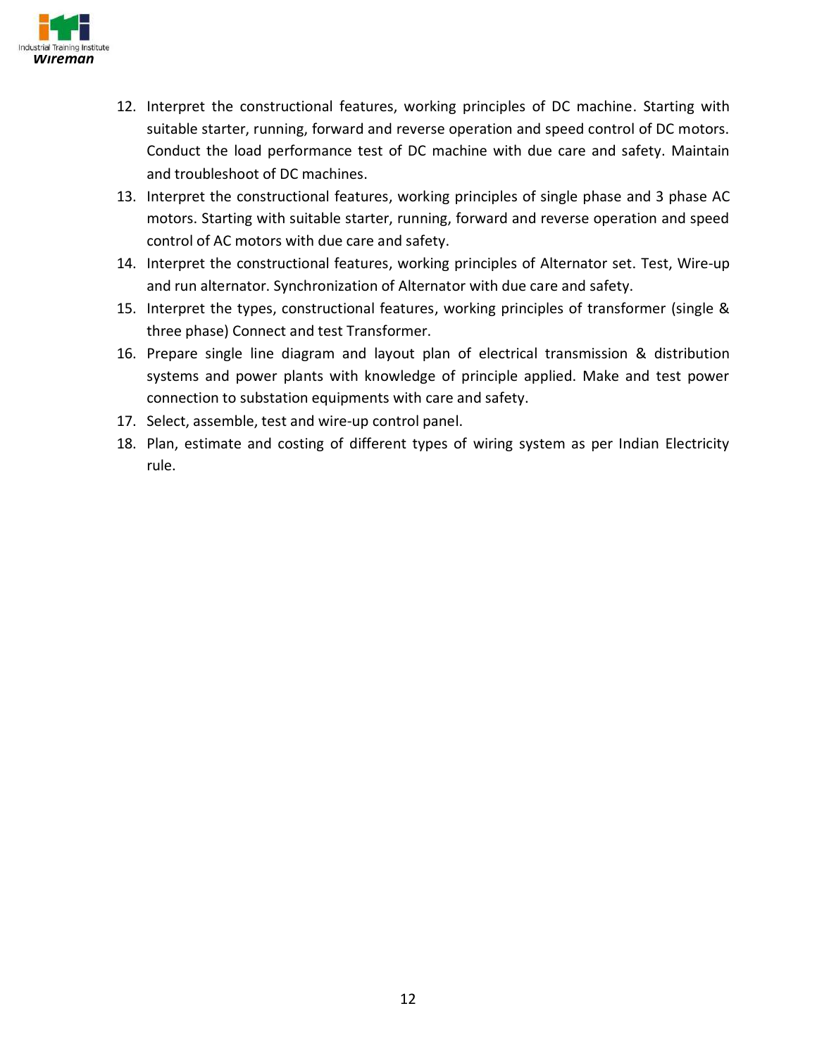12. Interpret the constructional features, working principles of DC machine. Starting with suitable starter, running, forward and reverse operation and speed control of DC motors. Conduct the load performance test of DC machine with due care and safety. Maintain and troubleshoot of DC machines.
13. Interpret the constructional features, working principles of single phase and 3 phase AC motors. Starting with suitable starter, running, forward and reverse operation and speed control of AC motors with due care and safety.
14. Interpret the constructional features, working principles of Alternator set. Test, Wire-up and run alternator. Synchronization of Alternator with due care and safety.
15. Interpret the types, constructional features, working principles of transformer (single & three phase) Connect and test Transformer.
16. Prepare single line diagram and layout plan of electrical transmission & distribution systems and power plants with knowledge of principle applied. Make and test power connection to substation equipments with care and safety.
17. Select, assemble, test and wire-up control panel.
18. Plan, estimate and costing of different types of wiring system as per Indian Electricity rule.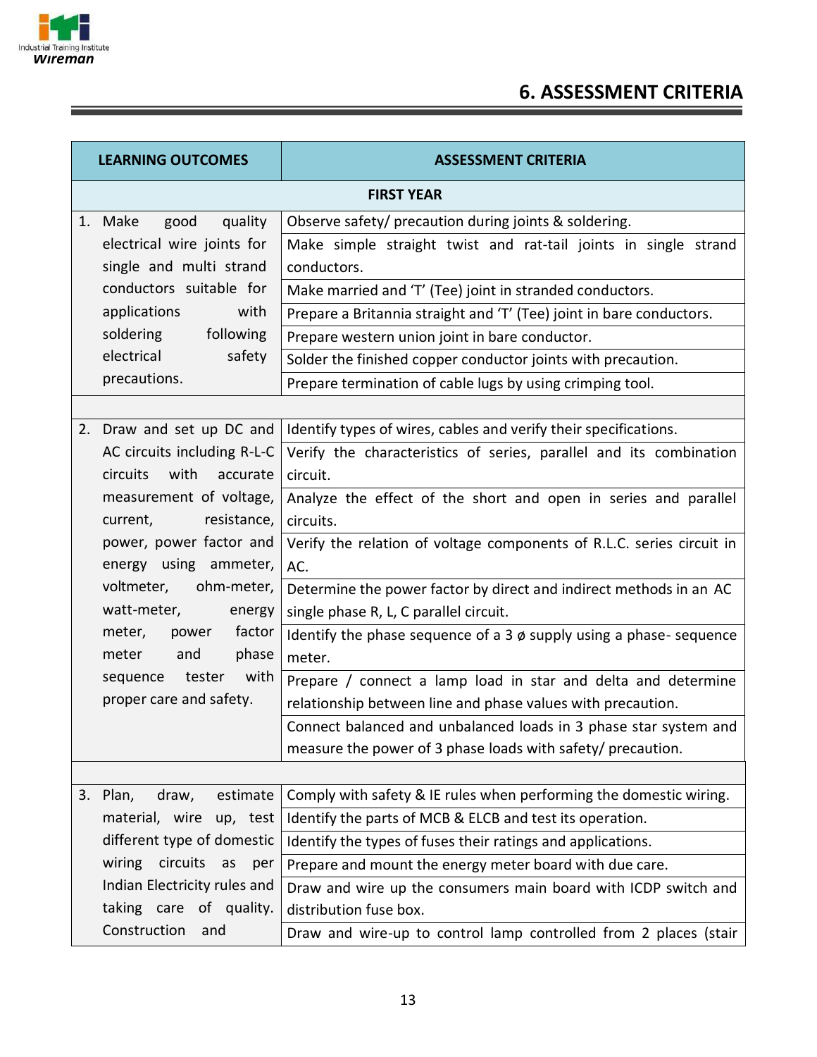## 6. ASSESSMENT CRITERIA

| LEARNING OUTCOMES | ASSESSMENT CRITERIA |
|---|---|
| **FIRST YEAR** | |
| 1. Make good quality electrical wire joints for single and multi strand conductors suitable for applications with soldering following electrical safety precautions. | Observe safety/ precaution during joints & soldering. |
| | Make simple straight twist and rat-tail joints in single strand conductors. |
| | Make married and 'T' (Tee) joint in stranded conductors. |
| | Prepare a Britannia straight and 'T' (Tee) joint in bare conductors. |
| | Prepare western union joint in bare conductor. |
| | Solder the finished copper conductor joints with precaution. |
| | Prepare termination of cable lugs by using crimping tool. |
| | |
| 2. Draw and set up DC and AC circuits including R-L-C circuits with accurate measurement of voltage, current, resistance, power, power factor and energy using ammeter, voltmeter, ohm-meter, watt-meter, energy meter, power factor meter and phase sequence tester with proper care and safety. | Identify types of wires, cables and verify their specifications. |
| | Verify the characteristics of series, parallel and its combination circuit. |
| | Analyze the effect of the short and open in series and parallel circuits. |
| | Verify the relation of voltage components of R.L.C. series circuit in AC. |
| | Determine the power factor by direct and indirect methods in an AC single phase R, L, C parallel circuit. |
| | Identify the phase sequence of a 3 ø supply using a phase- sequence meter. |
| | Prepare / connect a lamp load in star and delta and determine relationship between line and phase values with precaution. |
| | Connect balanced and unbalanced loads in 3 phase star system and measure the power of 3 phase loads with safety/ precaution. |
| | |
| 3. Plan, draw, estimate material, wire up, test different type of domestic wiring circuits as per Indian Electricity rules and taking care of quality. Construction and | Comply with safety & IE rules when performing the domestic wiring. |
| | Identify the parts of MCB & ELCB and test its operation. |
| | Identify the types of fuses their ratings and applications. |
| | Prepare and mount the energy meter board with due care. |
| | Draw and wire up the consumers main board with ICDP switch and distribution fuse box. |
| | Draw and wire-up to control lamp controlled from 2 places (stair |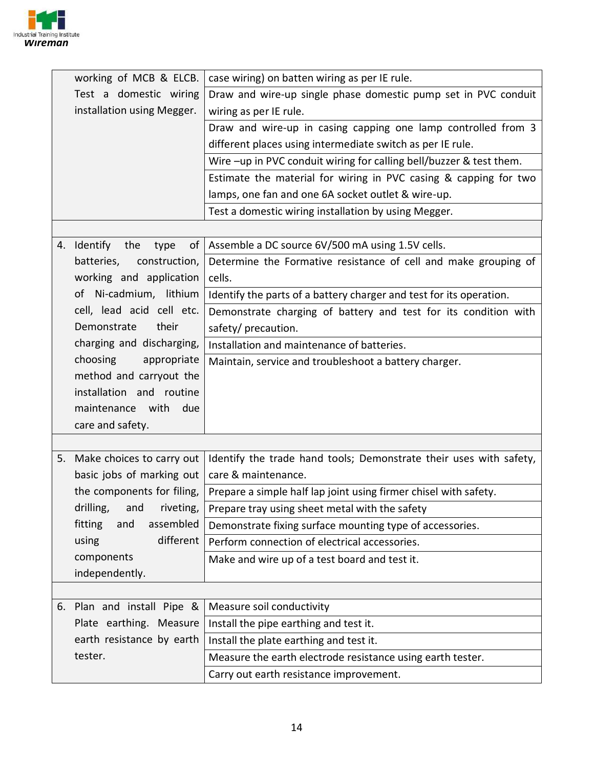| | |
|---|---|
| working of MCB & ELCB. Test a domestic wiring installation using Megger. | case wiring) on batten wiring as per IE rule. |
| | Draw and wire-up single phase domestic pump set in PVC conduit wiring as per IE rule. |
| | Draw and wire-up in casing capping one lamp controlled from 3 different places using intermediate switch as per IE rule. |
| | Wire –up in PVC conduit wiring for calling bell/buzzer & test them. |
| | Estimate the material for wiring in PVC casing & capping for two lamps, one fan and one 6A socket outlet & wire-up. |
| | Test a domestic wiring installation by using Megger. |
| | |
| 4. Identify the type of batteries, construction, working and application of Ni-cadmium, lithium cell, lead acid cell etc. Demonstrate their charging and discharging, choosing appropriate method and carryout the installation and routine maintenance with due care and safety. | Assemble a DC source 6V/500 mA using 1.5V cells. |
| | Determine the Formative resistance of cell and make grouping of cells. |
| | Identify the parts of a battery charger and test for its operation. |
| | Demonstrate charging of battery and test for its condition with safety/ precaution. |
| | Installation and maintenance of batteries. |
| | Maintain, service and troubleshoot a battery charger. |
| | |
| 5. Make choices to carry out basic jobs of marking out the components for filing, drilling, and riveting, fitting and assembled using different components independently. | Identify the trade hand tools; Demonstrate their uses with safety, care & maintenance. |
| | Prepare a simple half lap joint using firmer chisel with safety. |
| | Prepare tray using sheet metal with the safety |
| | Demonstrate fixing surface mounting type of accessories. |
| | Perform connection of electrical accessories. |
| | Make and wire up of a test board and test it. |
| | |
| 6. Plan and install Pipe & Plate earthing. Measure earth resistance by earth tester. | Measure soil conductivity |
| | Install the pipe earthing and test it. |
| | Install the plate earthing and test it. |
| | Measure the earth electrode resistance using earth tester. |
| | Carry out earth resistance improvement. |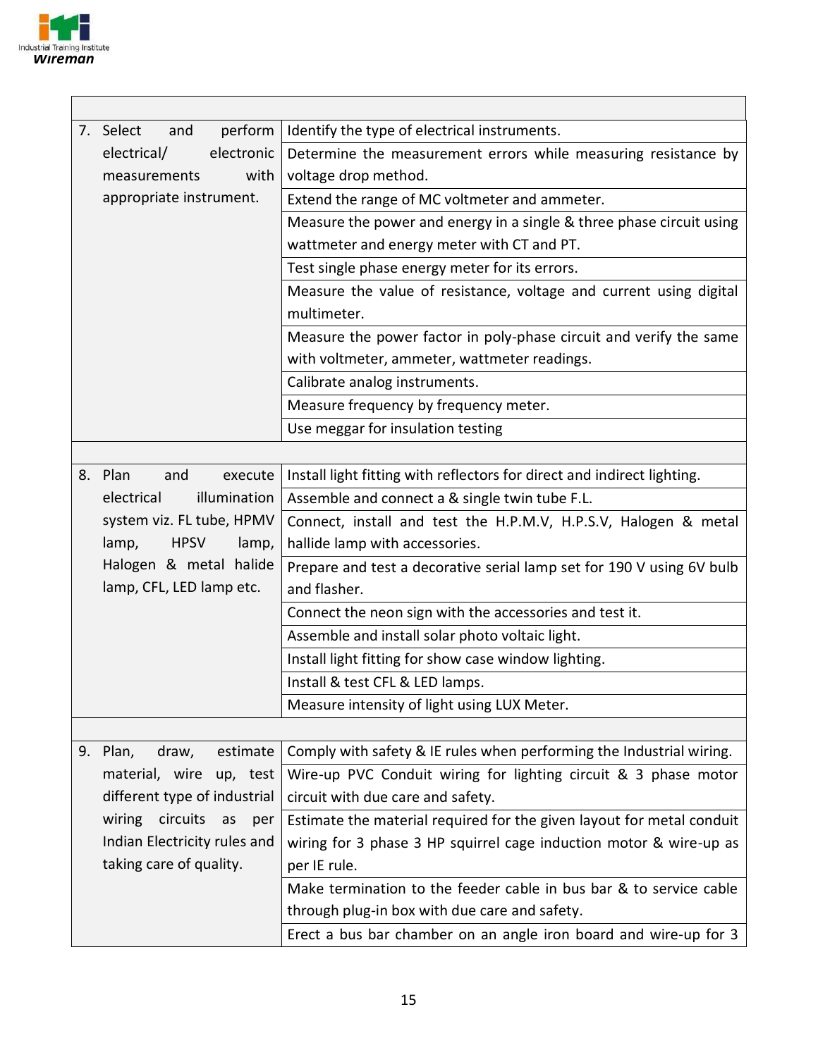| | |
|---|---|
| 7. Select and perform electrical/ electronic measurements with appropriate instrument. | Identify the type of electrical instruments. |
| | Determine the measurement errors while measuring resistance by voltage drop method. |
| | Extend the range of MC voltmeter and ammeter. |
| | Measure the power and energy in a single & three phase circuit using wattmeter and energy meter with CT and PT. |
| | Test single phase energy meter for its errors. |
| | Measure the value of resistance, voltage and current using digital multimeter. |
| | Measure the power factor in poly-phase circuit and verify the same with voltmeter, ammeter, wattmeter readings. |
| | Calibrate analog instruments. |
| | Measure frequency by frequency meter. |
| | Use meggar for insulation testing |
| | |
| 8. Plan and execute electrical illumination system viz. FL tube, HPMV lamp, HPSV lamp, Halogen & metal halide lamp, CFL, LED lamp etc. | Install light fitting with reflectors for direct and indirect lighting. |
| | Assemble and connect a & single twin tube F.L. |
| | Connect, install and test the H.P.M.V, H.P.S.V, Halogen & metal hallide lamp with accessories. |
| | Prepare and test a decorative serial lamp set for 190 V using 6V bulb and flasher. |
| | Connect the neon sign with the accessories and test it. |
| | Assemble and install solar photo voltaic light. |
| | Install light fitting for show case window lighting. |
| | Install & test CFL & LED lamps. |
| | Measure intensity of light using LUX Meter. |
| | |
| 9. Plan, draw, estimate material, wire up, test different type of industrial wiring circuits as per Indian Electricity rules and taking care of quality. | Comply with safety & IE rules when performing the Industrial wiring. |
| | Wire-up PVC Conduit wiring for lighting circuit & 3 phase motor circuit with due care and safety. |
| | Estimate the material required for the given layout for metal conduit wiring for 3 phase 3 HP squirrel cage induction motor & wire-up as per IE rule. |
| | Make termination to the feeder cable in bus bar & to service cable through plug-in box with due care and safety. |
| | Erect a bus bar chamber on an angle iron board and wire-up for 3 |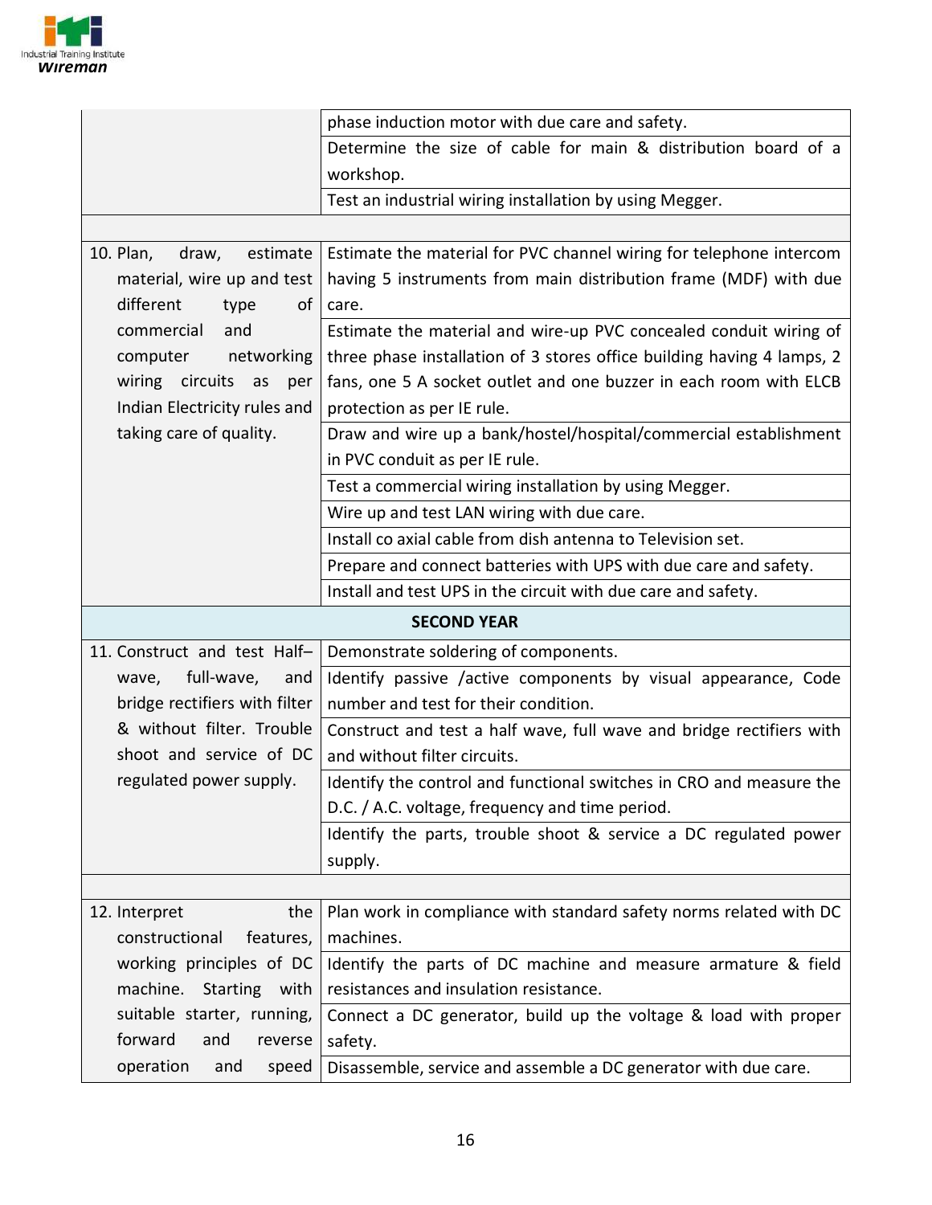| | |
|---|---|
| | phase induction motor with due care and safety. |
| | Determine the size of cable for main & distribution board of a workshop. |
| | Test an industrial wiring installation by using Megger. |
| | |
| 10. Plan, draw, estimate material, wire up and test different type of commercial and computer networking wiring circuits as per Indian Electricity rules and taking care of quality. | Estimate the material for PVC channel wiring for telephone intercom having 5 instruments from main distribution frame (MDF) with due care. |
| | Estimate the material and wire-up PVC concealed conduit wiring of three phase installation of 3 stores office building having 4 lamps, 2 fans, one 5 A socket outlet and one buzzer in each room with ELCB protection as per IE rule. |
| | Draw and wire up a bank/hostel/hospital/commercial establishment in PVC conduit as per IE rule. |
| | Test a commercial wiring installation by using Megger. |
| | Wire up and test LAN wiring with due care. |
| | Install co axial cable from dish antenna to Television set. |
| | Prepare and connect batteries with UPS with due care and safety. |
| | Install and test UPS in the circuit with due care and safety. |
| **SECOND YEAR** | |
| 11. Construct and test Half–wave, full-wave, and bridge rectifiers with filter & without filter. Trouble shoot and service of DC regulated power supply. | Demonstrate soldering of components. |
| | Identify passive /active components by visual appearance, Code number and test for their condition. |
| | Construct and test a half wave, full wave and bridge rectifiers with and without filter circuits. |
| | Identify the control and functional switches in CRO and measure the D.C. / A.C. voltage, frequency and time period. |
| | Identify the parts, trouble shoot & service a DC regulated power supply. |
| | |
| 12. Interpret the constructional features, working principles of DC machine. Starting with suitable starter, running, forward and reverse operation and speed | Plan work in compliance with standard safety norms related with DC machines. |
| | Identify the parts of DC machine and measure armature & field resistances and insulation resistance. |
| | Connect a DC generator, build up the voltage & load with proper safety. |
| | Disassemble, service and assemble a DC generator with due care. |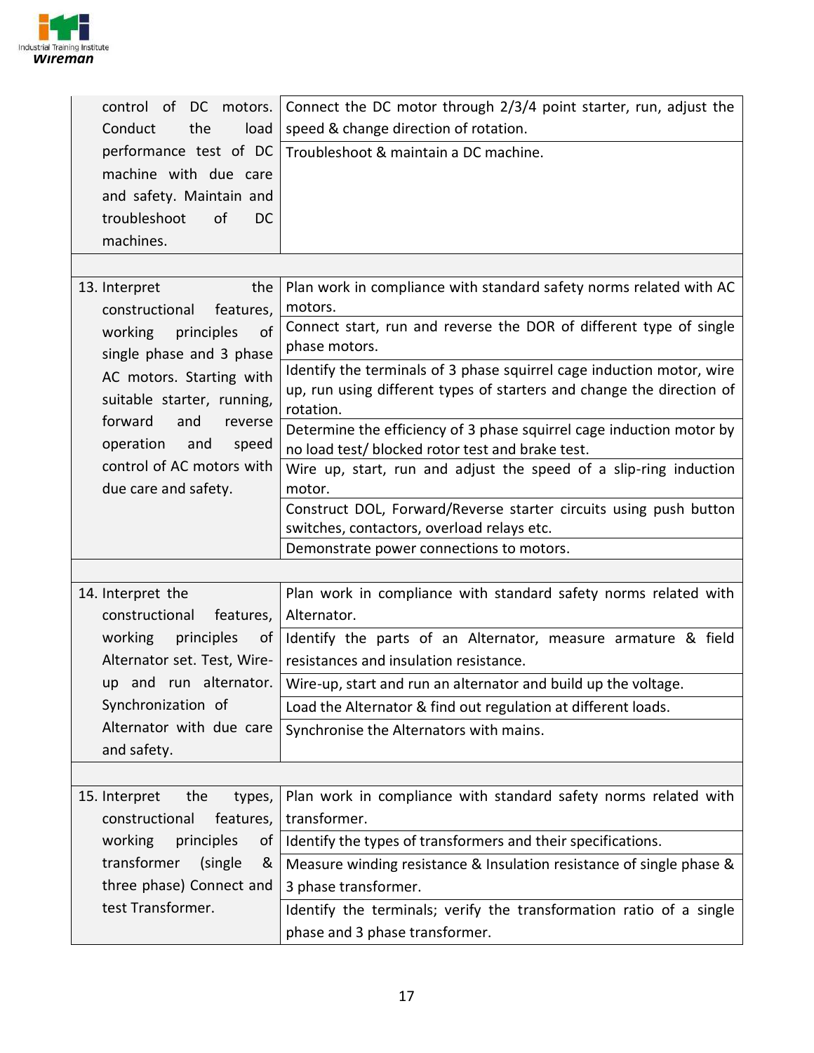| | |
|---|---|
| control of DC motors. Conduct the load performance test of DC machine with due care and safety. Maintain and troubleshoot of DC machines. | Connect the DC motor through 2/3/4 point starter, run, adjust the speed & change direction of rotation. |
| | Troubleshoot & maintain a DC machine. |
| | |
| 13. Interpret the constructional features, working principles of single phase and 3 phase AC motors. Starting with suitable starter, running, forward and reverse operation and speed control of AC motors with due care and safety. | Plan work in compliance with standard safety norms related with AC motors. |
| | Connect start, run and reverse the DOR of different type of single phase motors. |
| | Identify the terminals of 3 phase squirrel cage induction motor, wire up, run using different types of starters and change the direction of rotation. |
| | Determine the efficiency of 3 phase squirrel cage induction motor by no load test/ blocked rotor test and brake test. |
| | Wire up, start, run and adjust the speed of a slip-ring induction motor. |
| | Construct DOL, Forward/Reverse starter circuits using push button switches, contactors, overload relays etc. |
| | Demonstrate power connections to motors. |
| | |
| 14. Interpret the constructional features, working principles of Alternator set. Test, Wire-up and run alternator. Synchronization of Alternator with due care and safety. | Plan work in compliance with standard safety norms related with Alternator. |
| | Identify the parts of an Alternator, measure armature & field resistances and insulation resistance. |
| | Wire-up, start and run an alternator and build up the voltage. |
| | Load the Alternator & find out regulation at different loads. |
| | Synchronise the Alternators with mains. |
| | |
| 15. Interpret the types, constructional features, working principles of transformer (single & three phase) Connect and test Transformer. | Plan work in compliance with standard safety norms related with transformer. |
| | Identify the types of transformers and their specifications. |
| | Measure winding resistance & Insulation resistance of single phase & 3 phase transformer. |
| | Identify the terminals; verify the transformation ratio of a single phase and 3 phase transformer. |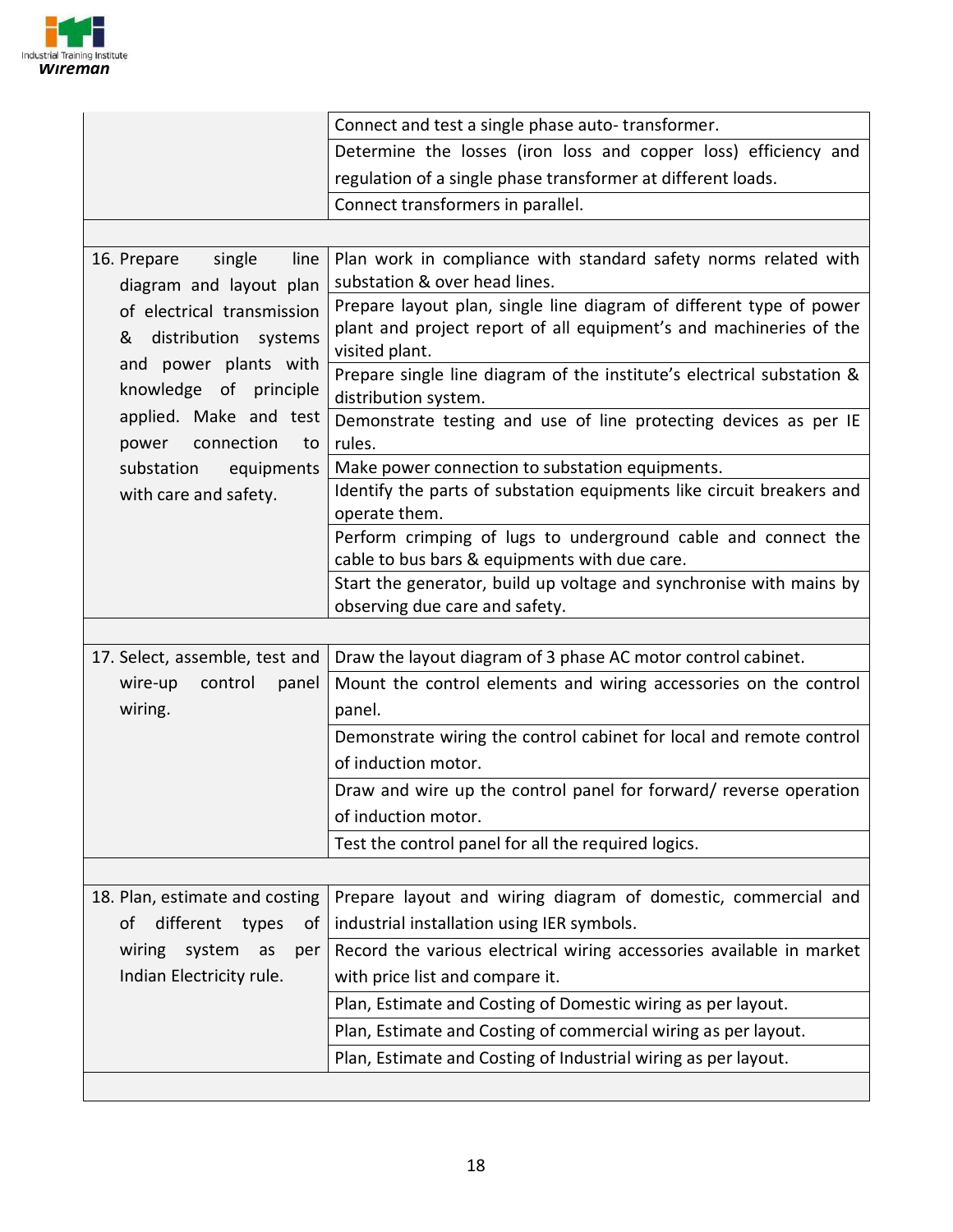| | |
|---|---|
| | Connect and test a single phase auto- transformer. |
| | Determine the losses (iron loss and copper loss) efficiency and regulation of a single phase transformer at different loads. |
| | Connect transformers in parallel. |
| | |
| 16. Prepare single line diagram and layout plan of electrical transmission & distribution systems and power plants with knowledge of principle applied. Make and test power connection to substation equipments with care and safety. | Plan work in compliance with standard safety norms related with substation & over head lines. |
| | Prepare layout plan, single line diagram of different type of power plant and project report of all equipment's and machineries of the visited plant. |
| | Prepare single line diagram of the institute's electrical substation & distribution system. |
| | Demonstrate testing and use of line protecting devices as per IE rules. |
| | Make power connection to substation equipments. |
| | Identify the parts of substation equipments like circuit breakers and operate them. |
| | Perform crimping of lugs to underground cable and connect the cable to bus bars & equipments with due care. |
| | Start the generator, build up voltage and synchronise with mains by observing due care and safety. |
| | |
| 17. Select, assemble, test and wire-up control panel wiring. | Draw the layout diagram of 3 phase AC motor control cabinet. |
| | Mount the control elements and wiring accessories on the control panel. |
| | Demonstrate wiring the control cabinet for local and remote control of induction motor. |
| | Draw and wire up the control panel for forward/ reverse operation of induction motor. |
| | Test the control panel for all the required logics. |
| | |
| 18. Plan, estimate and costing of different types of wiring system as per Indian Electricity rule. | Prepare layout and wiring diagram of domestic, commercial and industrial installation using IER symbols. |
| | Record the various electrical wiring accessories available in market with price list and compare it. |
| | Plan, Estimate and Costing of Domestic wiring as per layout. |
| | Plan, Estimate and Costing of commercial wiring as per layout. |
| | Plan, Estimate and Costing of Industrial wiring as per layout. |
| | |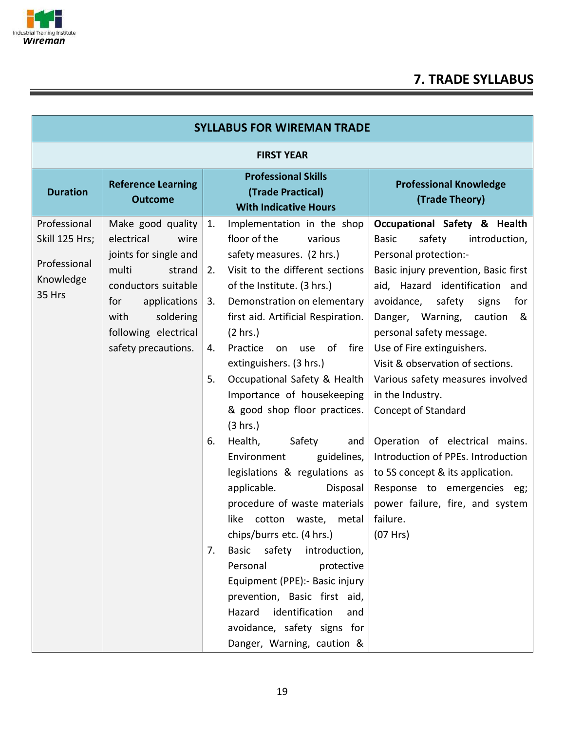## 7. TRADE SYLLABUS

| SYLLABUS FOR WIREMAN TRADE | | | |
|---|---|---|---|
| **FIRST YEAR** | | | |
| **Duration** | **Reference Learning Outcome** | **Professional Skills (Trade Practical) With Indicative Hours** | **Professional Knowledge (Trade Theory)** |
| Professional Skill 125 Hrs; <br><br> Professional Knowledge 35 Hrs | Make good quality electrical wire joints for single and multi strand conductors suitable for applications with soldering following electrical safety precautions. | 1. Implementation in the shop floor of the various safety measures. (2 hrs.) <br> 2. Visit to the different sections of the Institute. (3 hrs.) <br> 3. Demonstration on elementary first aid. Artificial Respiration. (2 hrs.) <br> 4. Practice on use of fire extinguishers. (3 hrs.) <br> 5. Occupational Safety & Health Importance of housekeeping & good shop floor practices. (3 hrs.) <br> 6. Health, Safety and Environment guidelines, legislations & regulations as applicable. Disposal procedure of waste materials like cotton waste, metal chips/burrs etc. (4 hrs.) <br> 7. Basic safety introduction, Personal protective Equipment (PPE):- Basic injury prevention, Basic first aid, Hazard identification and avoidance, safety signs for Danger, Warning, caution & | **Occupational Safety & Health** <br> Basic safety introduction, Personal protection:- <br> Basic injury prevention, Basic first aid, Hazard identification and avoidance, safety signs for Danger, Warning, caution & personal safety message. <br> Use of Fire extinguishers. <br> Visit & observation of sections. <br> Various safety measures involved in the Industry. <br> Concept of Standard <br><br> Operation of electrical mains. Introduction of PPEs. Introduction to 5S concept & its application. Response to emergencies eg; power failure, fire, and system failure. <br> (07 Hrs) |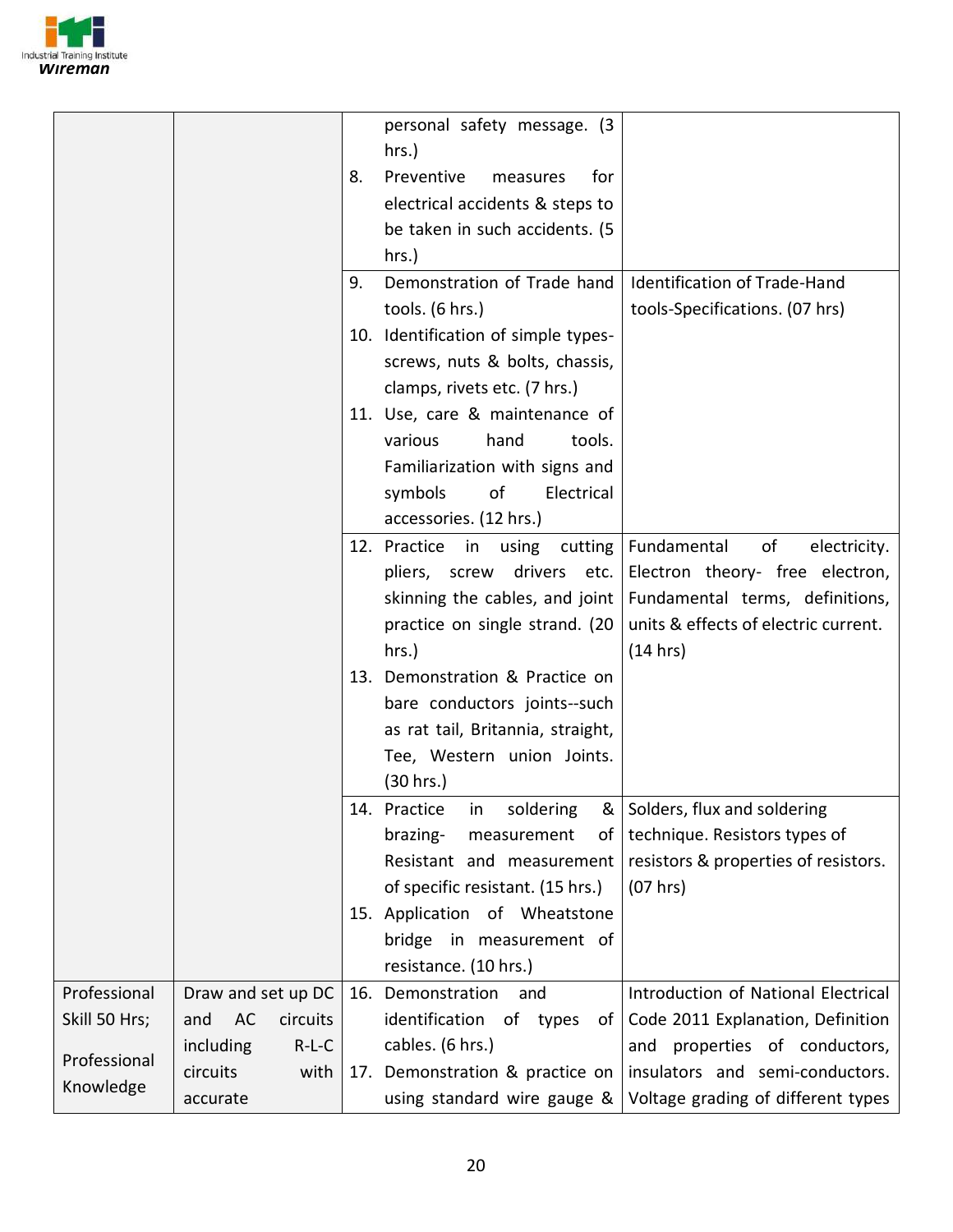| | | | |
|---|---|---|---|
| | | personal safety message. (3 hrs.)<br>8. Preventive measures for electrical accidents & steps to be taken in such accidents. (5 hrs.) | |
| | | 9. Demonstration of Trade hand tools. (6 hrs.)<br>10. Identification of simple types-screws, nuts & bolts, chassis, clamps, rivets etc. (7 hrs.)<br>11. Use, care & maintenance of various hand tools. Familiarization with signs and symbols of Electrical accessories. (12 hrs.) | Identification of Trade-Hand tools-Specifications. (07 hrs) |
| | | 12. Practice in using cutting pliers, screw drivers etc. skinning the cables, and joint practice on single strand. (20 hrs.)<br>13. Demonstration & Practice on bare conductors joints--such as rat tail, Britannia, straight, Tee, Western union Joints. (30 hrs.) | Fundamental of electricity. Electron theory- free electron, Fundamental terms, definitions, units & effects of electric current. (14 hrs) |
| | | 14. Practice in soldering & brazing- measurement of Resistant and measurement of specific resistant. (15 hrs.)<br>15. Application of Wheatstone bridge in measurement of resistance. (10 hrs.) | Solders, flux and soldering technique. Resistors types of resistors & properties of resistors. (07 hrs) |
| Professional Skill 50 Hrs;<br><br>Professional Knowledge | Draw and set up DC and AC circuits including R-L-C circuits with accurate | 16. Demonstration and identification of types of cables. (6 hrs.)<br>17. Demonstration & practice on using standard wire gauge & | Introduction of National Electrical Code 2011 Explanation, Definition and properties of conductors, insulators and semi-conductors. Voltage grading of different types |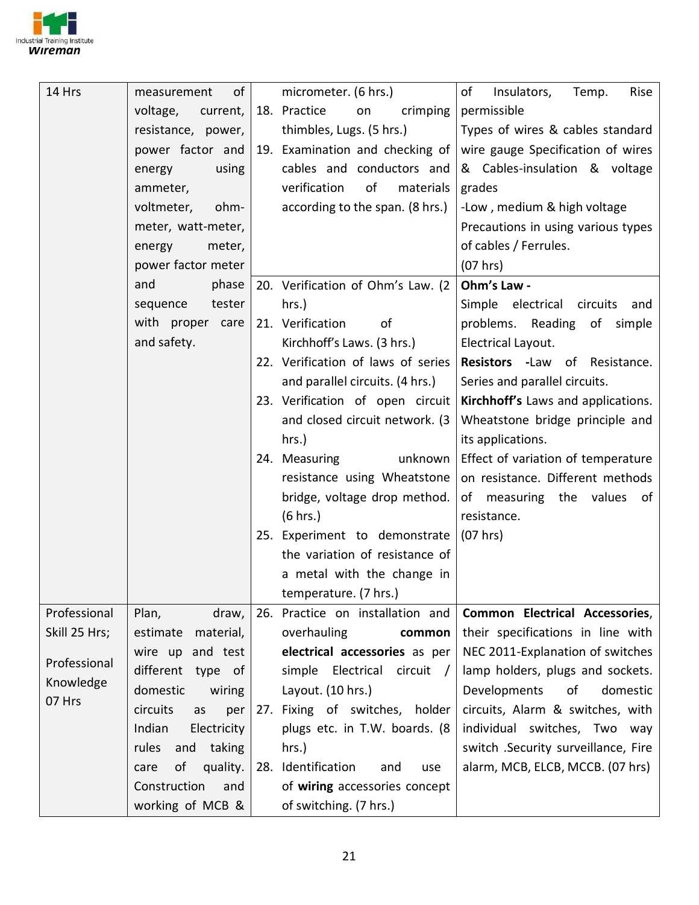| | | | |
|---|---|---|---|
| 14 Hrs | measurement of voltage, current, resistance, power, power factor and energy using ammeter, voltmeter, ohm-meter, watt-meter, energy meter, power factor meter and phase sequence tester with proper care and safety. | micrometer. (6 hrs.)<br>18. Practice on crimping thimbles, Lugs. (5 hrs.)<br>19. Examination and checking of cables and conductors and verification of materials according to the span. (8 hrs.) | of Insulators, Temp. Rise permissible<br>Types of wires & cables standard wire gauge Specification of wires & Cables-insulation & voltage grades<br>-Low , medium & high voltage<br>Precautions in using various types of cables / Ferrules.<br>(07 hrs) |
| | | 20. Verification of Ohm's Law. (2 hrs.)<br>21. Verification of Kirchhoff's Laws. (3 hrs.)<br>22. Verification of laws of series and parallel circuits. (4 hrs.)<br>23. Verification of open circuit and closed circuit network. (3 hrs.)<br>24. Measuring unknown resistance using Wheatstone bridge, voltage drop method. (6 hrs.)<br>25. Experiment to demonstrate the variation of resistance of a metal with the change in temperature. (7 hrs.) | **Ohm's Law -**<br>Simple electrical circuits and problems. Reading of simple Electrical Layout.<br>**Resistors** **-**Law of Resistance. Series and parallel circuits.<br>**Kirchhoff's** Laws and applications. Wheatstone bridge principle and its applications.<br>Effect of variation of temperature on resistance. Different methods of measuring the values of resistance.<br>(07 hrs) |
| Professional Skill 25 Hrs;<br><br>Professional Knowledge 07 Hrs | Plan, draw, estimate material, wire up and test different type of domestic wiring circuits as per Indian Electricity rules and taking care of quality. Construction and working of MCB & | 26. Practice on installation and overhauling **common electrical accessories** as per simple Electrical circuit / Layout. (10 hrs.)<br>27. Fixing of switches, holder plugs etc. in T.W. boards. (8 hrs.)<br>28. Identification and use of **wiring** accessories concept of switching. (7 hrs.) | **Common Electrical Accessories**, their specifications in line with NEC 2011-Explanation of switches lamp holders, plugs and sockets. Developments of domestic circuits, Alarm & switches, with individual switches, Two way switch .Security surveillance, Fire alarm, MCB, ELCB, MCCB. (07 hrs) |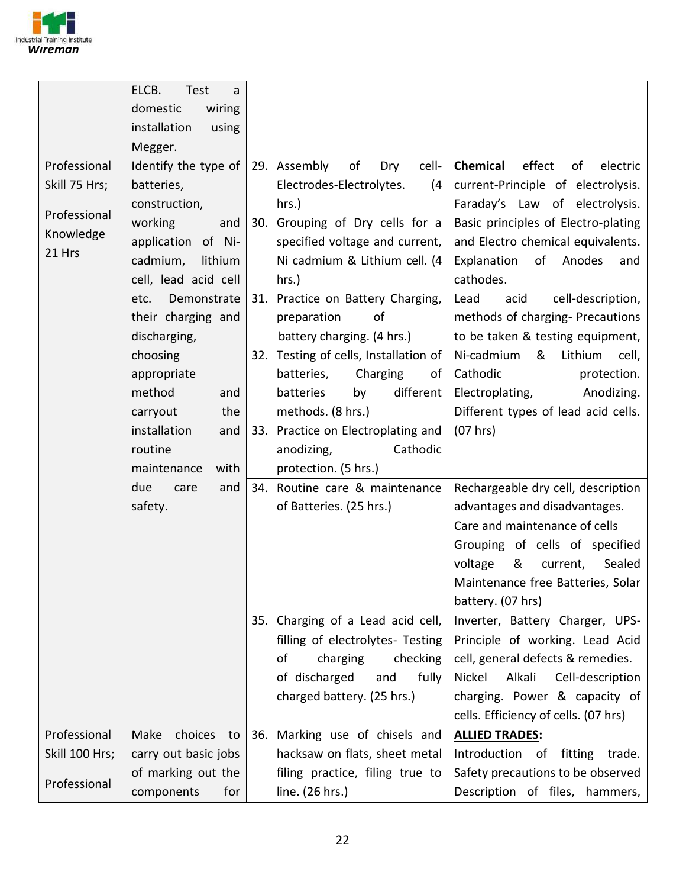|  |  |  |  |
|---|---|---|---|
|  | ELCB. Test a domestic wiring installation using Megger. |  |  |
| Professional Skill 75 Hrs; Professional Knowledge 21 Hrs | Identify the type of batteries, construction, working and application of Ni-cadmium, lithium cell, lead acid cell etc. Demonstrate their charging and discharging, choosing appropriate method and carryout the installation and routine maintenance with due care and safety. | 29. Assembly of Dry cell-Electrodes-Electrolytes. (4 hrs.)<br>30. Grouping of Dry cells for a specified voltage and current, Ni cadmium & Lithium cell. (4 hrs.)<br>31. Practice on Battery Charging, preparation of battery charging. (4 hrs.)<br>32. Testing of cells, Installation of batteries, Charging of batteries by different methods. (8 hrs.)<br>33. Practice on Electroplating and anodizing, Cathodic protection. (5 hrs.) | **Chemical** effect of electric current-Principle of electrolysis. Faraday's Law of electrolysis. Basic principles of Electro-plating and Electro chemical equivalents. Explanation of Anodes and cathodes.<br>Lead acid cell-description, methods of charging- Precautions to be taken & testing equipment, Ni-cadmium & Lithium cell, Cathodic protection. Electroplating, Anodizing. Different types of lead acid cells. (07 hrs) |
|  |  | 34. Routine care & maintenance of Batteries. (25 hrs.) | Rechargeable dry cell, description advantages and disadvantages.<br>Care and maintenance of cells<br>Grouping of cells of specified voltage & current, Sealed Maintenance free Batteries, Solar battery. (07 hrs) |
|  |  | 35. Charging of a Lead acid cell, filling of electrolytes- Testing of charging checking of discharged and fully charged battery. (25 hrs.) | Inverter, Battery Charger, UPS- Principle of working. Lead Acid cell, general defects & remedies. Nickel Alkali Cell-description charging. Power & capacity of cells. Efficiency of cells. (07 hrs) |
| Professional Skill 100 Hrs; Professional | Make choices to carry out basic jobs of marking out the components for | 36. Marking use of chisels and hacksaw on flats, sheet metal filing practice, filing true to line. (26 hrs.) | **ALLIED TRADES**:<br>Introduction of fitting trade. Safety precautions to be observed Description of files, hammers, |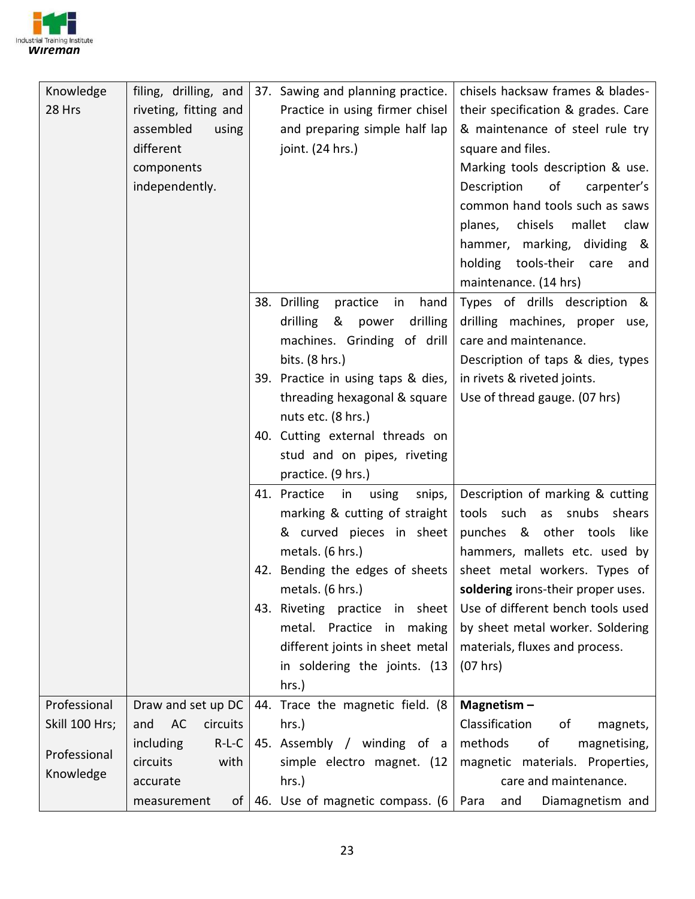| | | | |
|---|---|---|---|
| Knowledge 28 Hrs | filing, drilling, and riveting, fitting and assembled using different components independently. | 37. Sawing and planning practice. Practice in using firmer chisel and preparing simple half lap joint. (24 hrs.) | chisels hacksaw frames & blades-their specification & grades. Care & maintenance of steel rule try square and files.<br>Marking tools description & use. Description of carpenter's common hand tools such as saws planes, chisels mallet claw hammer, marking, dividing & holding tools-their care and maintenance. (14 hrs) |
| | | 38. Drilling practice in hand drilling & power drilling machines. Grinding of drill bits. (8 hrs.)<br>39. Practice in using taps & dies, threading hexagonal & square nuts etc. (8 hrs.)<br>40. Cutting external threads on stud and on pipes, riveting practice. (9 hrs.) | Types of drills description & drilling machines, proper use, care and maintenance.<br>Description of taps & dies, types in rivets & riveted joints.<br>Use of thread gauge. (07 hrs) |
| | | 41. Practice in using snips, marking & cutting of straight & curved pieces in sheet metals. (6 hrs.)<br>42. Bending the edges of sheets metals. (6 hrs.)<br>43. Riveting practice in sheet metal. Practice in making different joints in sheet metal in soldering the joints. (13 hrs.) | Description of marking & cutting tools such as snubs shears punches & other tools like hammers, mallets etc. used by sheet metal workers. Types of **soldering** irons-their proper uses. Use of different bench tools used by sheet metal worker. Soldering materials, fluxes and process. (07 hrs) |
| Professional Skill 100 Hrs;<br><br>Professional Knowledge | Draw and set up DC and AC circuits including R-L-C circuits with accurate measurement of | 44. Trace the magnetic field. (8 hrs.)<br>45. Assembly / winding of a simple electro magnet. (12 hrs.)<br>46. Use of magnetic compass. (6 | **Magnetism –**<br>Classification of magnets, methods of magnetising, magnetic materials. Properties, care and maintenance.<br>Para and Diamagnetism and |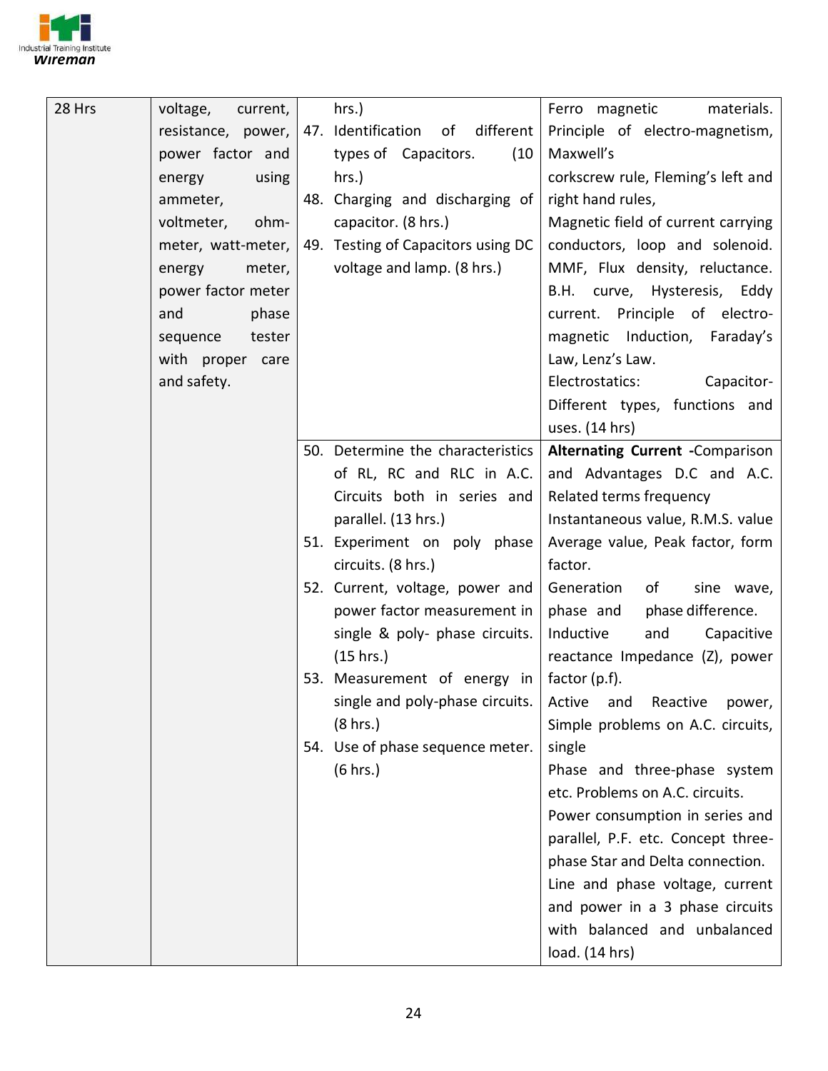| | | | |
|---|---|---|---|
| 28 Hrs | voltage, current, resistance, power, power factor and energy using ammeter, voltmeter, ohm-meter, watt-meter, energy meter, power factor meter and phase sequence tester with proper care and safety. | hrs.)<br>47. Identification of different types of Capacitors. (10 hrs.)<br>48. Charging and discharging of capacitor. (8 hrs.)<br>49. Testing of Capacitors using DC voltage and lamp. (8 hrs.) | Ferro magnetic materials. Principle of electro-magnetism, Maxwell's corkscrew rule, Fleming's left and right hand rules, Magnetic field of current carrying conductors, loop and solenoid. MMF, Flux density, reluctance. B.H. curve, Hysteresis, Eddy current. Principle of electro-magnetic Induction, Faraday's Law, Lenz's Law.<br>Electrostatics: Capacitor-Different types, functions and uses. (14 hrs) |
| | | 50. Determine the characteristics of RL, RC and RLC in A.C. Circuits both in series and parallel. (13 hrs.)<br>51. Experiment on poly phase circuits. (8 hrs.)<br>52. Current, voltage, power and power factor measurement in single & poly- phase circuits. (15 hrs.)<br>53. Measurement of energy in single and poly-phase circuits. (8 hrs.)<br>54. Use of phase sequence meter. (6 hrs.) | **Alternating Current** -Comparison and Advantages D.C and A.C. Related terms frequency Instantaneous value, R.M.S. value Average value, Peak factor, form factor.<br>Generation of sine wave, phase and phase difference.<br>Inductive and Capacitive reactance Impedance (Z), power factor (p.f).<br>Active and Reactive power, Simple problems on A.C. circuits, single Phase and three-phase system etc. Problems on A.C. circuits.<br>Power consumption in series and parallel, P.F. etc. Concept three-phase Star and Delta connection. Line and phase voltage, current and power in a 3 phase circuits with balanced and unbalanced load. (14 hrs) |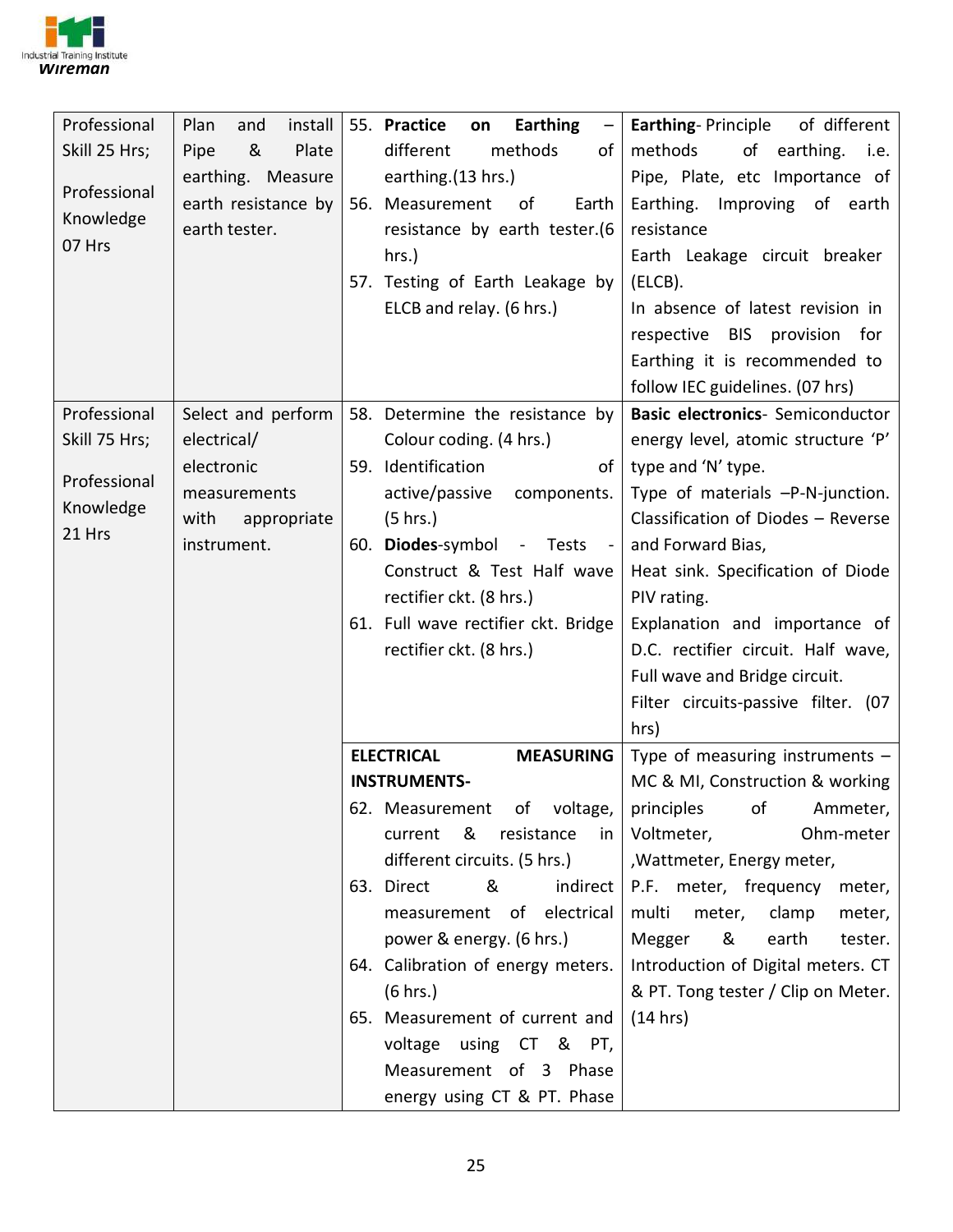| Professional Skill 25 Hrs; Professional Knowledge 07 Hrs | Plan and install Pipe & Plate earthing. Measure earth resistance by earth tester. | 55. **Practice on Earthing** – different methods of earthing.(13 hrs.)<br>56. Measurement of Earth resistance by earth tester.(6 hrs.)<br>57. Testing of Earth Leakage by ELCB and relay. (6 hrs.) | **Earthing**- Principle of different methods of earthing. i.e. Pipe, Plate, etc Importance of Earthing. Improving of earth resistance<br>Earth Leakage circuit breaker (ELCB).<br>In absence of latest revision in respective BIS provision for Earthing it is recommended to follow IEC guidelines. (07 hrs) |
|---|---|---|---|
| Professional Skill 75 Hrs; Professional Knowledge 21 Hrs | Select and perform electrical/ electronic measurements with appropriate instrument. | 58. Determine the resistance by Colour coding. (4 hrs.)<br>59. Identification of active/passive components. (5 hrs.)<br>60. **Diodes**-symbol - Tests - Construct & Test Half wave rectifier ckt. (8 hrs.)<br>61. Full wave rectifier ckt. Bridge rectifier ckt. (8 hrs.) | **Basic electronics**- Semiconductor energy level, atomic structure 'P' type and 'N' type.<br>Type of materials –P-N-junction.<br>Classification of Diodes – Reverse and Forward Bias,<br>Heat sink. Specification of Diode PIV rating.<br>Explanation and importance of D.C. rectifier circuit. Half wave, Full wave and Bridge circuit.<br>Filter circuits-passive filter. (07 hrs) |
| | | **ELECTRICAL MEASURING INSTRUMENTS-**<br>62. Measurement of voltage, current & resistance in different circuits. (5 hrs.)<br>63. Direct & indirect measurement of electrical power & energy. (6 hrs.)<br>64. Calibration of energy meters. (6 hrs.)<br>65. Measurement of current and voltage using CT & PT, Measurement of 3 Phase energy using CT & PT. Phase | Type of measuring instruments – MC & MI, Construction & working principles of Ammeter, Voltmeter, Ohm-meter ,Wattmeter, Energy meter, P.F. meter, frequency meter, multi meter, clamp meter, Megger & earth tester. Introduction of Digital meters. CT & PT. Tong tester / Clip on Meter. (14 hrs) |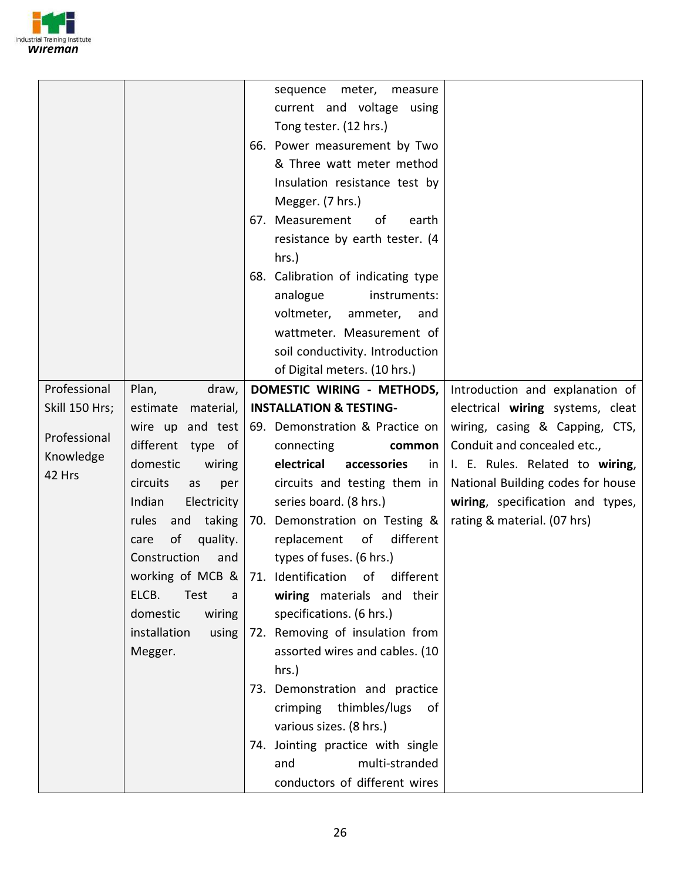| | | | |
|---|---|---|---|
| | | sequence meter, measure current and voltage using Tong tester. (12 hrs.)<br>66. Power measurement by Two & Three watt meter method Insulation resistance test by Megger. (7 hrs.)<br>67. Measurement of earth resistance by earth tester. (4 hrs.)<br>68. Calibration of indicating type analogue instruments: voltmeter, ammeter, and wattmeter. Measurement of soil conductivity. Introduction of Digital meters. (10 hrs.) | |
| Professional Skill 150 Hrs;<br><br>Professional Knowledge 42 Hrs | Plan, draw, estimate material, wire up and test different type of domestic wiring circuits as per Indian Electricity rules and taking care of quality. Construction and working of MCB & ELCB. Test a domestic wiring installation using Megger. | **DOMESTIC WIRING - METHODS, INSTALLATION & TESTING-**<br>69. Demonstration & Practice on connecting **common electrical accessories** in circuits and testing them in series board. (8 hrs.)<br>70. Demonstration on Testing & replacement of different types of fuses. (6 hrs.)<br>71. Identification of different **wiring** materials and their specifications. (6 hrs.)<br>72. Removing of insulation from assorted wires and cables. (10 hrs.)<br>73. Demonstration and practice crimping thimbles/lugs of various sizes. (8 hrs.)<br>74. Jointing practice with single and multi-stranded conductors of different wires | Introduction and explanation of electrical **wiring** systems, cleat wiring, casing & Capping, CTS, Conduit and concealed etc.,<br>I. E. Rules. Related to **wiring**, National Building codes for house **wiring**, specification and types, rating & material. (07 hrs) |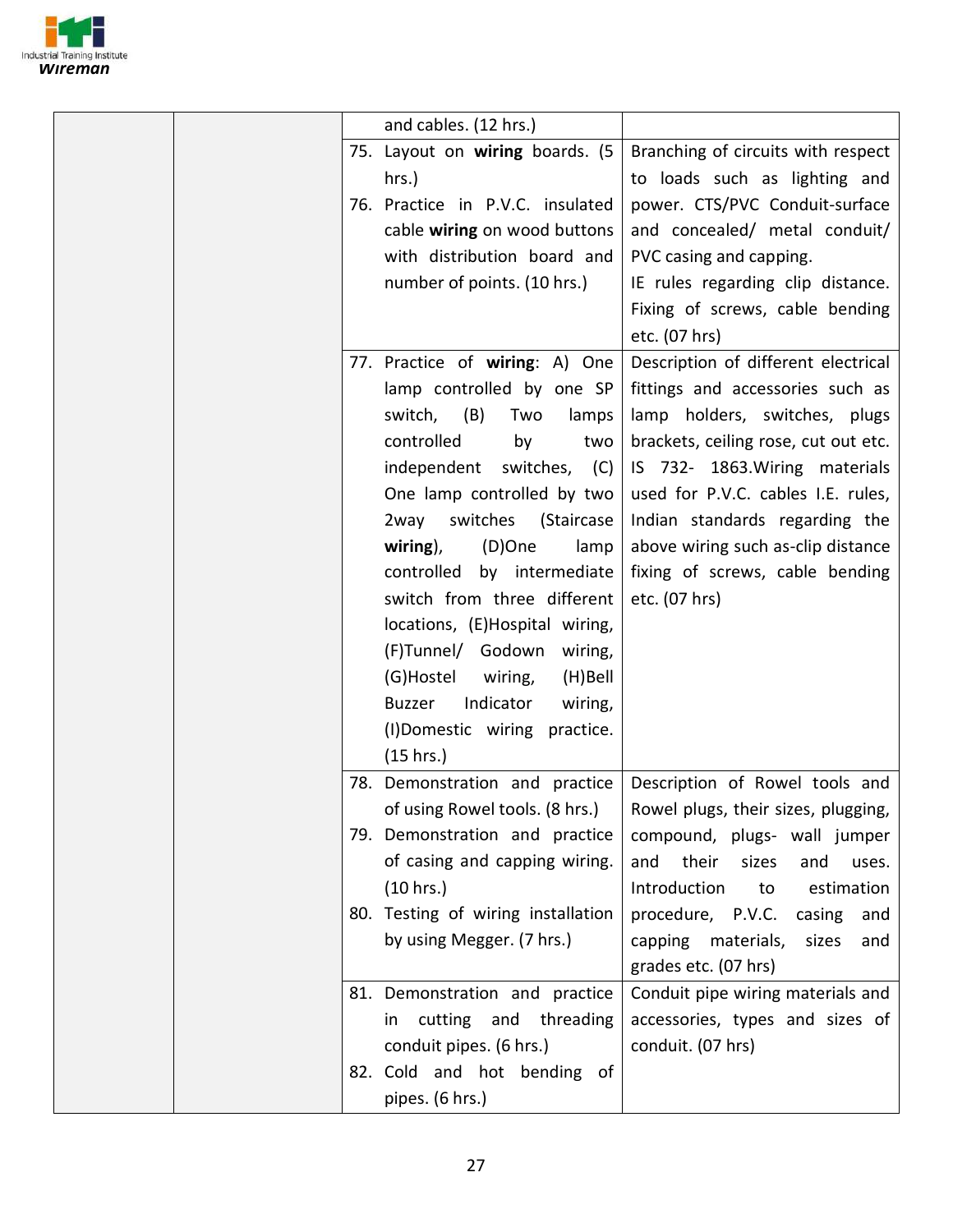| | | | |
|---|---|---|---|
| | | and cables. (12 hrs.) | |
| | | 75. Layout on **wiring** boards. (5 hrs.)<br>76. Practice in P.V.C. insulated cable **wiring** on wood buttons with distribution board and number of points. (10 hrs.) | Branching of circuits with respect to loads such as lighting and power. CTS/PVC Conduit-surface and concealed/ metal conduit/ PVC casing and capping.<br>IE rules regarding clip distance. Fixing of screws, cable bending etc. (07 hrs) |
| | | 77. Practice of **wiring**: A) One lamp controlled by one SP switch, (B) Two lamps controlled by two independent switches, (C) One lamp controlled by two 2way switches (Staircase **wiring**), (D)One lamp controlled by intermediate switch from three different locations, (E)Hospital wiring, (F)Tunnel/ Godown wiring, (G)Hostel wiring, (H)Bell Buzzer Indicator wiring, (I)Domestic wiring practice. (15 hrs.) | Description of different electrical fittings and accessories such as lamp holders, switches, plugs brackets, ceiling rose, cut out etc. IS 732- 1863.Wiring materials used for P.V.C. cables I.E. rules, Indian standards regarding the above wiring such as-clip distance fixing of screws, cable bending etc. (07 hrs) |
| | | 78. Demonstration and practice of using Rowel tools. (8 hrs.)<br>79. Demonstration and practice of casing and capping wiring. (10 hrs.)<br>80. Testing of wiring installation by using Megger. (7 hrs.) | Description of Rowel tools and Rowel plugs, their sizes, plugging, compound, plugs- wall jumper and their sizes and uses. Introduction to estimation procedure, P.V.C. casing and capping materials, sizes and grades etc. (07 hrs) |
| | | 81. Demonstration and practice in cutting and threading conduit pipes. (6 hrs.)<br>82. Cold and hot bending of pipes. (6 hrs.) | Conduit pipe wiring materials and accessories, types and sizes of conduit. (07 hrs) |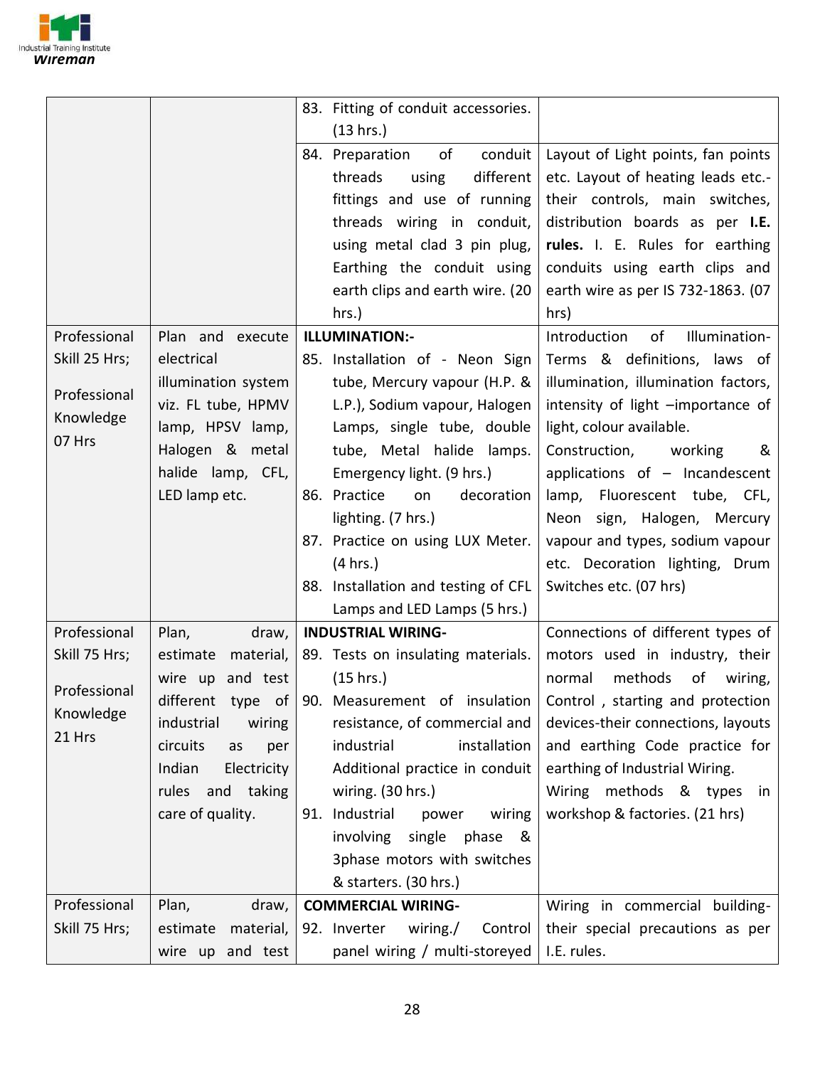| | | | |
|---|---|---|---|
| | | 83. Fitting of conduit accessories. (13 hrs.) | |
| | | 84. Preparation of conduit threads using different fittings and use of running threads wiring in conduit, using metal clad 3 pin plug, Earthing the conduit using earth clips and earth wire. (20 hrs.) | Layout of Light points, fan points etc. Layout of heating leads etc.- their controls, main switches, distribution boards as per **I.E. rules.** I. E. Rules for earthing conduits using earth clips and earth wire as per IS 732-1863. (07 hrs) |
| Professional Skill 25 Hrs;<br><br>Professional Knowledge 07 Hrs | Plan and execute electrical illumination system viz. FL tube, HPMV lamp, HPSV lamp, Halogen & metal halide lamp, CFL, LED lamp etc. | **ILLUMINATION:-**<br>85. Installation of - Neon Sign tube, Mercury vapour (H.P. & L.P.), Sodium vapour, Halogen Lamps, single tube, double tube, Metal halide lamps. Emergency light. (9 hrs.)<br>86. Practice on decoration lighting. (7 hrs.)<br>87. Practice on using LUX Meter. (4 hrs.)<br>88. Installation and testing of CFL Lamps and LED Lamps (5 hrs.) | Introduction of Illumination- Terms & definitions, laws of illumination, illumination factors, intensity of light –importance of light, colour available.<br>Construction, working & applications of – Incandescent lamp, Fluorescent tube, CFL, Neon sign, Halogen, Mercury vapour and types, sodium vapour etc. Decoration lighting, Drum Switches etc. (07 hrs) |
| Professional Skill 75 Hrs;<br><br>Professional Knowledge 21 Hrs | Plan, draw, estimate material, wire up and test different type of industrial wiring circuits as per Indian Electricity rules and taking care of quality. | **INDUSTRIAL WIRING-**<br>89. Tests on insulating materials. (15 hrs.)<br>90. Measurement of insulation resistance, of commercial and industrial installation Additional practice in conduit wiring. (30 hrs.)<br>91. Industrial power wiring involving single phase & 3phase motors with switches & starters. (30 hrs.) | Connections of different types of motors used in industry, their normal methods of wiring, Control , starting and protection devices-their connections, layouts and earthing Code practice for earthing of Industrial Wiring.<br>Wiring methods & types in workshop & factories. (21 hrs) |
| Professional Skill 75 Hrs; | Plan, draw, estimate material, wire up and test | **COMMERCIAL WIRING-**<br>92. Inverter wiring./ Control panel wiring / multi-storeyed | Wiring in commercial building- their special precautions as per I.E. rules. |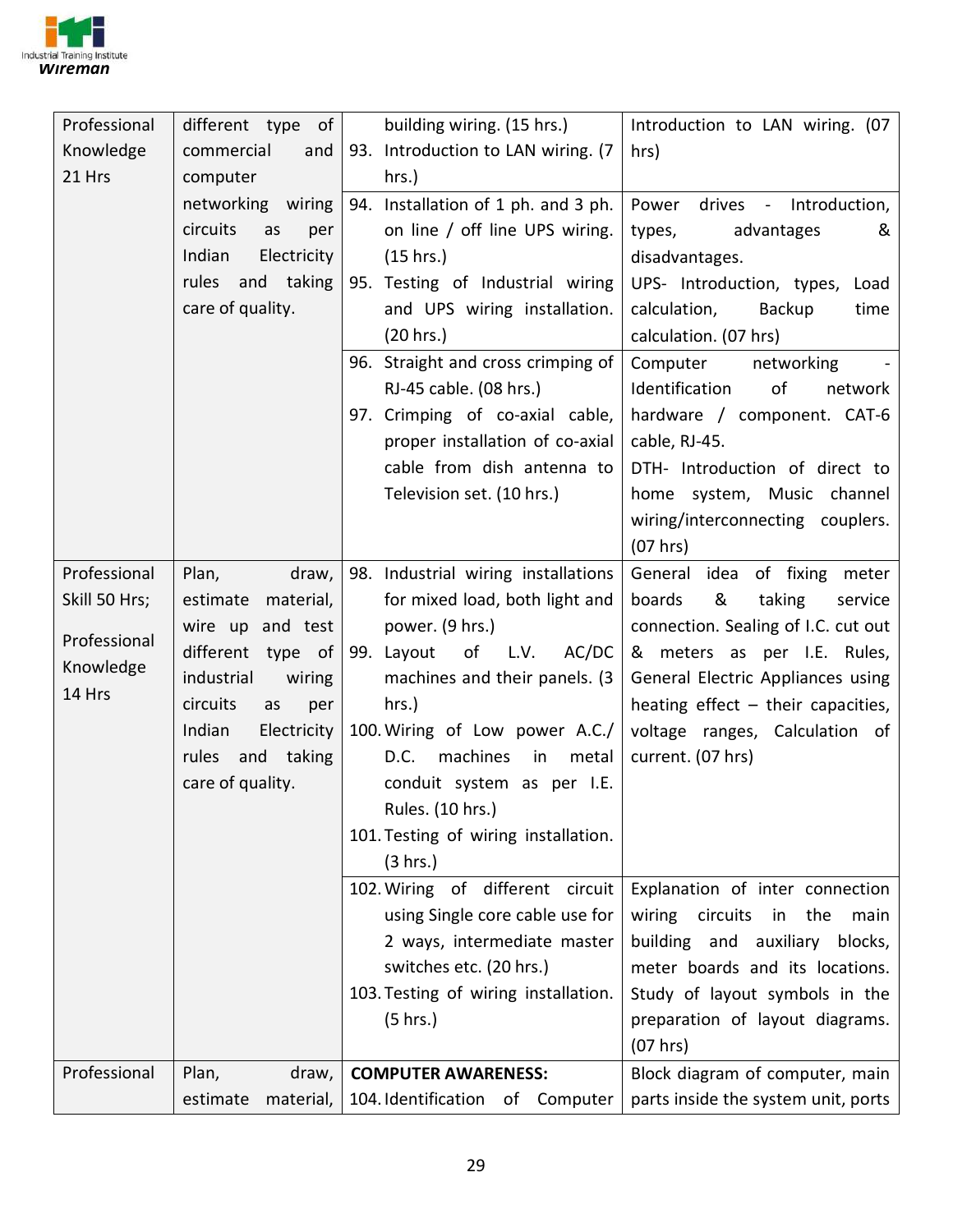| Professional Knowledge 21 Hrs | different type of commercial and computer networking wiring circuits as per Indian Electricity rules and taking care of quality. | building wiring. (15 hrs.)<br>93. Introduction to LAN wiring. (7 hrs.) | Introduction to LAN wiring. (07 hrs) |
|---|---|---|---|
| | | 94. Installation of 1 ph. and 3 ph. on line / off line UPS wiring. (15 hrs.)<br>95. Testing of Industrial wiring and UPS wiring installation. (20 hrs.) | Power drives - Introduction, types, advantages & disadvantages.<br>UPS- Introduction, types, Load calculation, Backup time calculation. (07 hrs) |
| | | 96. Straight and cross crimping of RJ-45 cable. (08 hrs.)<br>97. Crimping of co-axial cable, proper installation of co-axial cable from dish antenna to Television set. (10 hrs.) | Computer networking - Identification of network hardware / component. CAT-6 cable, RJ-45.<br>DTH- Introduction of direct to home system, Music channel wiring/interconnecting couplers. (07 hrs) |
| Professional Skill 50 Hrs;<br><br>Professional Knowledge 14 Hrs | Plan, draw, estimate material, wire up and test different type of industrial wiring circuits as per Indian Electricity rules and taking care of quality. | 98. Industrial wiring installations for mixed load, both light and power. (9 hrs.)<br>99. Layout of L.V. AC/DC machines and their panels. (3 hrs.)<br>100. Wiring of Low power A.C./ D.C. machines in metal conduit system as per I.E. Rules. (10 hrs.)<br>101. Testing of wiring installation. (3 hrs.) | General idea of fixing meter boards & taking service connection. Sealing of I.C. cut out & meters as per I.E. Rules, General Electric Appliances using heating effect – their capacities, voltage ranges, Calculation of current. (07 hrs) |
| | | 102. Wiring of different circuit using Single core cable use for 2 ways, intermediate master switches etc. (20 hrs.)<br>103. Testing of wiring installation. (5 hrs.) | Explanation of inter connection wiring circuits in the main building and auxiliary blocks, meter boards and its locations. Study of layout symbols in the preparation of layout diagrams. (07 hrs) |
| Professional | Plan, draw, estimate material, | **COMPUTER AWARENESS:**<br>104. Identification of Computer | Block diagram of computer, main parts inside the system unit, ports |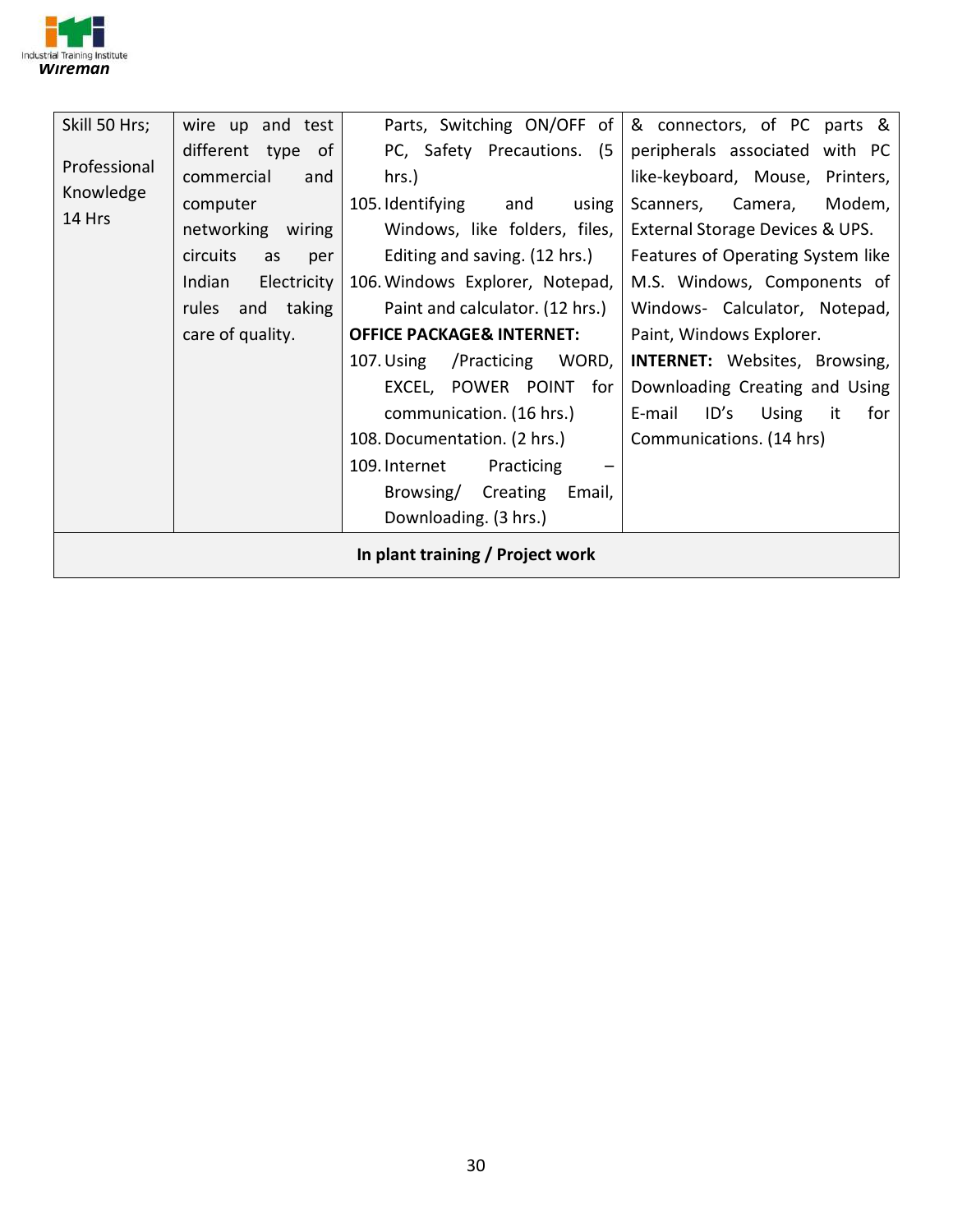| | | | |
|---|---|---|---|
| Skill 50 Hrs;<br><br>Professional Knowledge 14 Hrs | wire up and test different type of commercial and computer networking wiring circuits as per Indian Electricity rules and taking care of quality. | Parts, Switching ON/OFF of PC, Safety Precautions. (5 hrs.)<br>105. Identifying and using Windows, like folders, files, Editing and saving. (12 hrs.)<br>106. Windows Explorer, Notepad, Paint and calculator. (12 hrs.)<br>**OFFICE PACKAGE& INTERNET:**<br>107. Using /Practicing WORD, EXCEL, POWER POINT for communication. (16 hrs.)<br>108. Documentation. (2 hrs.)<br>109. Internet Practicing – Browsing/ Creating Email, Downloading. (3 hrs.) | & connectors, of PC parts & peripherals associated with PC like-keyboard, Mouse, Printers, Scanners, Camera, Modem, External Storage Devices & UPS.<br>Features of Operating System like M.S. Windows, Components of Windows- Calculator, Notepad, Paint, Windows Explorer.<br>**INTERNET:** Websites, Browsing, Downloading Creating and Using E-mail ID's Using it for Communications. (14 hrs) |
| **In plant training / Project work** | | | |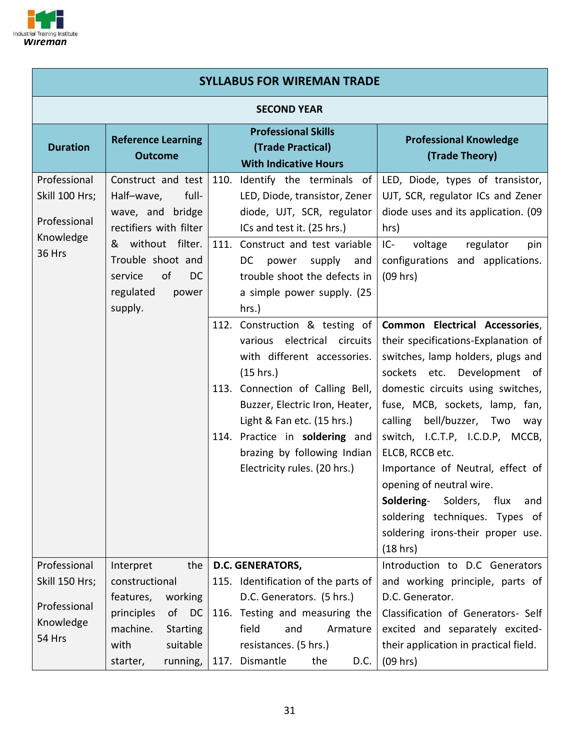| SYLLABUS FOR WIREMAN TRADE | | | |
|---|---|---|---|
| **SECOND YEAR** | | | |
| **Duration** | **Reference Learning Outcome** | **Professional Skills (Trade Practical) With Indicative Hours** | **Professional Knowledge (Trade Theory)** |
| Professional Skill 100 Hrs; Professional Knowledge 36 Hrs | Construct and test Half–wave, full-wave, and bridge rectifiers with filter & without filter. Trouble shoot and service of DC regulated power supply. | 110. Identify the terminals of LED, Diode, transistor, Zener diode, UJT, SCR, regulator ICs and test it. (25 hrs.) | LED, Diode, types of transistor, UJT, SCR, regulator ICs and Zener diode uses and its application. (09 hrs) |
| | | 111. Construct and test variable DC power supply and trouble shoot the defects in a simple power supply. (25 hrs.) | IC- voltage regulator pin configurations and applications. (09 hrs) |
| | | 112. Construction & testing of various electrical circuits with different accessories. (15 hrs.)<br>113. Connection of Calling Bell, Buzzer, Electric Iron, Heater, Light & Fan etc. (15 hrs.)<br>114. Practice in **soldering** and brazing by following Indian Electricity rules. (20 hrs.) | **Common Electrical Accessories**, their specifications-Explanation of switches, lamp holders, plugs and sockets etc. Development of domestic circuits using switches, fuse, MCB, sockets, lamp, fan, calling bell/buzzer, Two way switch, I.C.T.P, I.C.D.P, MCCB, ELCB, RCCB etc.<br>Importance of Neutral, effect of opening of neutral wire.<br>**Soldering**- Solders, flux and soldering techniques. Types of soldering irons-their proper use. (18 hrs) |
| Professional Skill 150 Hrs; Professional Knowledge 54 Hrs | Interpret the constructional features, working principles of DC machine. Starting with suitable starter, running, | **D.C. GENERATORS,**<br>115. Identification of the parts of D.C. Generators. (5 hrs.)<br>116. Testing and measuring the field and Armature resistances. (5 hrs.)<br>117. Dismantle the D.C. | Introduction to D.C Generators and working principle, parts of D.C. Generator.<br>Classification of Generators- Self excited and separately excited- their application in practical field. (09 hrs) |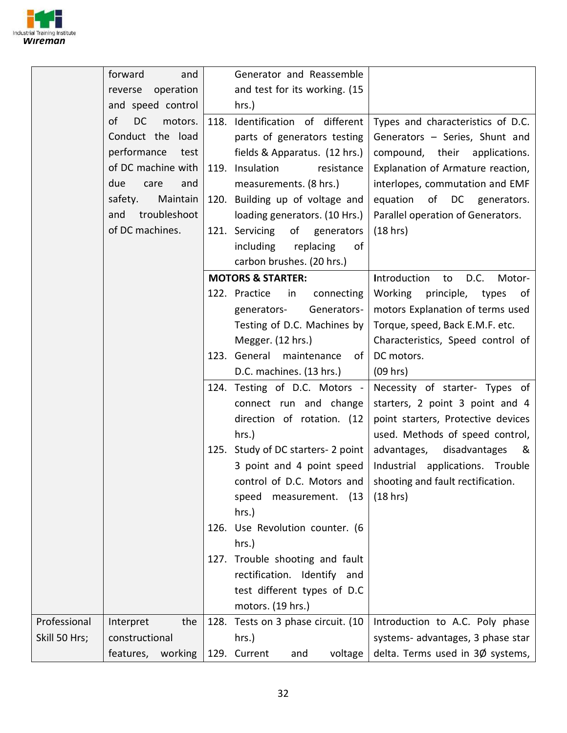| | | | |
|---|---|---|---|
| | forward and reverse operation and speed control of DC motors. Conduct the load performance test of DC machine with due care and safety. Maintain and troubleshoot of DC machines. | Generator and Reassemble and test for its working. (15 hrs.) | |
| | | 118. Identification of different parts of generators testing fields & Apparatus. (12 hrs.)<br>119. Insulation resistance measurements. (8 hrs.)<br>120. Building up of voltage and loading generators. (10 Hrs.)<br>121. Servicing of generators including replacing of carbon brushes. (20 hrs.) | Types and characteristics of D.C. Generators – Series, Shunt and compound, their applications. Explanation of Armature reaction, interlopes, commutation and EMF equation of DC generators. Parallel operation of Generators. (18 hrs) |
| | | **MOTORS & STARTER:**<br>122. Practice in connecting generators- Generators- Testing of D.C. Machines by Megger. (12 hrs.)<br>123. General maintenance of D.C. machines. (13 hrs.) | Introduction to D.C. Motor- Working principle, types of motors Explanation of terms used Torque, speed, Back E.M.F. etc. Characteristics, Speed control of DC motors. (09 hrs) |
| | | 124. Testing of D.C. Motors - connect run and change direction of rotation. (12 hrs.)<br>125. Study of DC starters- 2 point 3 point and 4 point speed control of D.C. Motors and speed measurement. (13 hrs.)<br>126. Use Revolution counter. (6 hrs.)<br>127. Trouble shooting and fault rectification. Identify and test different types of D.C motors. (19 hrs.) | Necessity of starter- Types of starters, 2 point 3 point and 4 point starters, Protective devices used. Methods of speed control, advantages, disadvantages & Industrial applications. Trouble shooting and fault rectification. (18 hrs) |
| Professional Skill 50 Hrs; | Interpret the constructional features, working | 128. Tests on 3 phase circuit. (10 hrs.)<br>129. Current and voltage | Introduction to A.C. Poly phase systems- advantages, 3 phase star delta. Terms used in 3Ø systems, |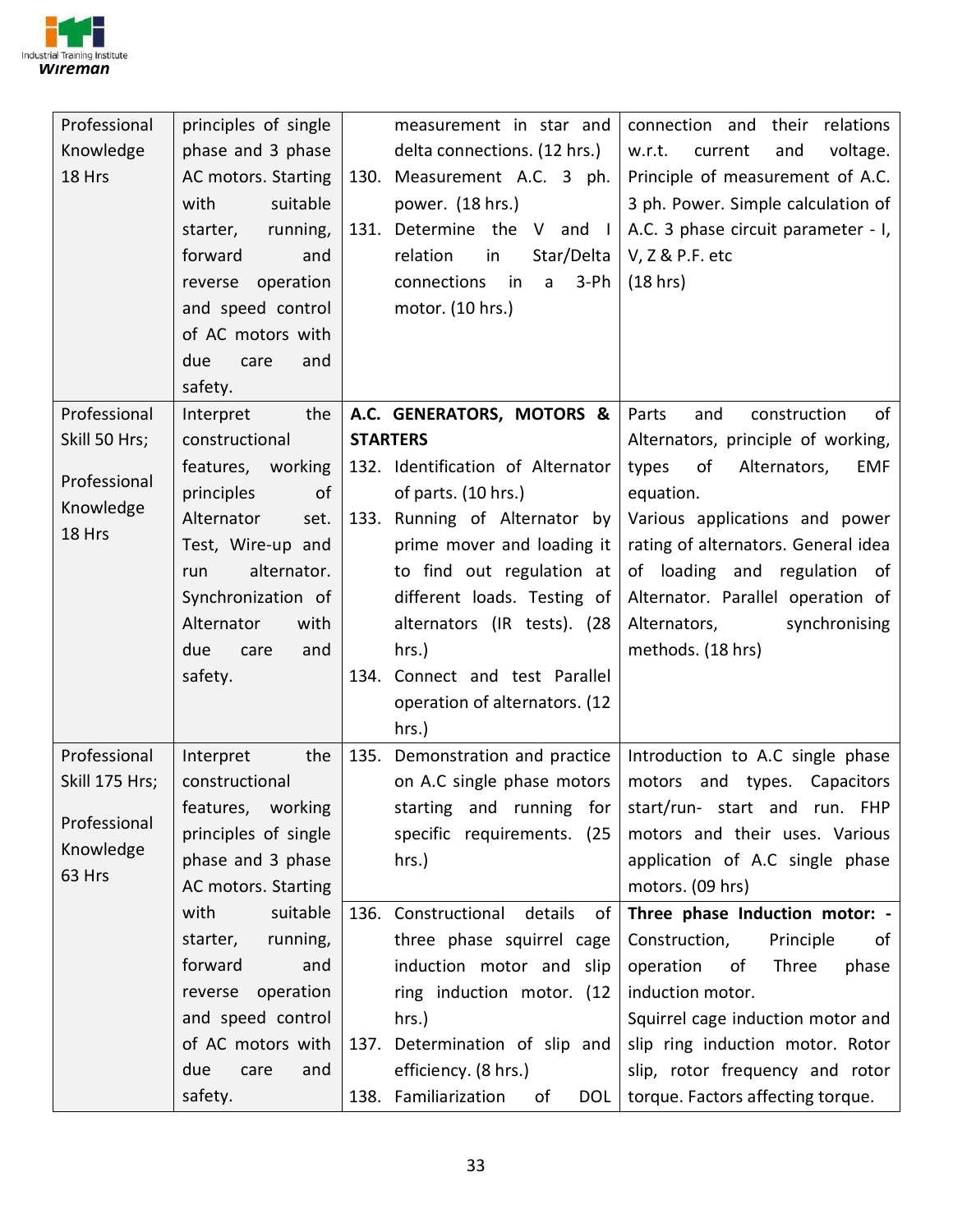| | | | |
|---|---|---|---|
| Professional Knowledge 18 Hrs | principles of single phase and 3 phase AC motors. Starting with suitable starter, running, forward and reverse operation and speed control of AC motors with due care and safety. | measurement in star and delta connections. (12 hrs.)<br>130. Measurement A.C. 3 ph. power. (18 hrs.)<br>131. Determine the V and I relation in Star/Delta connections in a 3-Ph motor. (10 hrs.) | connection and their relations w.r.t. current and voltage. Principle of measurement of A.C. 3 ph. Power. Simple calculation of A.C. 3 phase circuit parameter - I, V, Z & P.F. etc<br>(18 hrs) |
| Professional Skill 50 Hrs;<br><br>Professional Knowledge 18 Hrs | Interpret the constructional features, working principles of Alternator set. Test, Wire-up and run alternator. Synchronization of Alternator with due care and safety. | **A.C. GENERATORS, MOTORS & STARTERS**<br>132. Identification of Alternator of parts. (10 hrs.)<br>133. Running of Alternator by prime mover and loading it to find out regulation at different loads. Testing of alternators (IR tests). (28 hrs.)<br>134. Connect and test Parallel operation of alternators. (12 hrs.) | Parts and construction of Alternators, principle of working, types of Alternators, EMF equation.<br>Various applications and power rating of alternators. General idea of loading and regulation of Alternator. Parallel operation of Alternators, synchronising methods. (18 hrs) |
| Professional Skill 175 Hrs;<br><br>Professional Knowledge 63 Hrs | Interpret the constructional features, working principles of single phase and 3 phase AC motors. Starting with suitable starter, running, forward and reverse operation and speed control of AC motors with due care and safety. | 135. Demonstration and practice on A.C single phase motors starting and running for specific requirements. (25 hrs.) | Introduction to A.C single phase motors and types. Capacitors start/run- start and run. FHP motors and their uses. Various application of A.C single phase motors. (09 hrs) |
| | | 136. Constructional details of three phase squirrel cage induction motor and slip ring induction motor. (12 hrs.)<br>137. Determination of slip and efficiency. (8 hrs.)<br>138. Familiarization of DOL | **Three phase Induction motor: -** Construction, Principle of operation of Three phase induction motor.<br>Squirrel cage induction motor and slip ring induction motor. Rotor slip, rotor frequency and rotor torque. Factors affecting torque. |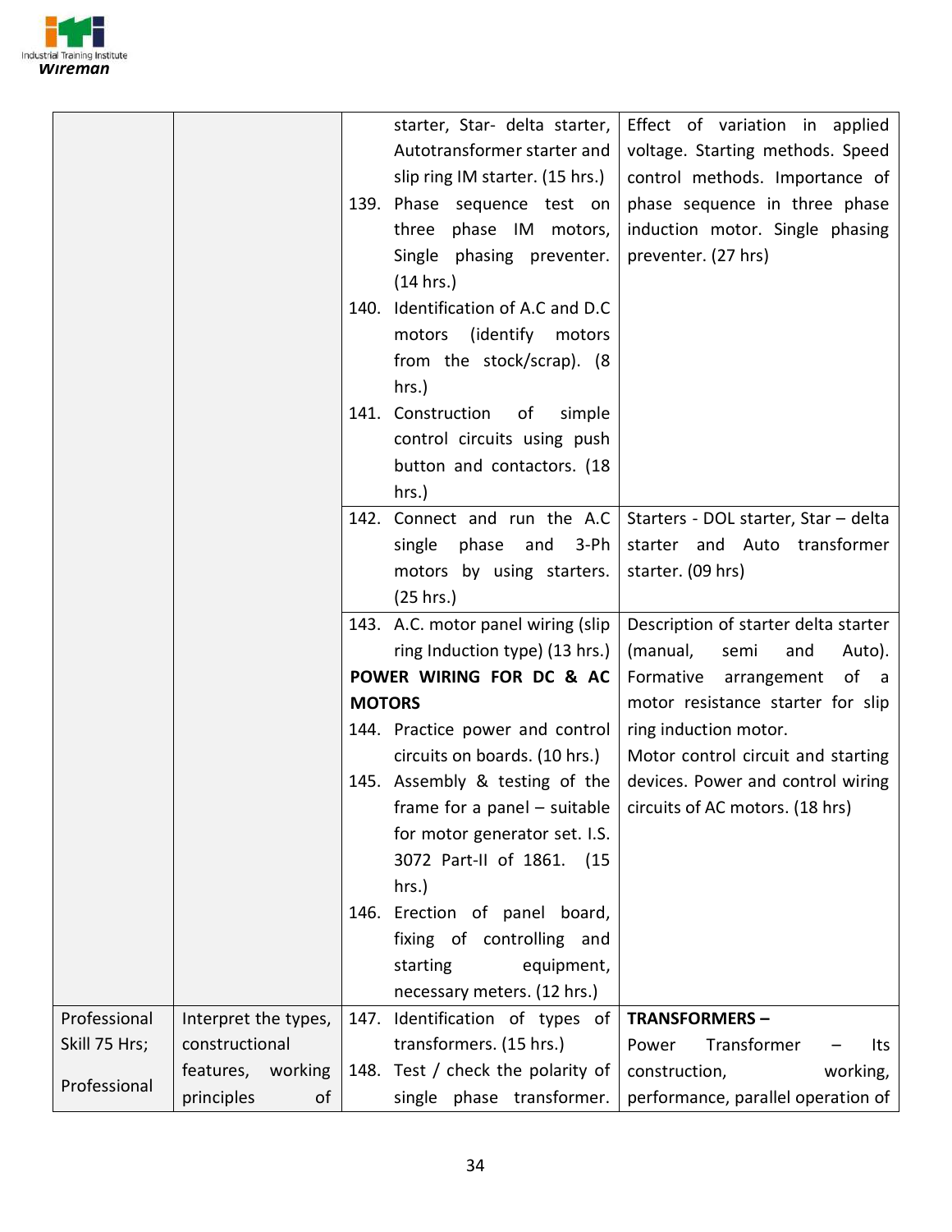| | | | |
|---|---|---|---|
| | | starter, Star- delta starter, Autotransformer starter and slip ring IM starter. (15 hrs.)<br>139. Phase sequence test on three phase IM motors, Single phasing preventer. (14 hrs.)<br>140. Identification of A.C and D.C motors (identify motors from the stock/scrap). (8 hrs.)<br>141. Construction of simple control circuits using push button and contactors. (18 hrs.) | Effect of variation in applied voltage. Starting methods. Speed control methods. Importance of phase sequence in three phase induction motor. Single phasing preventer. (27 hrs) |
| | | 142. Connect and run the A.C single phase and 3-Ph motors by using starters. (25 hrs.) | Starters - DOL starter, Star – delta starter and Auto transformer starter. (09 hrs) |
| | | 143. A.C. motor panel wiring (slip ring Induction type) (13 hrs.)<br>**POWER WIRING FOR DC & AC MOTORS**<br>144. Practice power and control circuits on boards. (10 hrs.)<br>145. Assembly & testing of the frame for a panel – suitable for motor generator set. I.S. 3072 Part-II of 1861. (15 hrs.)<br>146. Erection of panel board, fixing of controlling and starting equipment, necessary meters. (12 hrs.) | Description of starter delta starter (manual, semi and Auto). Formative arrangement of a motor resistance starter for slip ring induction motor.<br>Motor control circuit and starting devices. Power and control wiring circuits of AC motors. (18 hrs) |
| Professional Skill 75 Hrs;<br><br>Professional | Interpret the types, constructional features, working principles of | 147. Identification of types of transformers. (15 hrs.)<br>148. Test / check the polarity of single phase transformer. | **TRANSFORMERS –**<br>Power Transformer – Its construction, working, performance, parallel operation of |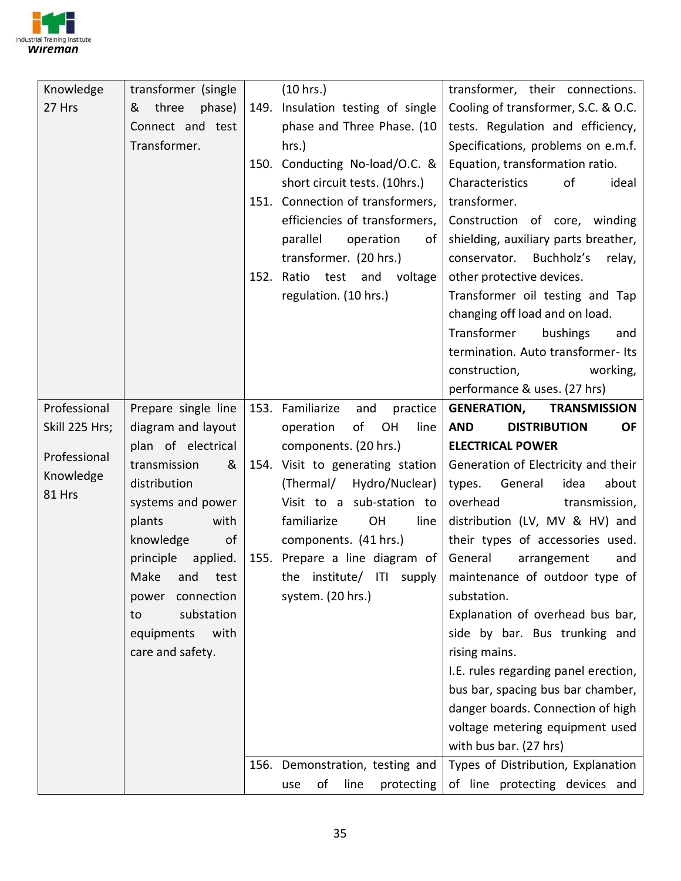| | | | |
|---|---|---|---|
| Knowledge 27 Hrs | transformer (single & three phase) Connect and test Transformer. | (10 hrs.)<br>149. Insulation testing of single phase and Three Phase. (10 hrs.)<br>150. Conducting No-load/O.C. & short circuit tests. (10hrs.)<br>151. Connection of transformers, efficiencies of transformers, parallel operation of transformer. (20 hrs.)<br>152. Ratio test and voltage regulation. (10 hrs.) | transformer, their connections. Cooling of transformer, S.C. & O.C. tests. Regulation and efficiency, Specifications, problems on e.m.f. Equation, transformation ratio.<br>Characteristics of ideal transformer.<br>Construction of core, winding shielding, auxiliary parts breather, conservator. Buchholz's relay, other protective devices.<br>Transformer oil testing and Tap changing off load and on load.<br>Transformer bushings and termination. Auto transformer- Its construction, working, performance & uses. (27 hrs) |
| Professional Skill 225 Hrs;<br><br>Professional Knowledge 81 Hrs | Prepare single line diagram and layout plan of electrical transmission & distribution systems and power plants with knowledge of principle applied. Make and test power connection to substation equipments with care and safety. | 153. Familiarize and practice operation of OH line components. (20 hrs.)<br>154. Visit to generating station (Thermal/ Hydro/Nuclear) Visit to a sub-station to familiarize OH line components. (41 hrs.)<br>155. Prepare a line diagram of the institute/ ITI supply system. (20 hrs.) | **GENERATION, TRANSMISSION AND DISTRIBUTION OF ELECTRICAL POWER**<br>Generation of Electricity and their types. General idea about overhead transmission, distribution (LV, MV & HV) and their types of accessories used. General arrangement and maintenance of outdoor type of substation.<br>Explanation of overhead bus bar, side by bar. Bus trunking and rising mains.<br>I.E. rules regarding panel erection, bus bar, spacing bus bar chamber, danger boards. Connection of high voltage metering equipment used with bus bar. (27 hrs) |
| | | 156. Demonstration, testing and use of line protecting | Types of Distribution, Explanation of line protecting devices and |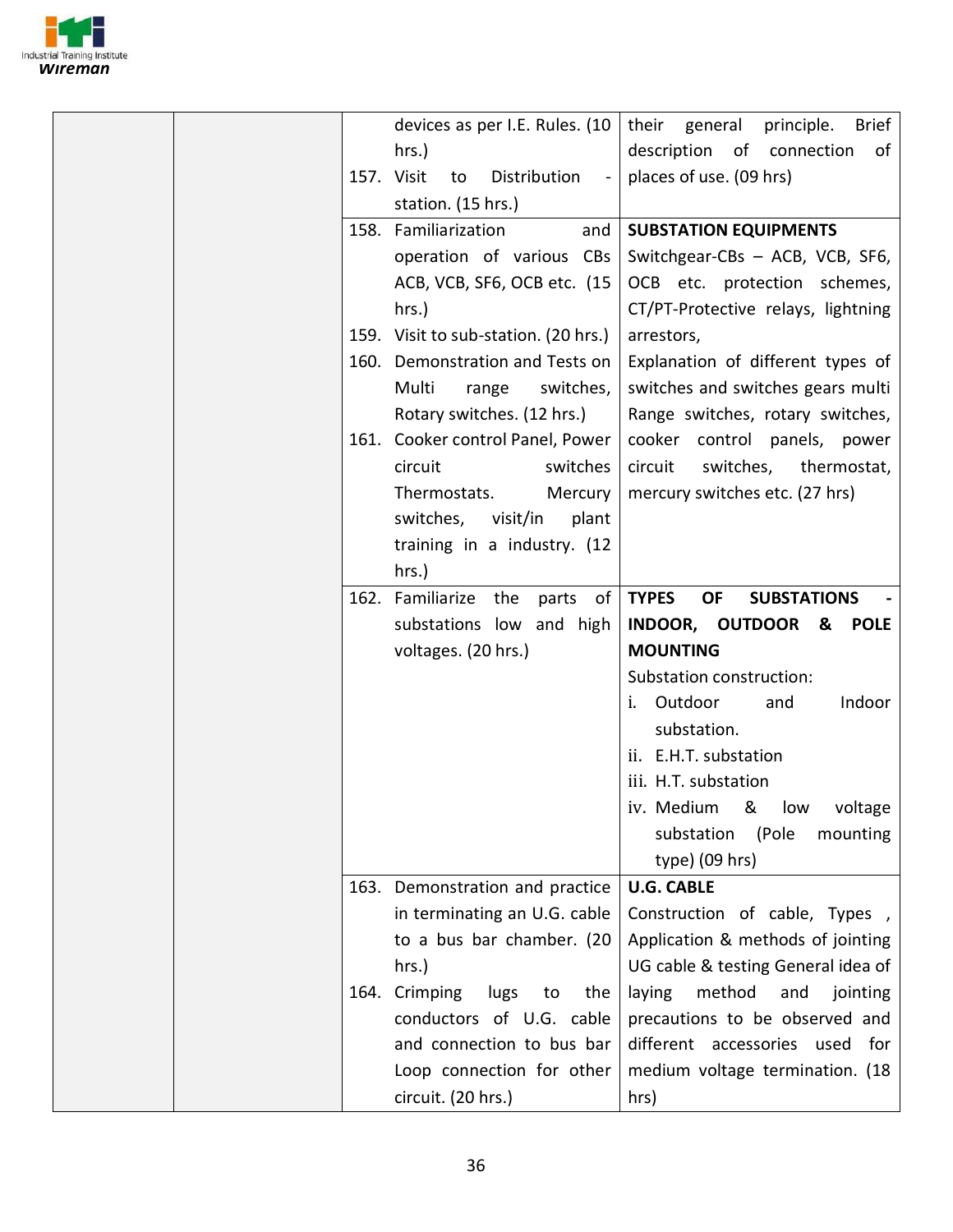| | | | |
|---|---|---|---|
| | | devices as per I.E. Rules. (10 hrs.)<br>157. Visit to Distribution - station. (15 hrs.) | their general principle. Brief description of connection of places of use. (09 hrs) |
| | | 158. Familiarization and operation of various CBs ACB, VCB, SF6, OCB etc. (15 hrs.)<br>159. Visit to sub-station. (20 hrs.)<br>160. Demonstration and Tests on Multi range switches, Rotary switches. (12 hrs.)<br>161. Cooker control Panel, Power circuit switches Thermostats. Mercury switches, visit/in plant training in a industry. (12 hrs.) | **SUBSTATION EQUIPMENTS**<br>Switchgear-CBs – ACB, VCB, SF6, OCB etc. protection schemes, CT/PT-Protective relays, lightning arrestors,<br>Explanation of different types of switches and switches gears multi Range switches, rotary switches, cooker control panels, power circuit switches, thermostat, mercury switches etc. (27 hrs) |
| | | 162. Familiarize the parts of substations low and high voltages. (20 hrs.) | **TYPES OF SUBSTATIONS - INDOOR, OUTDOOR & POLE MOUNTING**<br>Substation construction:<br>i. Outdoor and Indoor substation.<br>ii. E.H.T. substation<br>iii. H.T. substation<br>iv. Medium & low voltage substation (Pole mounting type) (09 hrs) |
| | | 163. Demonstration and practice in terminating an U.G. cable to a bus bar chamber. (20 hrs.)<br>164. Crimping lugs to the conductors of U.G. cable and connection to bus bar Loop connection for other circuit. (20 hrs.) | **U.G. CABLE**<br>Construction of cable, Types , Application & methods of jointing UG cable & testing General idea of laying method and jointing precautions to be observed and different accessories used for medium voltage termination. (18 hrs) |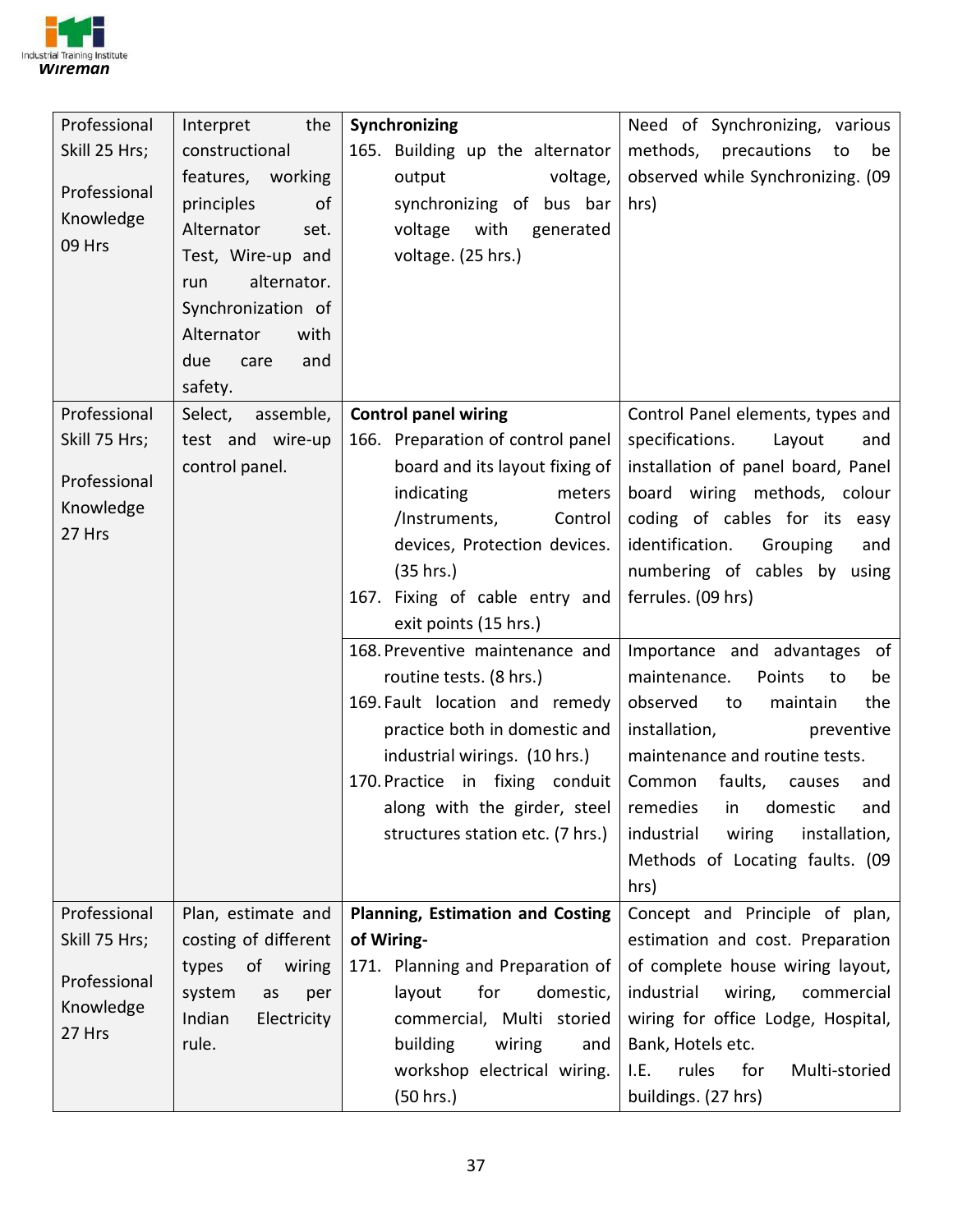| | | | |
|---|---|---|---|
| Professional Skill 25 Hrs;<br><br>Professional Knowledge 09 Hrs | Interpret the constructional features, working principles of Alternator set. Test, Wire-up and run alternator. Synchronization of Alternator with due care and safety. | **Synchronizing**<br>165. Building up the alternator output voltage, synchronizing of bus bar voltage with generated voltage. (25 hrs.) | Need of Synchronizing, various methods, precautions to be observed while Synchronizing. (09 hrs) |
| Professional Skill 75 Hrs;<br><br>Professional Knowledge 27 Hrs | Select, assemble, test and wire-up control panel. | **Control panel wiring**<br>166. Preparation of control panel board and its layout fixing of indicating meters /Instruments, Control devices, Protection devices. (35 hrs.)<br>167. Fixing of cable entry and exit points (15 hrs.) | Control Panel elements, types and specifications. Layout and installation of panel board, Panel board wiring methods, colour coding of cables for its easy identification. Grouping and numbering of cables by using ferrules. (09 hrs) |
| | | 168. Preventive maintenance and routine tests. (8 hrs.)<br>169. Fault location and remedy practice both in domestic and industrial wirings. (10 hrs.)<br>170. Practice in fixing conduit along with the girder, steel structures station etc. (7 hrs.) | Importance and advantages of maintenance. Points to be observed to maintain the installation, preventive maintenance and routine tests.<br>Common faults, causes and remedies in domestic and industrial wiring installation, Methods of Locating faults. (09 hrs) |
| Professional Skill 75 Hrs;<br><br>Professional Knowledge 27 Hrs | Plan, estimate and costing of different types of wiring system as per Indian Electricity rule. | **Planning, Estimation and Costing of Wiring-**<br>171. Planning and Preparation of layout for domestic, commercial, Multi storied building wiring and workshop electrical wiring. (50 hrs.) | Concept and Principle of plan, estimation and cost. Preparation of complete house wiring layout, industrial wiring, commercial wiring for office Lodge, Hospital, Bank, Hotels etc.<br>I.E. rules for Multi-storied buildings. (27 hrs) |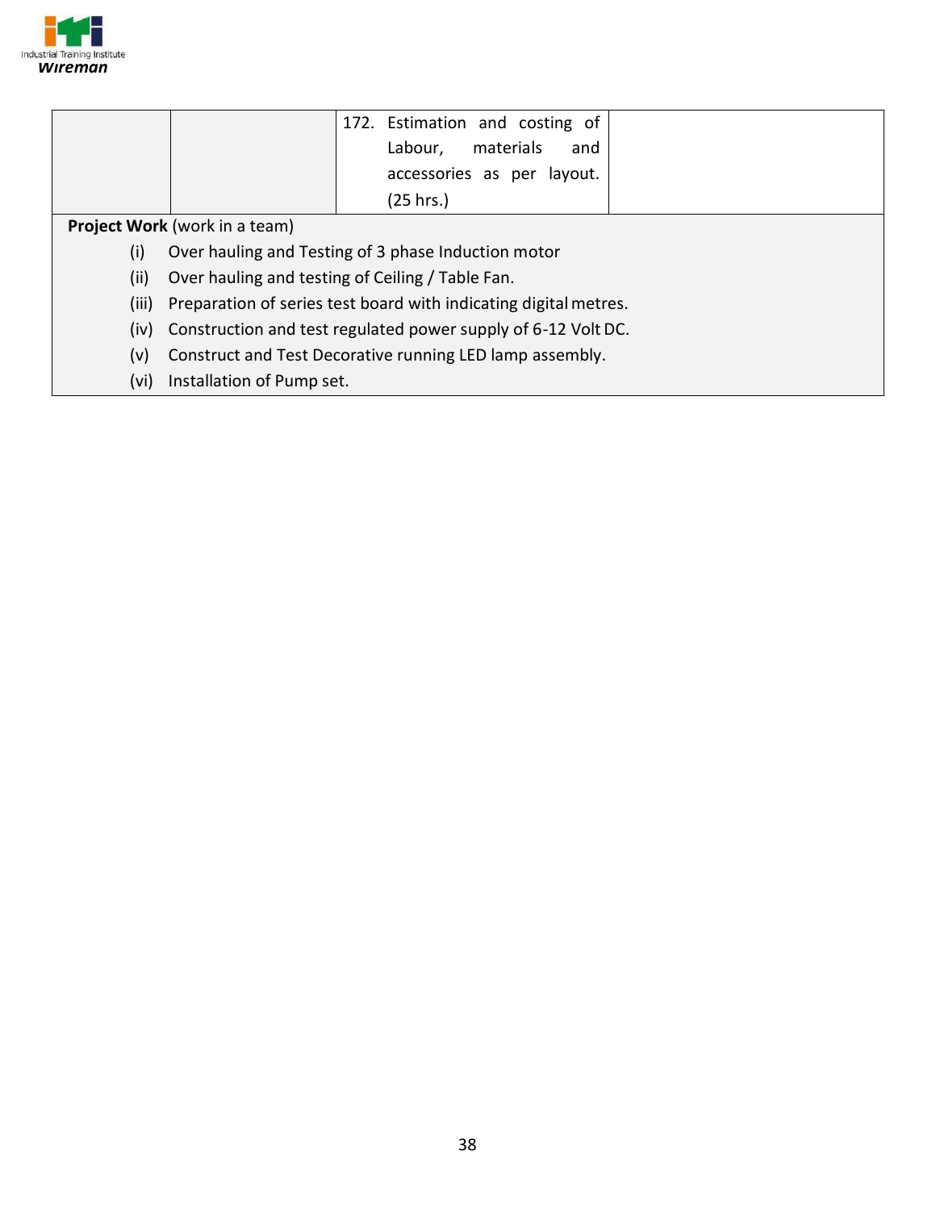|  |  | 172. Estimation and costing of Labour, materials and accessories as per layout. (25 hrs.) |  |
|---|---|---|---|

**Project Work** (work in a team)

(i) Over hauling and Testing of 3 phase Induction motor

(ii) Over hauling and testing of Ceiling / Table Fan.

(iii) Preparation of series test board with indicating digital metres.

(iv) Construction and test regulated power supply of 6-12 Volt DC.

(v) Construct and Test Decorative running LED lamp assembly.

(vi) Installation of Pump set.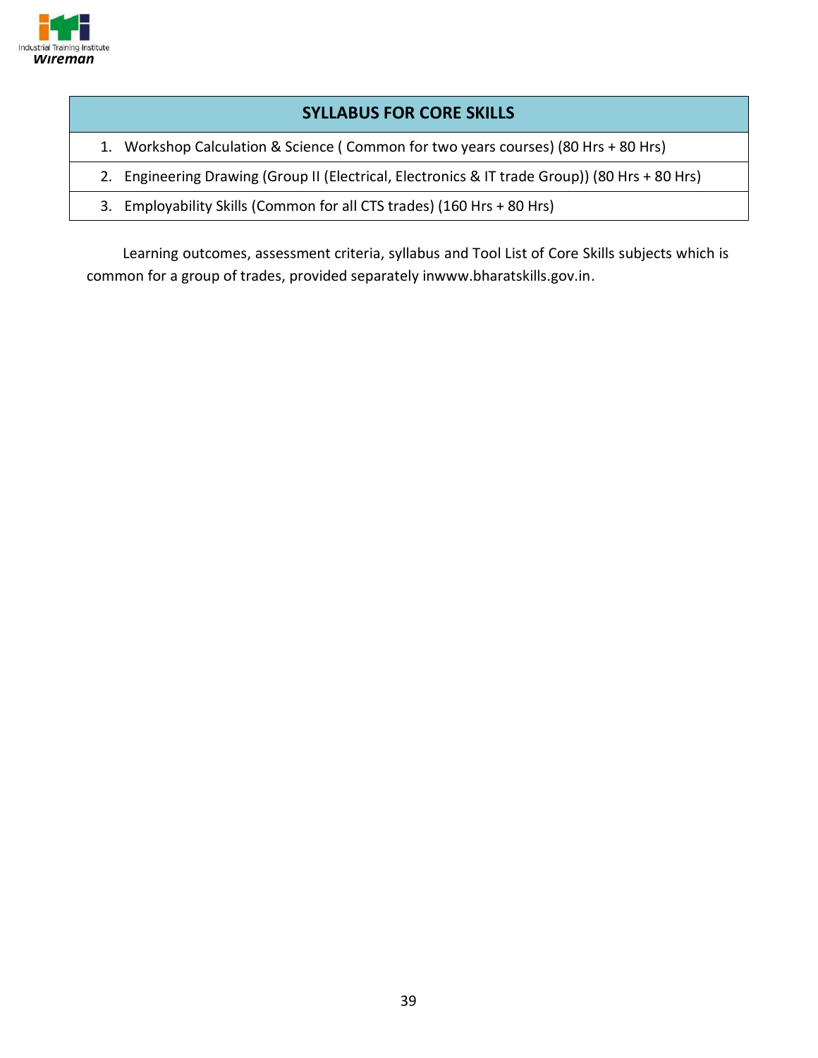| SYLLABUS FOR CORE SKILLS |
|---|
| 1. Workshop Calculation & Science ( Common for two years courses) (80 Hrs + 80 Hrs) |
| 2. Engineering Drawing (Group II (Electrical, Electronics & IT trade Group)) (80 Hrs + 80 Hrs) |
| 3. Employability Skills (Common for all CTS trades) (160 Hrs + 80 Hrs) |

Learning outcomes, assessment criteria, syllabus and Tool List of Core Skills subjects which is common for a group of trades, provided separately inwww.bharatskills.gov.in.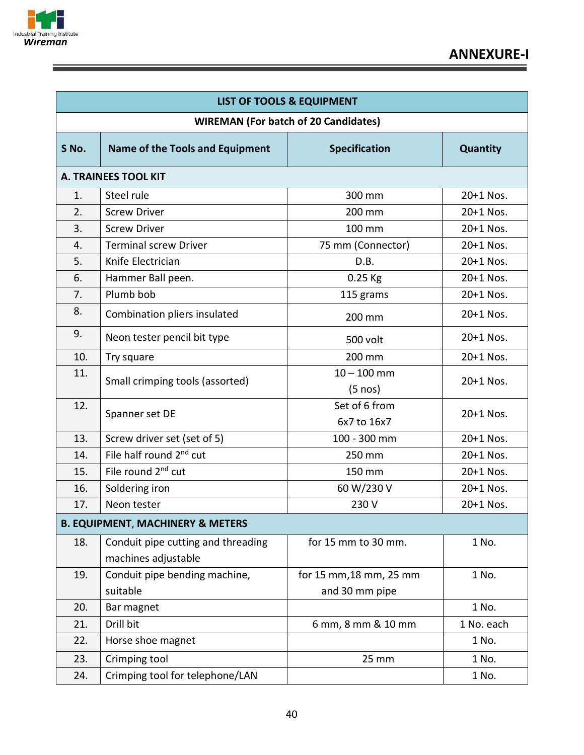## ANNEXURE-I

| LIST OF TOOLS & EQUIPMENT | | | |
|---|---|---|---|
| **WIREMAN (For batch of 20 Candidates)** | | | |
| **S No.** | **Name of the Tools and Equipment** | **Specification** | **Quantity** |
| **A. TRAINEES TOOL KIT** | | | |
| 1. | Steel rule | 300 mm | 20+1 Nos. |
| 2. | Screw Driver | 200 mm | 20+1 Nos. |
| 3. | Screw Driver | 100 mm | 20+1 Nos. |
| 4. | Terminal screw Driver | 75 mm (Connector) | 20+1 Nos. |
| 5. | Knife Electrician | D.B. | 20+1 Nos. |
| 6. | Hammer Ball peen. | 0.25 Kg | 20+1 Nos. |
| 7. | Plumb bob | 115 grams | 20+1 Nos. |
| 8. | Combination pliers insulated | 200 mm | 20+1 Nos. |
| 9. | Neon tester pencil bit type | 500 volt | 20+1 Nos. |
| 10. | Try square | 200 mm | 20+1 Nos. |
| 11. | Small crimping tools (assorted) | 10 – 100 mm (5 nos) | 20+1 Nos. |
| 12. | Spanner set DE | Set of 6 from 6x7 to 16x7 | 20+1 Nos. |
| 13. | Screw driver set (set of 5) | 100 - 300 mm | 20+1 Nos. |
| 14. | File half round 2nd cut | 250 mm | 20+1 Nos. |
| 15. | File round 2nd cut | 150 mm | 20+1 Nos. |
| 16. | Soldering iron | 60 W/230 V | 20+1 Nos. |
| 17. | Neon tester | 230 V | 20+1 Nos. |
| **B. EQUIPMENT, MACHINERY & METERS** | | | |
| 18. | Conduit pipe cutting and threading machines adjustable | for 15 mm to 30 mm. | 1 No. |
| 19. | Conduit pipe bending machine, suitable | for 15 mm,18 mm, 25 mm and 30 mm pipe | 1 No. |
| 20. | Bar magnet | | 1 No. |
| 21. | Drill bit | 6 mm, 8 mm & 10 mm | 1 No. each |
| 22. | Horse shoe magnet | | 1 No. |
| 23. | Crimping tool | 25 mm | 1 No. |
| 24. | Crimping tool for telephone/LAN | | 1 No. |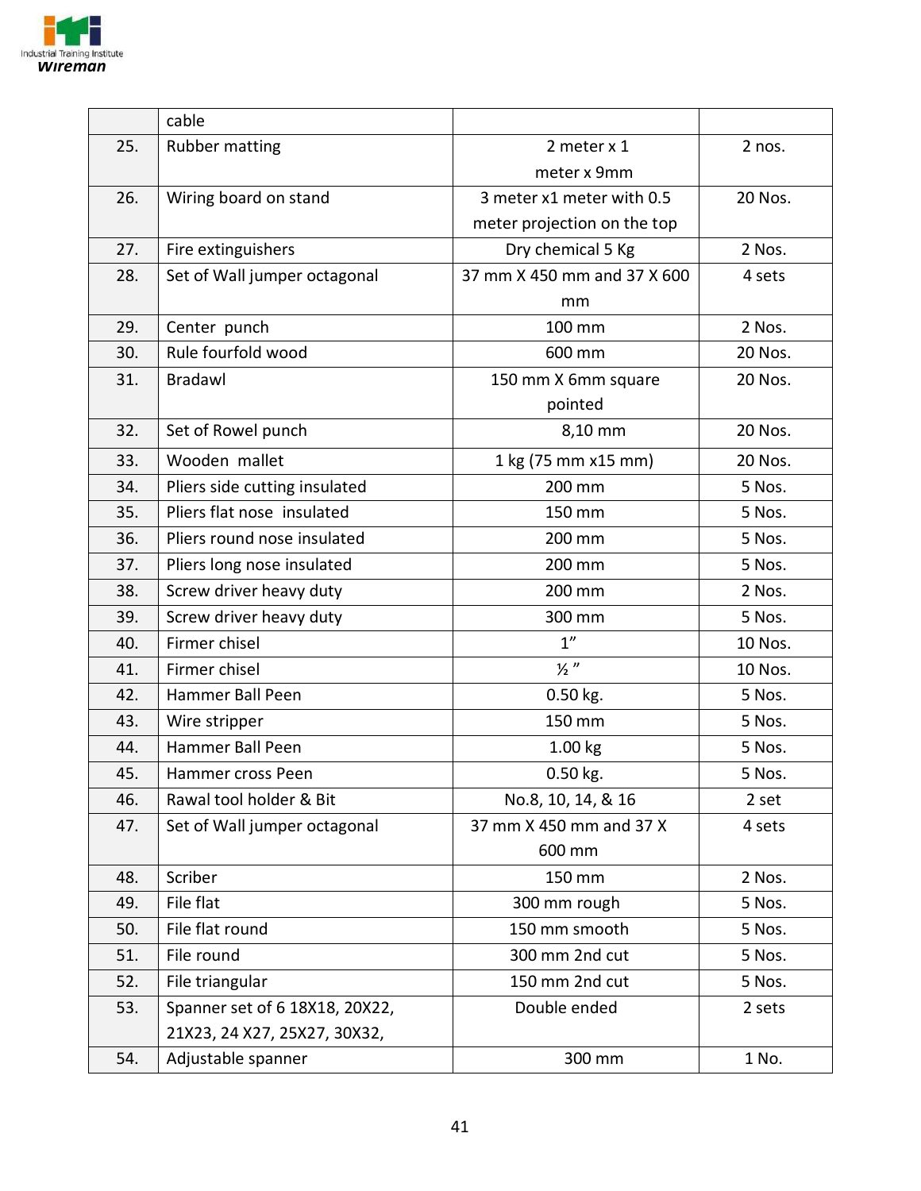|  | cable |  |  |
|---|---|---|---|
| 25. | Rubber matting | 2 meter x 1 meter x 9mm | 2 nos. |
| 26. | Wiring board on stand | 3 meter x1 meter with 0.5 meter projection on the top | 20 Nos. |
| 27. | Fire extinguishers | Dry chemical 5 Kg | 2 Nos. |
| 28. | Set of Wall jumper octagonal | 37 mm X 450 mm and 37 X 600 mm | 4 sets |
| 29. | Center punch | 100 mm | 2 Nos. |
| 30. | Rule fourfold wood | 600 mm | 20 Nos. |
| 31. | Bradawl | 150 mm X 6mm square pointed | 20 Nos. |
| 32. | Set of Rowel punch | 8,10 mm | 20 Nos. |
| 33. | Wooden mallet | 1 kg (75 mm x15 mm) | 20 Nos. |
| 34. | Pliers side cutting insulated | 200 mm | 5 Nos. |
| 35. | Pliers flat nose insulated | 150 mm | 5 Nos. |
| 36. | Pliers round nose insulated | 200 mm | 5 Nos. |
| 37. | Pliers long nose insulated | 200 mm | 5 Nos. |
| 38. | Screw driver heavy duty | 200 mm | 2 Nos. |
| 39. | Screw driver heavy duty | 300 mm | 5 Nos. |
| 40. | Firmer chisel | 1" | 10 Nos. |
| 41. | Firmer chisel | ½ " | 10 Nos. |
| 42. | Hammer Ball Peen | 0.50 kg. | 5 Nos. |
| 43. | Wire stripper | 150 mm | 5 Nos. |
| 44. | Hammer Ball Peen | 1.00 kg | 5 Nos. |
| 45. | Hammer cross Peen | 0.50 kg. | 5 Nos. |
| 46. | Rawal tool holder & Bit | No.8, 10, 14, & 16 | 2 set |
| 47. | Set of Wall jumper octagonal | 37 mm X 450 mm and 37 X 600 mm | 4 sets |
| 48. | Scriber | 150 mm | 2 Nos. |
| 49. | File flat | 300 mm rough | 5 Nos. |
| 50. | File flat round | 150 mm smooth | 5 Nos. |
| 51. | File round | 300 mm 2nd cut | 5 Nos. |
| 52. | File triangular | 150 mm 2nd cut | 5 Nos. |
| 53. | Spanner set of 6 18X18, 20X22, 21X23, 24 X27, 25X27, 30X32, | Double ended | 2 sets |
| 54. | Adjustable spanner | 300 mm | 1 No. |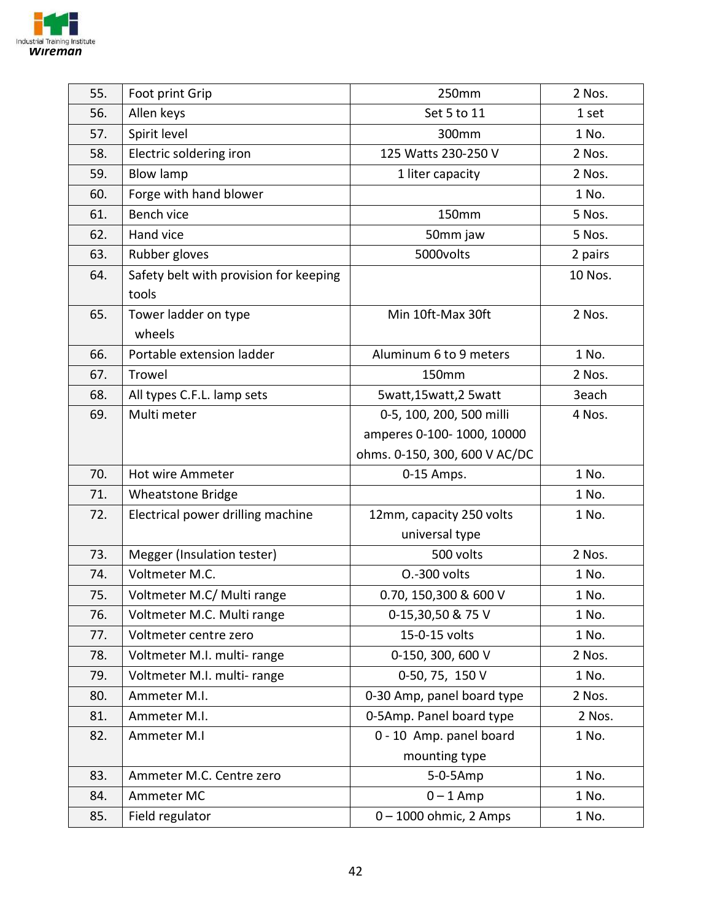| 55. | Foot print Grip | 250mm | 2 Nos. |
|---|---|---|---|
| 56. | Allen keys | Set 5 to 11 | 1 set |
| 57. | Spirit level | 300mm | 1 No. |
| 58. | Electric soldering iron | 125 Watts 230-250 V | 2 Nos. |
| 59. | Blow lamp | 1 liter capacity | 2 Nos. |
| 60. | Forge with hand blower | | 1 No. |
| 61. | Bench vice | 150mm | 5 Nos. |
| 62. | Hand vice | 50mm jaw | 5 Nos. |
| 63. | Rubber gloves | 5000volts | 2 pairs |
| 64. | Safety belt with provision for keeping tools | | 10 Nos. |
| 65. | Tower ladder on type wheels | Min 10ft-Max 30ft | 2 Nos. |
| 66. | Portable extension ladder | Aluminum 6 to 9 meters | 1 No. |
| 67. | Trowel | 150mm | 2 Nos. |
| 68. | All types C.F.L. lamp sets | 5watt,15watt,2 5watt | 3each |
| 69. | Multi meter | 0-5, 100, 200, 500 milli amperes 0-100- 1000, 10000 ohms. 0-150, 300, 600 V AC/DC | 4 Nos. |
| 70. | Hot wire Ammeter | 0-15 Amps. | 1 No. |
| 71. | Wheatstone Bridge | | 1 No. |
| 72. | Electrical power drilling machine | 12mm, capacity 250 volts universal type | 1 No. |
| 73. | Megger (Insulation tester) | 500 volts | 2 Nos. |
| 74. | Voltmeter M.C. | O.-300 volts | 1 No. |
| 75. | Voltmeter M.C/ Multi range | 0.70, 150,300 & 600 V | 1 No. |
| 76. | Voltmeter M.C. Multi range | 0-15,30,50 & 75 V | 1 No. |
| 77. | Voltmeter centre zero | 15-0-15 volts | 1 No. |
| 78. | Voltmeter M.I. multi- range | 0-150, 300, 600 V | 2 Nos. |
| 79. | Voltmeter M.I. multi- range | 0-50, 75, 150 V | 1 No. |
| 80. | Ammeter M.I. | 0-30 Amp, panel board type | 2 Nos. |
| 81. | Ammeter M.I. | 0-5Amp. Panel board type | 2 Nos. |
| 82. | Ammeter M.I | 0 - 10 Amp. panel board mounting type | 1 No. |
| 83. | Ammeter M.C. Centre zero | 5-0-5Amp | 1 No. |
| 84. | Ammeter MC | 0 – 1 Amp | 1 No. |
| 85. | Field regulator | 0 – 1000 ohmic, 2 Amps | 1 No. |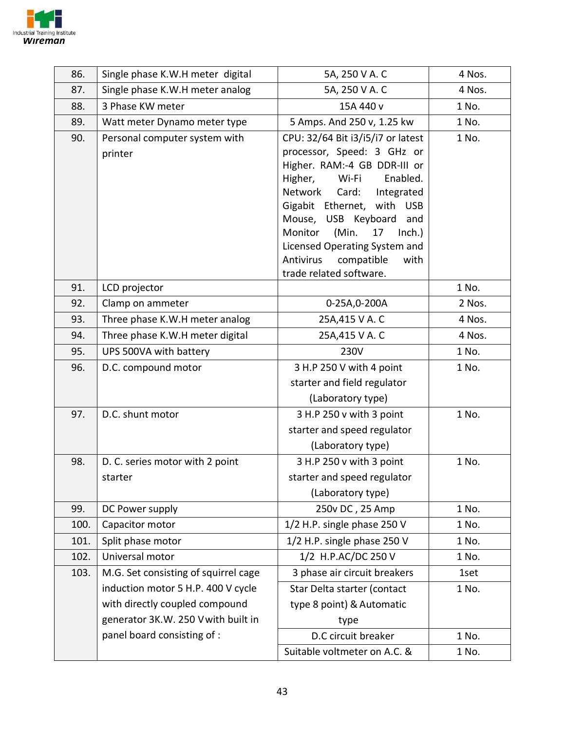| 86. | Single phase K.W.H meter digital | 5A, 250 V A. C | 4 Nos. |
|---|---|---|---|
| 87. | Single phase K.W.H meter analog | 5A, 250 V A. C | 4 Nos. |
| 88. | 3 Phase KW meter | 15A 440 v | 1 No. |
| 89. | Watt meter Dynamo meter type | 5 Amps. And 250 v, 1.25 kw | 1 No. |
| 90. | Personal computer system with printer | CPU: 32/64 Bit i3/i5/i7 or latest processor, Speed: 3 GHz or Higher. RAM:-4 GB DDR-III or Higher, Wi-Fi Enabled. Network Card: Integrated Gigabit Ethernet, with USB Mouse, USB Keyboard and Monitor (Min. 17 Inch.) Licensed Operating System and Antivirus compatible with trade related software. | 1 No. |
| 91. | LCD projector | | 1 No. |
| 92. | Clamp on ammeter | 0-25A,0-200A | 2 Nos. |
| 93. | Three phase K.W.H meter analog | 25A,415 V A. C | 4 Nos. |
| 94. | Three phase K.W.H meter digital | 25A,415 V A. C | 4 Nos. |
| 95. | UPS 500VA with battery | 230V | 1 No. |
| 96. | D.C. compound motor | 3 H.P 250 V with 4 point starter and field regulator (Laboratory type) | 1 No. |
| 97. | D.C. shunt motor | 3 H.P 250 v with 3 point starter and speed regulator (Laboratory type) | 1 No. |
| 98. | D. C. series motor with 2 point starter | 3 H.P 250 v with 3 point starter and speed regulator (Laboratory type) | 1 No. |
| 99. | DC Power supply | 250v DC , 25 Amp | 1 No. |
| 100. | Capacitor motor | 1/2 H.P. single phase 250 V | 1 No. |
| 101. | Split phase motor | 1/2 H.P. single phase 250 V | 1 No. |
| 102. | Universal motor | 1/2 H.P.AC/DC 250 V | 1 No. |
| 103. | M.G. Set consisting of squirrel cage induction motor 5 H.P. 400 V cycle with directly coupled compound generator 3K.W. 250 V with built in panel board consisting of : | 3 phase air circuit breakers | 1set |
| | | Star Delta starter (contact type 8 point) & Automatic type | 1 No. |
| | | D.C circuit breaker | 1 No. |
| | | Suitable voltmeter on A.C. & | 1 No. |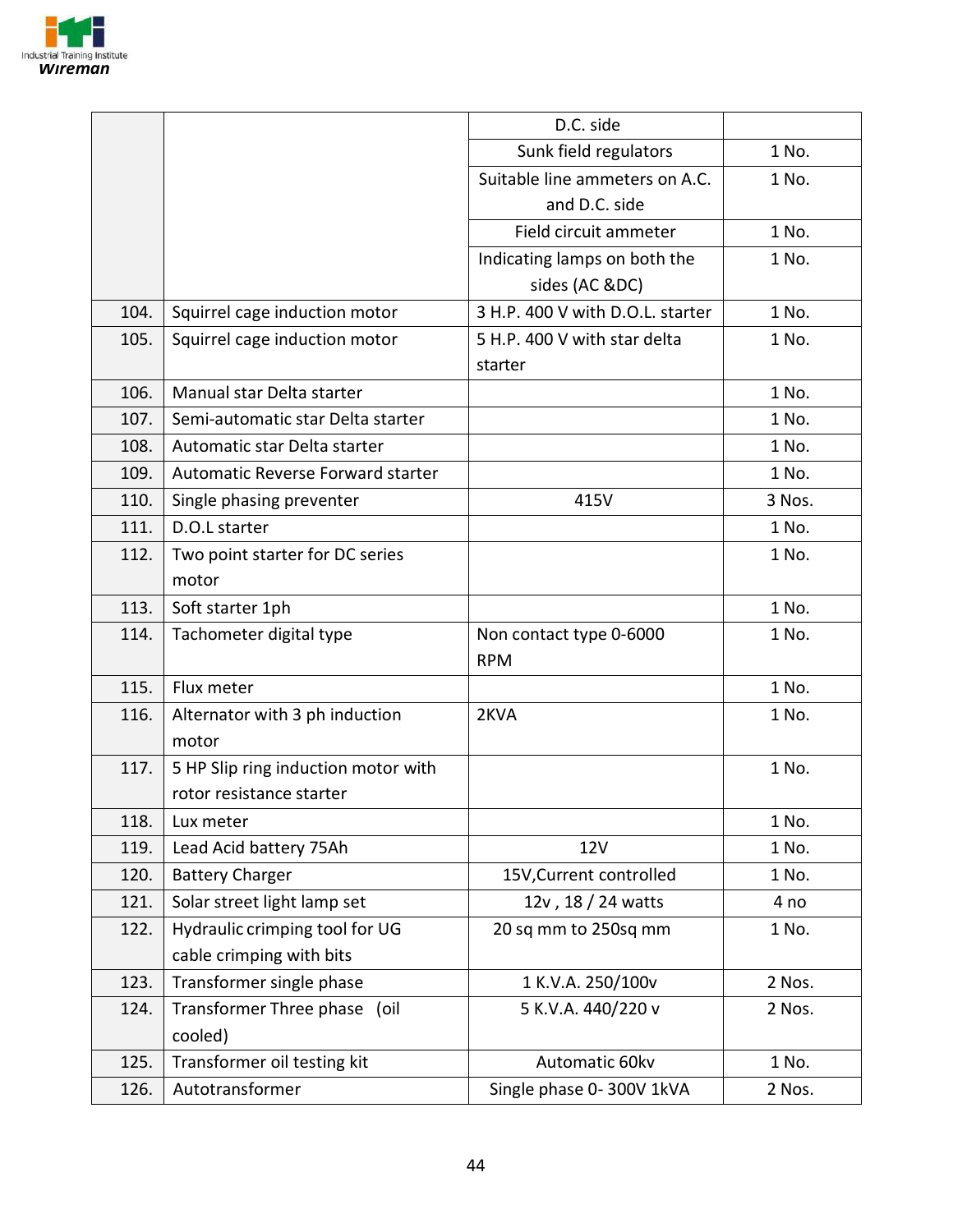| | | | |
|---|---|---|---|
| | | D.C. side | |
| | | Sunk field regulators | 1 No. |
| | | Suitable line ammeters on A.C. and D.C. side | 1 No. |
| | | Field circuit ammeter | 1 No. |
| | | Indicating lamps on both the sides (AC &DC) | 1 No. |
| 104. | Squirrel cage induction motor | 3 H.P. 400 V with D.O.L. starter | 1 No. |
| 105. | Squirrel cage induction motor | 5 H.P. 400 V with star delta starter | 1 No. |
| 106. | Manual star Delta starter | | 1 No. |
| 107. | Semi-automatic star Delta starter | | 1 No. |
| 108. | Automatic star Delta starter | | 1 No. |
| 109. | Automatic Reverse Forward starter | | 1 No. |
| 110. | Single phasing preventer | 415V | 3 Nos. |
| 111. | D.O.L starter | | 1 No. |
| 112. | Two point starter for DC series motor | | 1 No. |
| 113. | Soft starter 1ph | | 1 No. |
| 114. | Tachometer digital type | Non contact type 0-6000 RPM | 1 No. |
| 115. | Flux meter | | 1 No. |
| 116. | Alternator with 3 ph induction motor | 2KVA | 1 No. |
| 117. | 5 HP Slip ring induction motor with rotor resistance starter | | 1 No. |
| 118. | Lux meter | | 1 No. |
| 119. | Lead Acid battery 75Ah | 12V | 1 No. |
| 120. | Battery Charger | 15V,Current controlled | 1 No. |
| 121. | Solar street light lamp set | 12v , 18 / 24 watts | 4 no |
| 122. | Hydraulic crimping tool for UG cable crimping with bits | 20 sq mm to 250sq mm | 1 No. |
| 123. | Transformer single phase | 1 K.V.A. 250/100v | 2 Nos. |
| 124. | Transformer Three phase (oil cooled) | 5 K.V.A. 440/220 v | 2 Nos. |
| 125. | Transformer oil testing kit | Automatic 60kv | 1 No. |
| 126. | Autotransformer | Single phase 0- 300V 1kVA | 2 Nos. |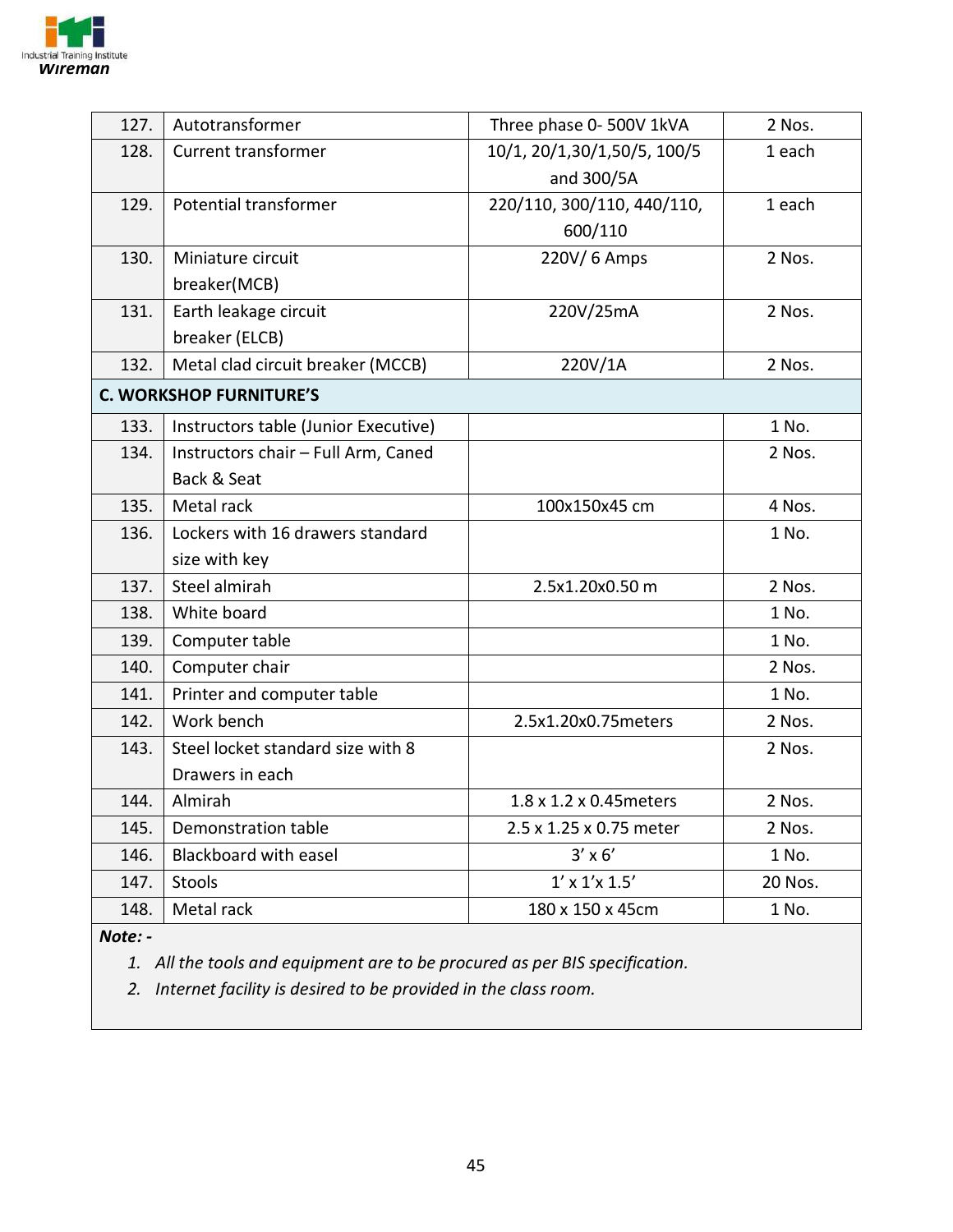| 127. | Autotransformer | Three phase 0- 500V 1kVA | 2 Nos. |
|---|---|---|---|
| 128. | Current transformer | 10/1, 20/1,30/1,50/5, 100/5 and 300/5A | 1 each |
| 129. | Potential transformer | 220/110, 300/110, 440/110, 600/110 | 1 each |
| 130. | Miniature circuit breaker(MCB) | 220V/ 6 Amps | 2 Nos. |
| 131. | Earth leakage circuit breaker (ELCB) | 220V/25mA | 2 Nos. |
| 132. | Metal clad circuit breaker (MCCB) | 220V/1A | 2 Nos. |
| **C. WORKSHOP FURNITURE'S** | | | |
| 133. | Instructors table (Junior Executive) | | 1 No. |
| 134. | Instructors chair – Full Arm, Caned Back & Seat | | 2 Nos. |
| 135. | Metal rack | 100x150x45 cm | 4 Nos. |
| 136. | Lockers with 16 drawers standard size with key | | 1 No. |
| 137. | Steel almirah | 2.5x1.20x0.50 m | 2 Nos. |
| 138. | White board | | 1 No. |
| 139. | Computer table | | 1 No. |
| 140. | Computer chair | | 2 Nos. |
| 141. | Printer and computer table | | 1 No. |
| 142. | Work bench | 2.5x1.20x0.75meters | 2 Nos. |
| 143. | Steel locket standard size with 8 Drawers in each | | 2 Nos. |
| 144. | Almirah | 1.8 x 1.2 x 0.45meters | 2 Nos. |
| 145. | Demonstration table | 2.5 x 1.25 x 0.75 meter | 2 Nos. |
| 146. | Blackboard with easel | 3' x 6' | 1 No. |
| 147. | Stools | 1' x 1'x 1.5' | 20 Nos. |
| 148. | Metal rack | 180 x 150 x 45cm | 1 No. |

***Note: -***

1. *All the tools and equipment are to be procured as per BIS specification.*
2. *Internet facility is desired to be provided in the class room.*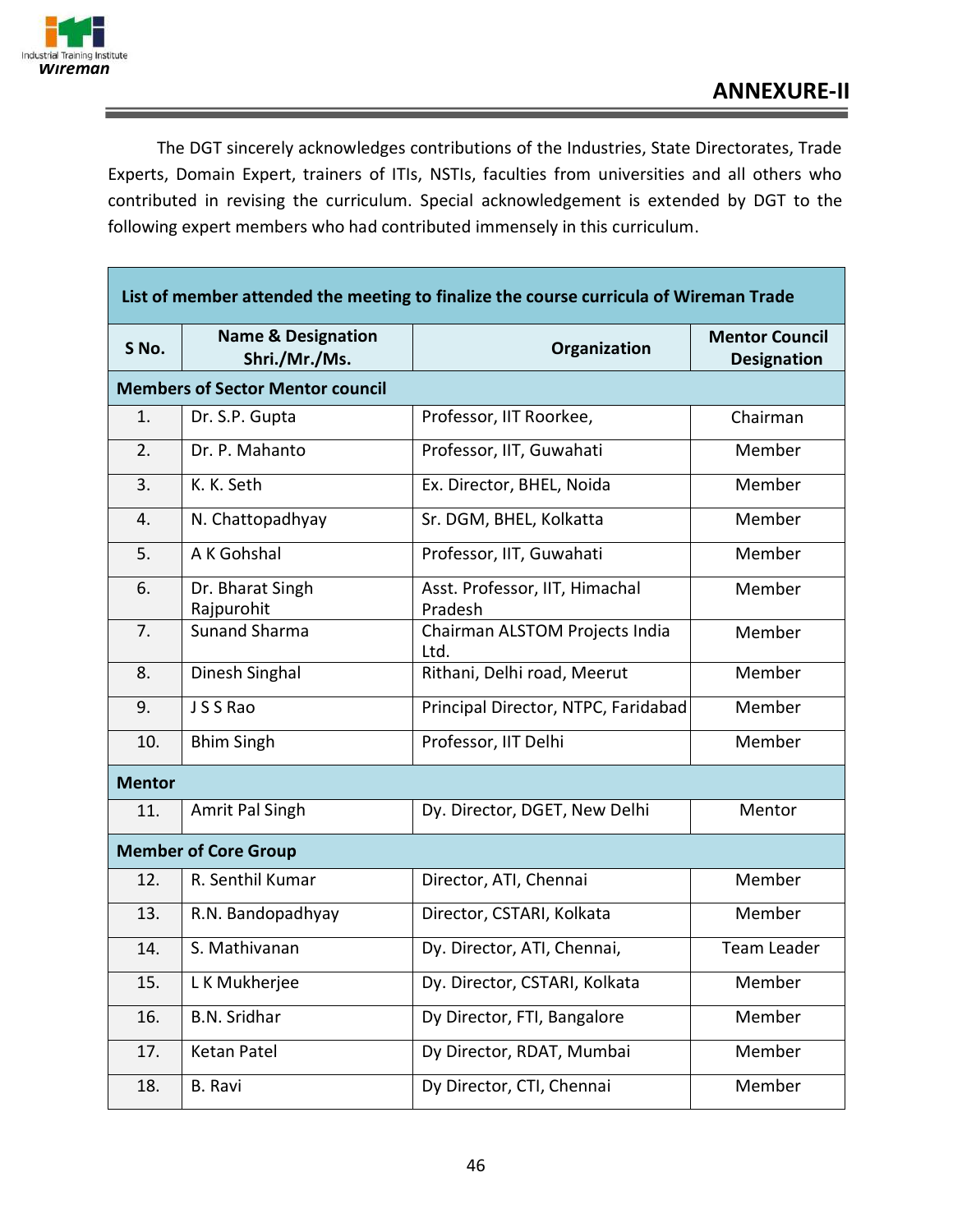## ANNEXURE-II

The DGT sincerely acknowledges contributions of the Industries, State Directorates, Trade Experts, Domain Expert, trainers of ITIs, NSTIs, faculties from universities and all others who contributed in revising the curriculum. Special acknowledgement is extended by DGT to the following expert members who had contributed immensely in this curriculum.

| List of member attended the meeting to finalize the course curricula of Wireman Trade | | | |
|---|---|---|---|
| **S No.** | **Name & Designation Shri./Mr./Ms.** | **Organization** | **Mentor Council Designation** |
| **Members of Sector Mentor council** | | | |
| 1. | Dr. S.P. Gupta | Professor, IIT Roorkee, | Chairman |
| 2. | Dr. P. Mahanto | Professor, IIT, Guwahati | Member |
| 3. | K. K. Seth | Ex. Director, BHEL, Noida | Member |
| 4. | N. Chattopadhyay | Sr. DGM, BHEL, Kolkatta | Member |
| 5. | A K Gohshal | Professor, IIT, Guwahati | Member |
| 6. | Dr. Bharat Singh Rajpurohit | Asst. Professor, IIT, Himachal Pradesh | Member |
| 7. | Sunand Sharma | Chairman ALSTOM Projects India Ltd. | Member |
| 8. | Dinesh Singhal | Rithani, Delhi road, Meerut | Member |
| 9. | J S S Rao | Principal Director, NTPC, Faridabad | Member |
| 10. | Bhim Singh | Professor, IIT Delhi | Member |
| **Mentor** | | | |
| 11. | Amrit Pal Singh | Dy. Director, DGET, New Delhi | Mentor |
| **Member of Core Group** | | | |
| 12. | R. Senthil Kumar | Director, ATI, Chennai | Member |
| 13. | R.N. Bandopadhyay | Director, CSTARI, Kolkata | Member |
| 14. | S. Mathivanan | Dy. Director, ATI, Chennai, | Team Leader |
| 15. | L K Mukherjee | Dy. Director, CSTARI, Kolkata | Member |
| 16. | B.N. Sridhar | Dy Director, FTI, Bangalore | Member |
| 17. | Ketan Patel | Dy Director, RDAT, Mumbai | Member |
| 18. | B. Ravi | Dy Director, CTI, Chennai | Member |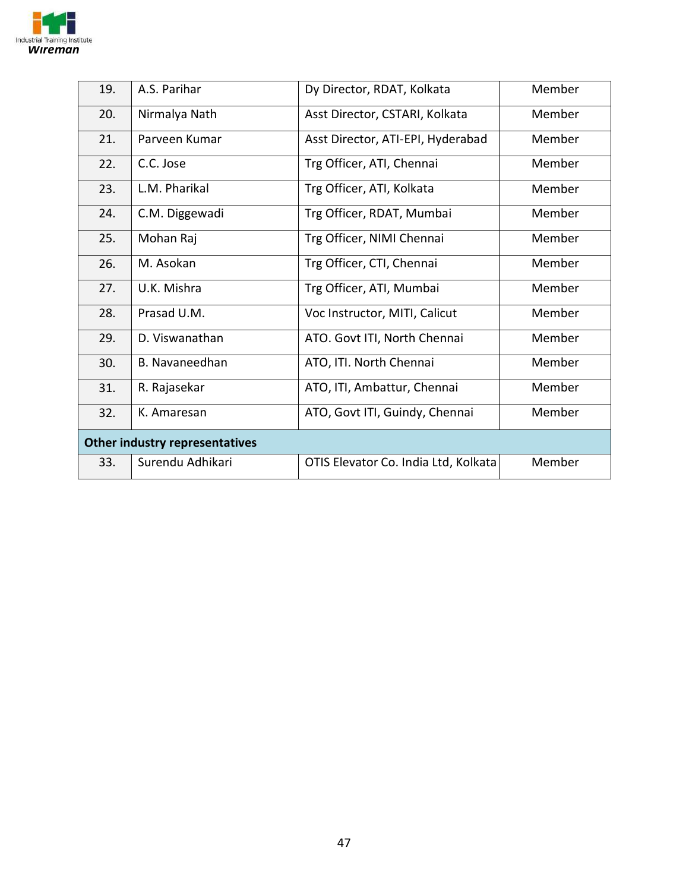| | | | |
|---|---|---|---|
| 19. | A.S. Parihar | Dy Director, RDAT, Kolkata | Member |
| 20. | Nirmalya Nath | Asst Director, CSTARI, Kolkata | Member |
| 21. | Parveen Kumar | Asst Director, ATI-EPI, Hyderabad | Member |
| 22. | C.C. Jose | Trg Officer, ATI, Chennai | Member |
| 23. | L.M. Pharikal | Trg Officer, ATI, Kolkata | Member |
| 24. | C.M. Diggewadi | Trg Officer, RDAT, Mumbai | Member |
| 25. | Mohan Raj | Trg Officer, NIMI Chennai | Member |
| 26. | M. Asokan | Trg Officer, CTI, Chennai | Member |
| 27. | U.K. Mishra | Trg Officer, ATI, Mumbai | Member |
| 28. | Prasad U.M. | Voc Instructor, MITI, Calicut | Member |
| 29. | D. Viswanathan | ATO. Govt ITI, North Chennai | Member |
| 30. | B. Navaneedhan | ATO, ITI. North Chennai | Member |
| 31. | R. Rajasekar | ATO, ITI, Ambattur, Chennai | Member |
| 32. | K. Amaresan | ATO, Govt ITI, Guindy, Chennai | Member |
| **Other industry representatives** | | | |
| 33. | Surendu Adhikari | OTIS Elevator Co. India Ltd, Kolkata | Member |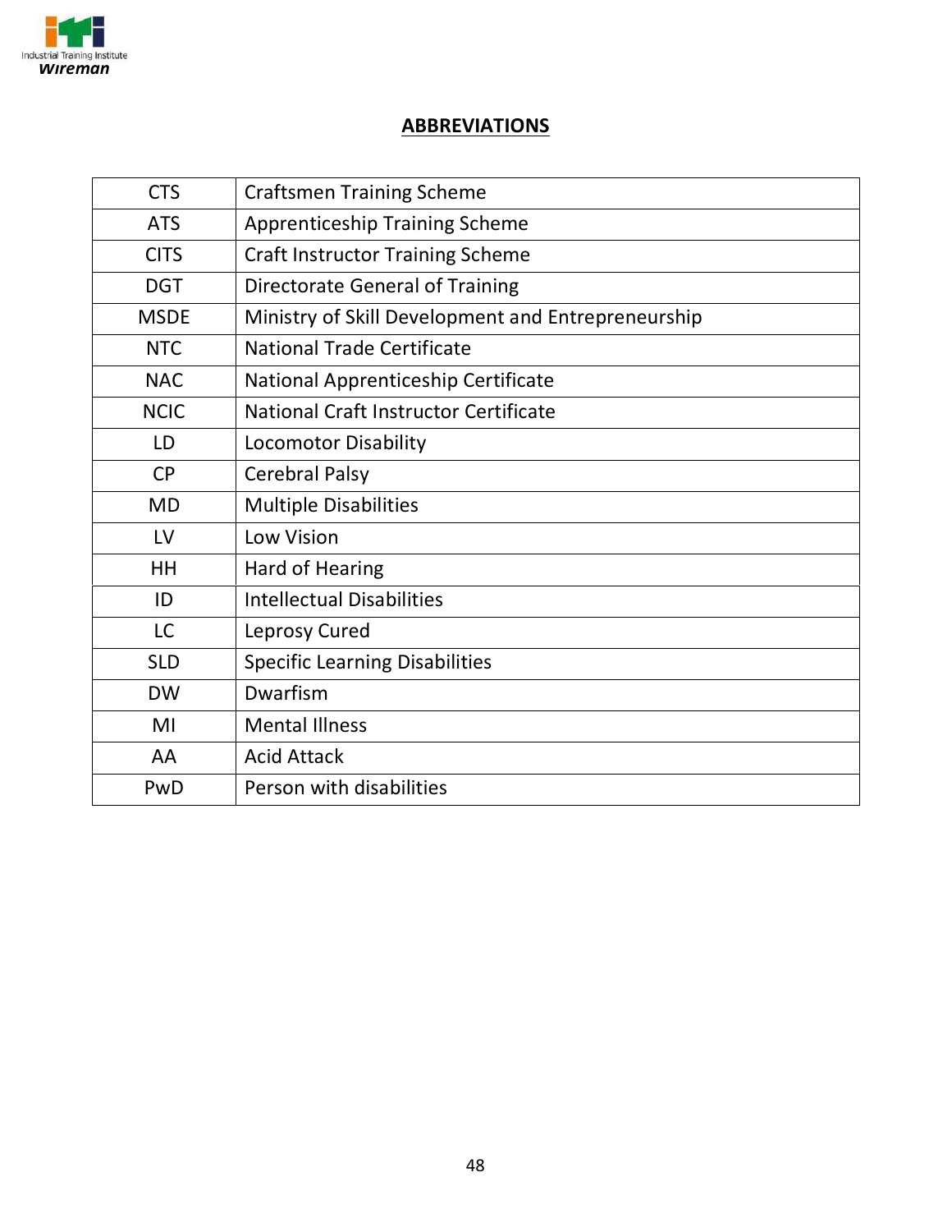## ABBREVIATIONS

| | |
|---|---|
| CTS | Craftsmen Training Scheme |
| ATS | Apprenticeship Training Scheme |
| CITS | Craft Instructor Training Scheme |
| DGT | Directorate General of Training |
| MSDE | Ministry of Skill Development and Entrepreneurship |
| NTC | National Trade Certificate |
| NAC | National Apprenticeship Certificate |
| NCIC | National Craft Instructor Certificate |
| LD | Locomotor Disability |
| CP | Cerebral Palsy |
| MD | Multiple Disabilities |
| LV | Low Vision |
| HH | Hard of Hearing |
| ID | Intellectual Disabilities |
| LC | Leprosy Cured |
| SLD | Specific Learning Disabilities |
| DW | Dwarfism |
| MI | Mental Illness |
| AA | Acid Attack |
| PwD | Person with disabilities |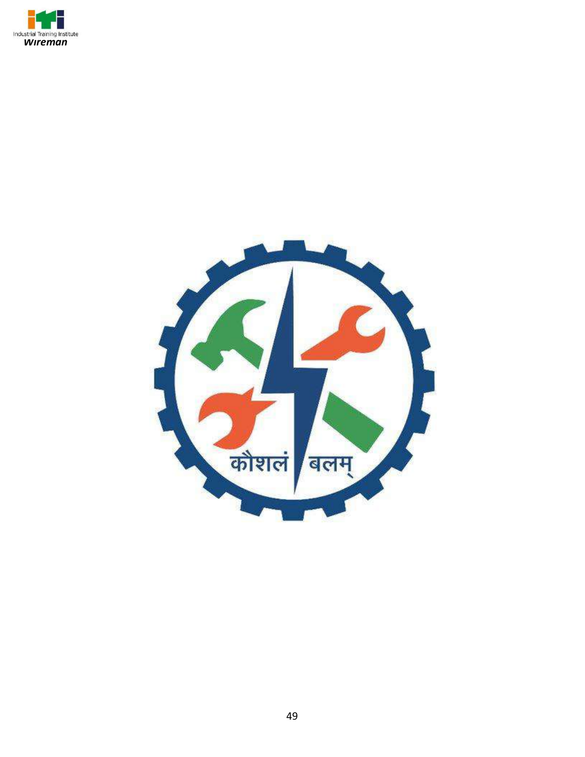कौशलं बलम्